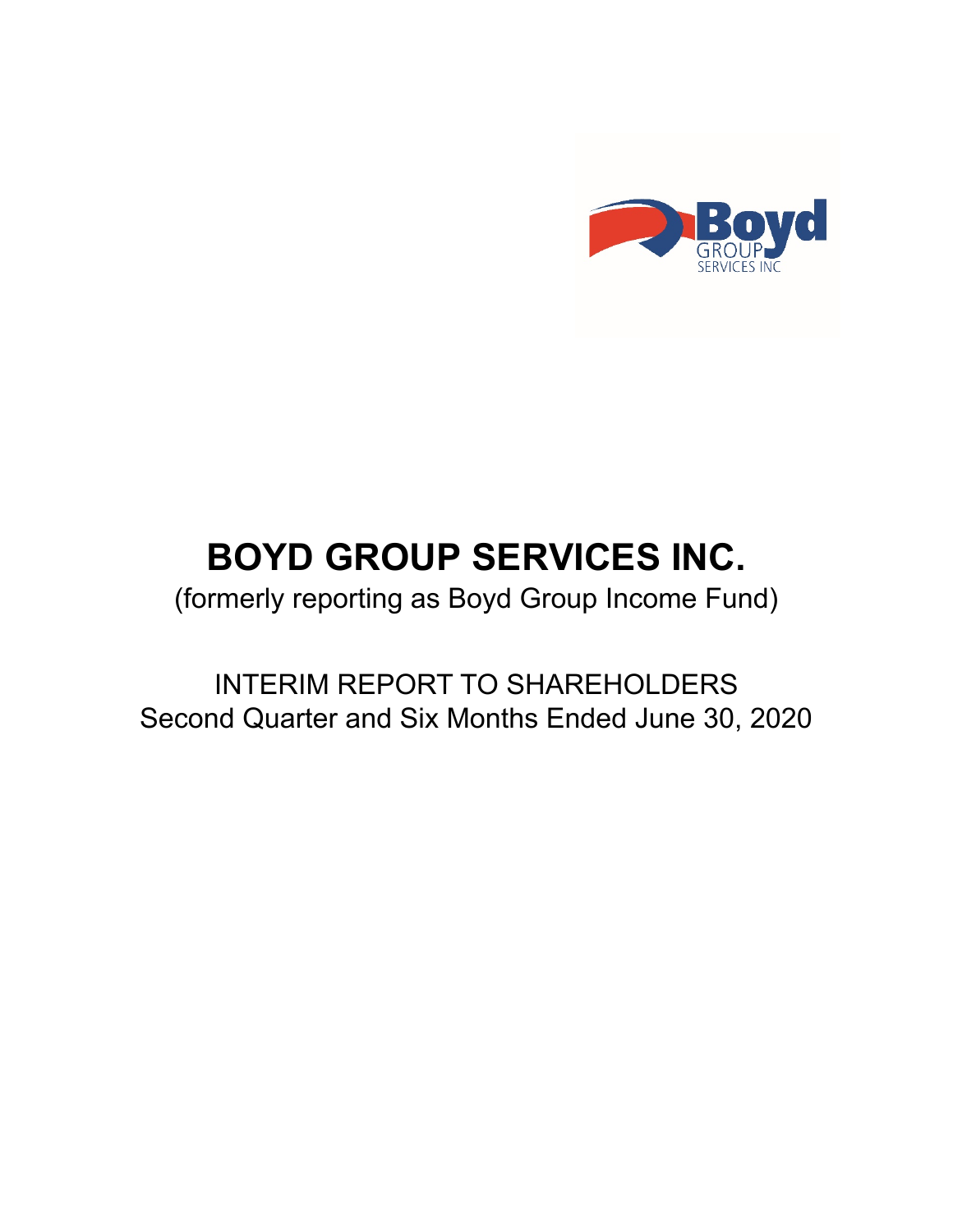# BOYD GROUP SERVICES INC.

(formerly reporting as Boyd Group Income Fund)

INTERIM REPORT TO SHAREHOLDERS

Second Quarter and Six Months Ended June 30, 2020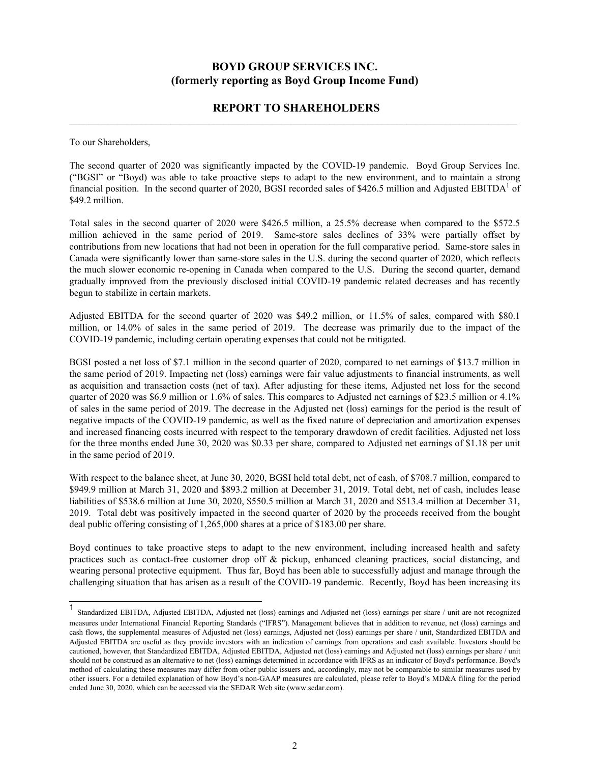# BOYD GROUP SERVICES INC.
# (formerly reporting as Boyd Group Income Fund)

## REPORT TO SHAREHOLDERS

To our Shareholders,

The second quarter of 2020 was significantly impacted by the COVID-19 pandemic. Boyd Group Services Inc. ("BGSI" or "Boyd) was able to take proactive steps to adapt to the new environment, and to maintain a strong financial position. In the second quarter of 2020, BGSI recorded sales of $426.5 million and Adjusted EBITDA[1] of $49.2 million.

Total sales in the second quarter of 2020 were $426.5 million, a 25.5% decrease when compared to the $572.5 million achieved in the same period of 2019. Same-store sales declines of 33% were partially offset by contributions from new locations that had not been in operation for the full comparative period. Same-store sales in Canada were significantly lower than same-store sales in the U.S. during the second quarter of 2020, which reflects the much slower economic re-opening in Canada when compared to the U.S. During the second quarter, demand gradually improved from the previously disclosed initial COVID-19 pandemic related decreases and has recently begun to stabilize in certain markets.

Adjusted EBITDA for the second quarter of 2020 was $49.2 million, or 11.5% of sales, compared with $80.1 million, or 14.0% of sales in the same period of 2019. The decrease was primarily due to the impact of the COVID-19 pandemic, including certain operating expenses that could not be mitigated.

BGSI posted a net loss of $7.1 million in the second quarter of 2020, compared to net earnings of $13.7 million in the same period of 2019. Impacting net (loss) earnings were fair value adjustments to financial instruments, as well as acquisition and transaction costs (net of tax). After adjusting for these items, Adjusted net loss for the second quarter of 2020 was $6.9 million or 1.6% of sales. This compares to Adjusted net earnings of $23.5 million or 4.1% of sales in the same period of 2019. The decrease in the Adjusted net (loss) earnings for the period is the result of negative impacts of the COVID-19 pandemic, as well as the fixed nature of depreciation and amortization expenses and increased financing costs incurred with respect to the temporary drawdown of credit facilities. Adjusted net loss for the three months ended June 30, 2020 was $0.33 per share, compared to Adjusted net earnings of $1.18 per unit in the same period of 2019.

With respect to the balance sheet, at June 30, 2020, BGSI held total debt, net of cash, of $708.7 million, compared to $949.9 million at March 31, 2020 and $893.2 million at December 31, 2019. Total debt, net of cash, includes lease liabilities of $538.6 million at June 30, 2020, $550.5 million at March 31, 2020 and $513.4 million at December 31, 2019. Total debt was positively impacted in the second quarter of 2020 by the proceeds received from the bought deal public offering consisting of 1,265,000 shares at a price of $183.00 per share.

Boyd continues to take proactive steps to adapt to the new environment, including increased health and safety practices such as contact-free customer drop off & pickup, enhanced cleaning practices, social distancing, and wearing personal protective equipment. Thus far, Boyd has been able to successfully adjust and manage through the challenging situation that has arisen as a result of the COVID-19 pandemic. Recently, Boyd has been increasing its

---

[1] Standardized EBITDA, Adjusted EBITDA, Adjusted net (loss) earnings and Adjusted net (loss) earnings per share / unit are not recognized measures under International Financial Reporting Standards ("IFRS"). Management believes that in addition to revenue, net (loss) earnings and cash flows, the supplemental measures of Adjusted net (loss) earnings, Adjusted net (loss) earnings per share / unit, Standardized EBITDA and Adjusted EBITDA are useful as they provide investors with an indication of earnings from operations and cash available. Investors should be cautioned, however, that Standardized EBITDA, Adjusted EBITDA, Adjusted net (loss) earnings and Adjusted net (loss) earnings per share / unit should not be construed as an alternative to net (loss) earnings determined in accordance with IFRS as an indicator of Boyd's performance. Boyd's method of calculating these measures may differ from other public issuers and, accordingly, may not be comparable to similar measures used by other issuers. For a detailed explanation of how Boyd's non-GAAP measures are calculated, please refer to Boyd's MD&A filing for the period ended June 30, 2020, which can be accessed via the SEDAR Web site (www.sedar.com).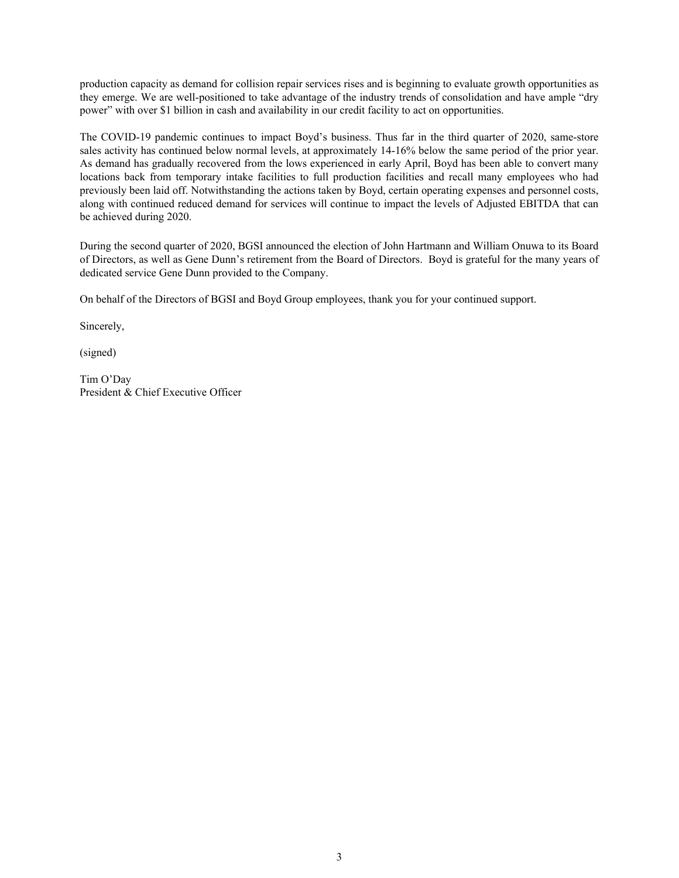production capacity as demand for collision repair services rises and is beginning to evaluate growth opportunities as they emerge. We are well-positioned to take advantage of the industry trends of consolidation and have ample "dry power" with over $1 billion in cash and availability in our credit facility to act on opportunities.

The COVID-19 pandemic continues to impact Boyd's business. Thus far in the third quarter of 2020, same-store sales activity has continued below normal levels, at approximately 14-16% below the same period of the prior year. As demand has gradually recovered from the lows experienced in early April, Boyd has been able to convert many locations back from temporary intake facilities to full production facilities and recall many employees who had previously been laid off. Notwithstanding the actions taken by Boyd, certain operating expenses and personnel costs, along with continued reduced demand for services will continue to impact the levels of Adjusted EBITDA that can be achieved during 2020.

During the second quarter of 2020, BGSI announced the election of John Hartmann and William Onuwa to its Board of Directors, as well as Gene Dunn's retirement from the Board of Directors. Boyd is grateful for the many years of dedicated service Gene Dunn provided to the Company.

On behalf of the Directors of BGSI and Boyd Group employees, thank you for your continued support.

Sincerely,

(signed)

Tim O'Day
President & Chief Executive Officer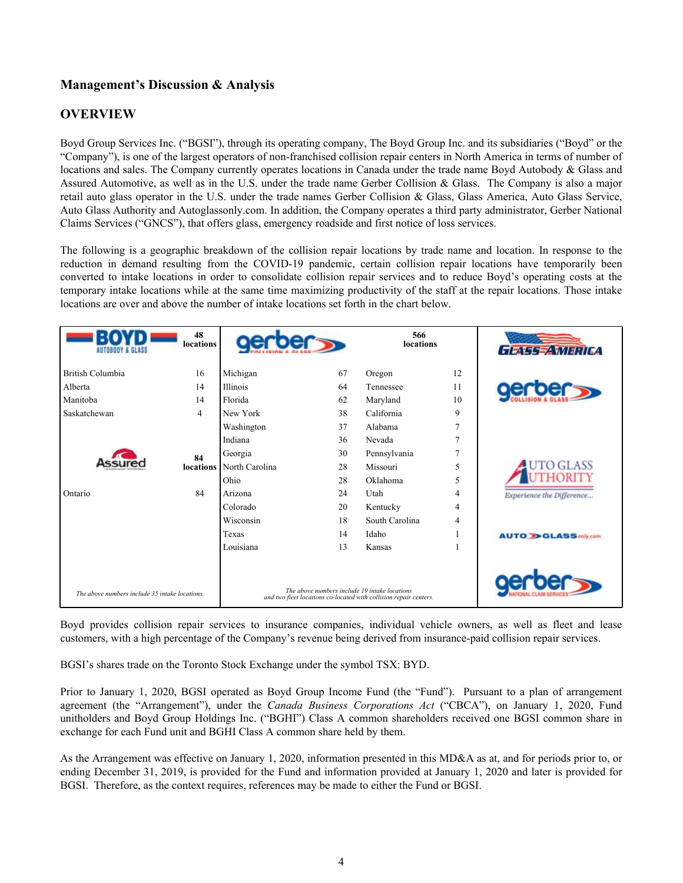## Management's Discussion & Analysis

## OVERVIEW

Boyd Group Services Inc. ("BGSI"), through its operating company, The Boyd Group Inc. and its subsidiaries ("Boyd" or the "Company"), is one of the largest operators of non-franchised collision repair centers in North America in terms of number of locations and sales. The Company currently operates locations in Canada under the trade name Boyd Autobody & Glass and Assured Automotive, as well as in the U.S. under the trade name Gerber Collision & Glass. The Company is also a major retail auto glass operator in the U.S. under the trade names Gerber Collision & Glass, Glass America, Auto Glass Service, Auto Glass Authority and Autoglassonly.com. In addition, the Company operates a third party administrator, Gerber National Claims Services ("GNCS"), that offers glass, emergency roadside and first notice of loss services.

The following is a geographic breakdown of the collision repair locations by trade name and location. In response to the reduction in demand resulting from the COVID-19 pandemic, certain collision repair locations have temporarily been converted to intake locations in order to consolidate collision repair services and to reduce Boyd's operating costs at the temporary intake locations while at the same time maximizing productivity of the staff at the repair locations. Those intake locations are over and above the number of intake locations set forth in the chart below.

| BOYD AUTOBODY & GLASS | 48 locations | GERBER COLLISION & GLASS | | | 566 locations | GLASS AMERICA / GERBER COLLISION & GLASS / AUTO GLASS AUTHORITY / AUTO GLASS only.com / GERBER NATIONAL CLAIM SERVICES |
|---|---|---|---|---|---|---|
| British Columbia | 16 | Michigan | 67 | Oregon | 12 | |
| Alberta | 14 | Illinois | 64 | Tennessee | 11 | |
| Manitoba | 14 | Florida | 62 | Maryland | 10 | |
| Saskatchewan | 4 | New York | 38 | California | 9 | |
| | | Washington | 37 | Alabama | 7 | |
| | | Indiana | 36 | Nevada | 7 | |
| **Assured** | **84 locations** | Georgia | 30 | Pennsylvania | 7 | |
| | | North Carolina | 28 | Missouri | 5 | |
| | | Ohio | 28 | Oklahoma | 5 | |
| Ontario | 84 | Arizona | 24 | Utah | 4 | |
| | | Colorado | 20 | Kentucky | 4 | |
| | | Wisconsin | 18 | South Carolina | 4 | |
| | | Texas | 14 | Idaho | 1 | |
| | | Louisiana | 13 | Kansas | 1 | |
| *The above numbers include 35 intake locations.* | | *The above numbers include 19 intake locations and two fleet locations co-located with collision repair centers.* | | | | |

Boyd provides collision repair services to insurance companies, individual vehicle owners, as well as fleet and lease customers, with a high percentage of the Company's revenue being derived from insurance-paid collision repair services.

BGSI's shares trade on the Toronto Stock Exchange under the symbol TSX: BYD.

Prior to January 1, 2020, BGSI operated as Boyd Group Income Fund (the "Fund"). Pursuant to a plan of arrangement agreement (the "Arrangement"), under the *Canada Business Corporations Act* ("CBCA"), on January 1, 2020, Fund unitholders and Boyd Group Holdings Inc. ("BGHI") Class A common shareholders received one BGSI common share in exchange for each Fund unit and BGHI Class A common share held by them.

As the Arrangement was effective on January 1, 2020, information presented in this MD&A as at, and for periods prior to, or ending December 31, 2019, is provided for the Fund and information provided at January 1, 2020 and later is provided for BGSI. Therefore, as the context requires, references may be made to either the Fund or BGSI.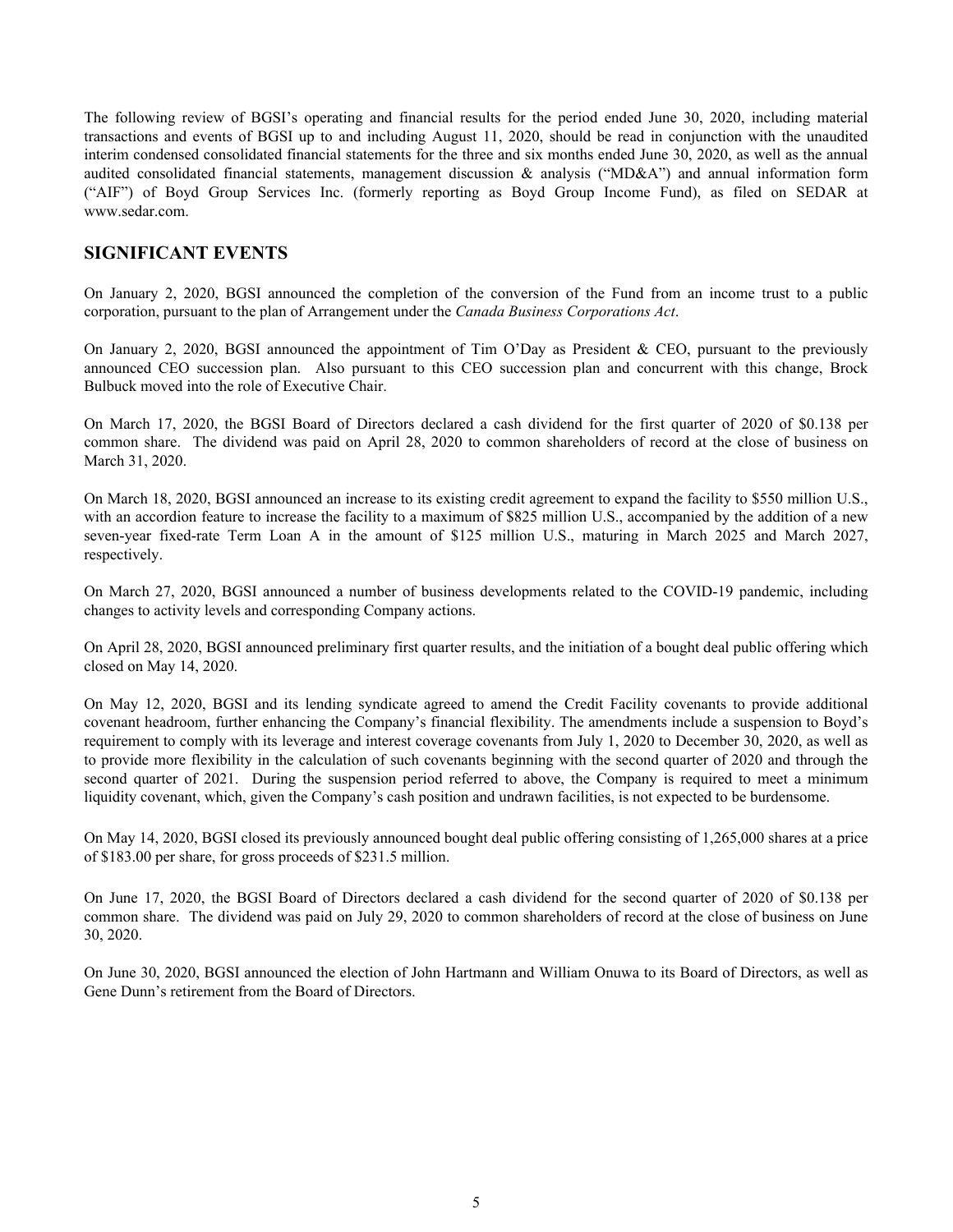The following review of BGSI's operating and financial results for the period ended June 30, 2020, including material transactions and events of BGSI up to and including August 11, 2020, should be read in conjunction with the unaudited interim condensed consolidated financial statements for the three and six months ended June 30, 2020, as well as the annual audited consolidated financial statements, management discussion & analysis ("MD&A") and annual information form ("AIF") of Boyd Group Services Inc. (formerly reporting as Boyd Group Income Fund), as filed on SEDAR at www.sedar.com.

## SIGNIFICANT EVENTS

On January 2, 2020, BGSI announced the completion of the conversion of the Fund from an income trust to a public corporation, pursuant to the plan of Arrangement under the *Canada Business Corporations Act*.

On January 2, 2020, BGSI announced the appointment of Tim O'Day as President & CEO, pursuant to the previously announced CEO succession plan. Also pursuant to this CEO succession plan and concurrent with this change, Brock Bulbuck moved into the role of Executive Chair.

On March 17, 2020, the BGSI Board of Directors declared a cash dividend for the first quarter of 2020 of $0.138 per common share. The dividend was paid on April 28, 2020 to common shareholders of record at the close of business on March 31, 2020.

On March 18, 2020, BGSI announced an increase to its existing credit agreement to expand the facility to $550 million U.S., with an accordion feature to increase the facility to a maximum of $825 million U.S., accompanied by the addition of a new seven-year fixed-rate Term Loan A in the amount of $125 million U.S., maturing in March 2025 and March 2027, respectively.

On March 27, 2020, BGSI announced a number of business developments related to the COVID-19 pandemic, including changes to activity levels and corresponding Company actions.

On April 28, 2020, BGSI announced preliminary first quarter results, and the initiation of a bought deal public offering which closed on May 14, 2020.

On May 12, 2020, BGSI and its lending syndicate agreed to amend the Credit Facility covenants to provide additional covenant headroom, further enhancing the Company's financial flexibility. The amendments include a suspension to Boyd's requirement to comply with its leverage and interest coverage covenants from July 1, 2020 to December 30, 2020, as well as to provide more flexibility in the calculation of such covenants beginning with the second quarter of 2020 and through the second quarter of 2021. During the suspension period referred to above, the Company is required to meet a minimum liquidity covenant, which, given the Company's cash position and undrawn facilities, is not expected to be burdensome.

On May 14, 2020, BGSI closed its previously announced bought deal public offering consisting of 1,265,000 shares at a price of $183.00 per share, for gross proceeds of $231.5 million.

On June 17, 2020, the BGSI Board of Directors declared a cash dividend for the second quarter of 2020 of $0.138 per common share. The dividend was paid on July 29, 2020 to common shareholders of record at the close of business on June 30, 2020.

On June 30, 2020, BGSI announced the election of John Hartmann and William Onuwa to its Board of Directors, as well as Gene Dunn's retirement from the Board of Directors.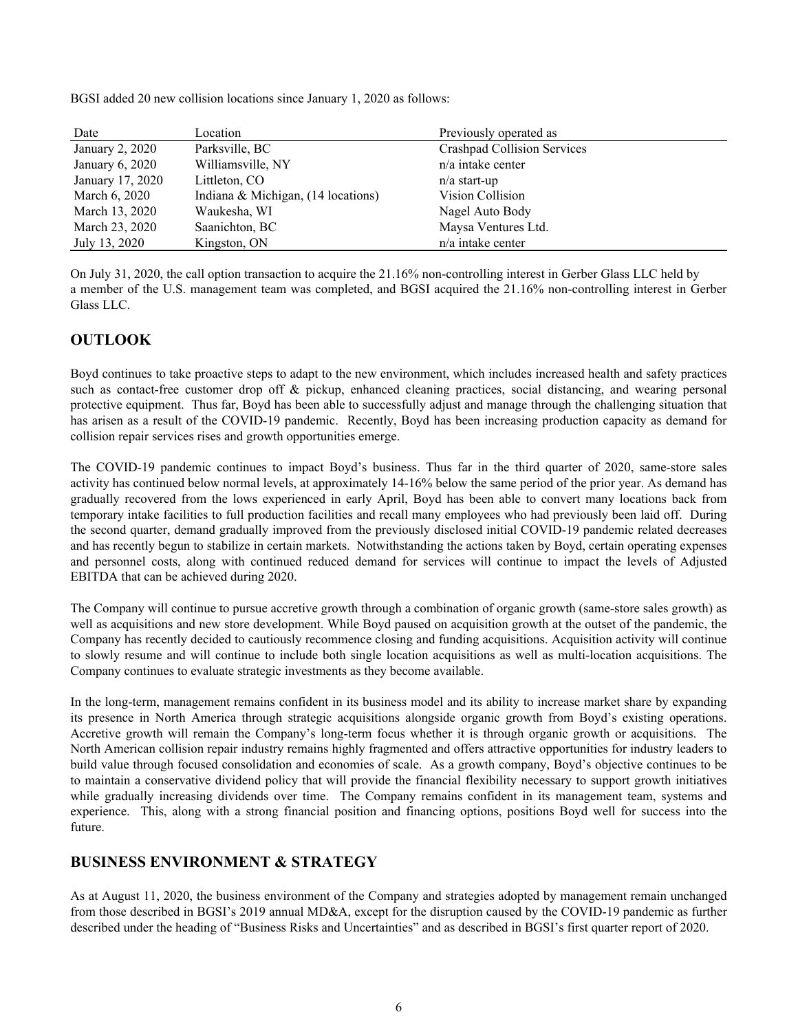BGSI added 20 new collision locations since January 1, 2020 as follows:

| Date | Location | Previously operated as |
|---|---|---|
| January 2, 2020 | Parksville, BC | Crashpad Collision Services |
| January 6, 2020 | Williamsville, NY | n/a intake center |
| January 17, 2020 | Littleton, CO | n/a start-up |
| March 6, 2020 | Indiana & Michigan, (14 locations) | Vision Collision |
| March 13, 2020 | Waukesha, WI | Nagel Auto Body |
| March 23, 2020 | Saanichton, BC | Maysa Ventures Ltd. |
| July 13, 2020 | Kingston, ON | n/a intake center |

On July 31, 2020, the call option transaction to acquire the 21.16% non-controlling interest in Gerber Glass LLC held by a member of the U.S. management team was completed, and BGSI acquired the 21.16% non-controlling interest in Gerber Glass LLC.

## OUTLOOK

Boyd continues to take proactive steps to adapt to the new environment, which includes increased health and safety practices such as contact-free customer drop off & pickup, enhanced cleaning practices, social distancing, and wearing personal protective equipment. Thus far, Boyd has been able to successfully adjust and manage through the challenging situation that has arisen as a result of the COVID-19 pandemic. Recently, Boyd has been increasing production capacity as demand for collision repair services rises and growth opportunities emerge.

The COVID-19 pandemic continues to impact Boyd's business. Thus far in the third quarter of 2020, same-store sales activity has continued below normal levels, at approximately 14-16% below the same period of the prior year. As demand has gradually recovered from the lows experienced in early April, Boyd has been able to convert many locations back from temporary intake facilities to full production facilities and recall many employees who had previously been laid off. During the second quarter, demand gradually improved from the previously disclosed initial COVID-19 pandemic related decreases and has recently begun to stabilize in certain markets. Notwithstanding the actions taken by Boyd, certain operating expenses and personnel costs, along with continued reduced demand for services will continue to impact the levels of Adjusted EBITDA that can be achieved during 2020.

The Company will continue to pursue accretive growth through a combination of organic growth (same-store sales growth) as well as acquisitions and new store development. While Boyd paused on acquisition growth at the outset of the pandemic, the Company has recently decided to cautiously recommence closing and funding acquisitions. Acquisition activity will continue to slowly resume and will continue to include both single location acquisitions as well as multi-location acquisitions. The Company continues to evaluate strategic investments as they become available.

In the long-term, management remains confident in its business model and its ability to increase market share by expanding its presence in North America through strategic acquisitions alongside organic growth from Boyd's existing operations. Accretive growth will remain the Company's long-term focus whether it is through organic growth or acquisitions. The North American collision repair industry remains highly fragmented and offers attractive opportunities for industry leaders to build value through focused consolidation and economies of scale. As a growth company, Boyd's objective continues to be to maintain a conservative dividend policy that will provide the financial flexibility necessary to support growth initiatives while gradually increasing dividends over time. The Company remains confident in its management team, systems and experience. This, along with a strong financial position and financing options, positions Boyd well for success into the future.

## BUSINESS ENVIRONMENT & STRATEGY

As at August 11, 2020, the business environment of the Company and strategies adopted by management remain unchanged from those described in BGSI's 2019 annual MD&A, except for the disruption caused by the COVID-19 pandemic as further described under the heading of "Business Risks and Uncertainties" and as described in BGSI's first quarter report of 2020.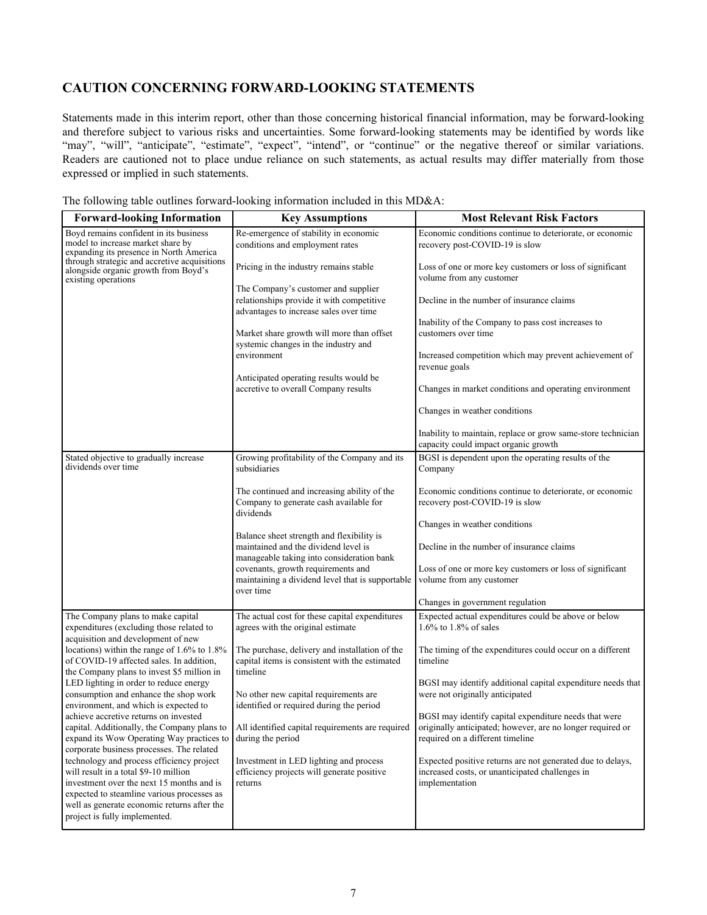## CAUTION CONCERNING FORWARD-LOOKING STATEMENTS

Statements made in this interim report, other than those concerning historical financial information, may be forward-looking and therefore subject to various risks and uncertainties. Some forward-looking statements may be identified by words like "may", "will", "anticipate", "estimate", "expect", "intend", or "continue" or the negative thereof or similar variations. Readers are cautioned not to place undue reliance on such statements, as actual results may differ materially from those expressed or implied in such statements.

The following table outlines forward-looking information included in this MD&A:

| Forward-looking Information | Key Assumptions | Most Relevant Risk Factors |
|---|---|---|
| Boyd remains confident in its business model to increase market share by expanding its presence in North America through strategic and accretive acquisitions alongside organic growth from Boyd's existing operations | Re-emergence of stability in economic conditions and employment rates<br><br>Pricing in the industry remains stable<br><br>The Company's customer and supplier relationships provide it with competitive advantages to increase sales over time<br><br>Market share growth will more than offset systemic changes in the industry and environment<br><br>Anticipated operating results would be accretive to overall Company results | Economic conditions continue to deteriorate, or economic recovery post-COVID-19 is slow<br><br>Loss of one or more key customers or loss of significant volume from any customer<br><br>Decline in the number of insurance claims<br><br>Inability of the Company to pass cost increases to customers over time<br><br>Increased competition which may prevent achievement of revenue goals<br><br>Changes in market conditions and operating environment<br><br>Changes in weather conditions<br><br>Inability to maintain, replace or grow same-store technician capacity could impact organic growth |
| Stated objective to gradually increase dividends over time | Growing profitability of the Company and its subsidiaries<br><br>The continued and increasing ability of the Company to generate cash available for dividends<br><br>Balance sheet strength and flexibility is maintained and the dividend level is manageable taking into consideration bank covenants, growth requirements and maintaining a dividend level that is supportable over time | BGSI is dependent upon the operating results of the Company<br><br>Economic conditions continue to deteriorate, or economic recovery post-COVID-19 is slow<br><br>Changes in weather conditions<br><br>Decline in the number of insurance claims<br><br>Loss of one or more key customers or loss of significant volume from any customer<br><br>Changes in government regulation |
| The Company plans to make capital expenditures (excluding those related to acquisition and development of new locations) within the range of 1.6% to 1.8% of COVID-19 affected sales. In addition, the Company plans to invest $5 million in LED lighting in order to reduce energy consumption and enhance the shop work environment, and which is expected to achieve accretive returns on invested capital. Additionally, the Company plans to expand its Wow Operating Way practices to corporate business processes. The related technology and process efficiency project will result in a total $9-10 million investment over the next 15 months and is expected to steamline various processes as well as generate economic returns after the project is fully implemented. | The actual cost for these capital expenditures agrees with the original estimate<br><br>The purchase, delivery and installation of the capital items is consistent with the estimated timeline<br><br>No other new capital requirements are identified or required during the period<br><br>All identified capital requirements are required during the period<br><br>Investment in LED lighting and process efficiency projects will generate positive returns | Expected actual expenditures could be above or below 1.6% to 1.8% of sales<br><br>The timing of the expenditures could occur on a different timeline<br><br>BGSI may identify additional capital expenditure needs that were not originally anticipated<br><br>BGSI may identify capital expenditure needs that were originally anticipated; however, are no longer required or required on a different timeline<br><br>Expected positive returns are not generated due to delays, increased costs, or unanticipated challenges in implementation |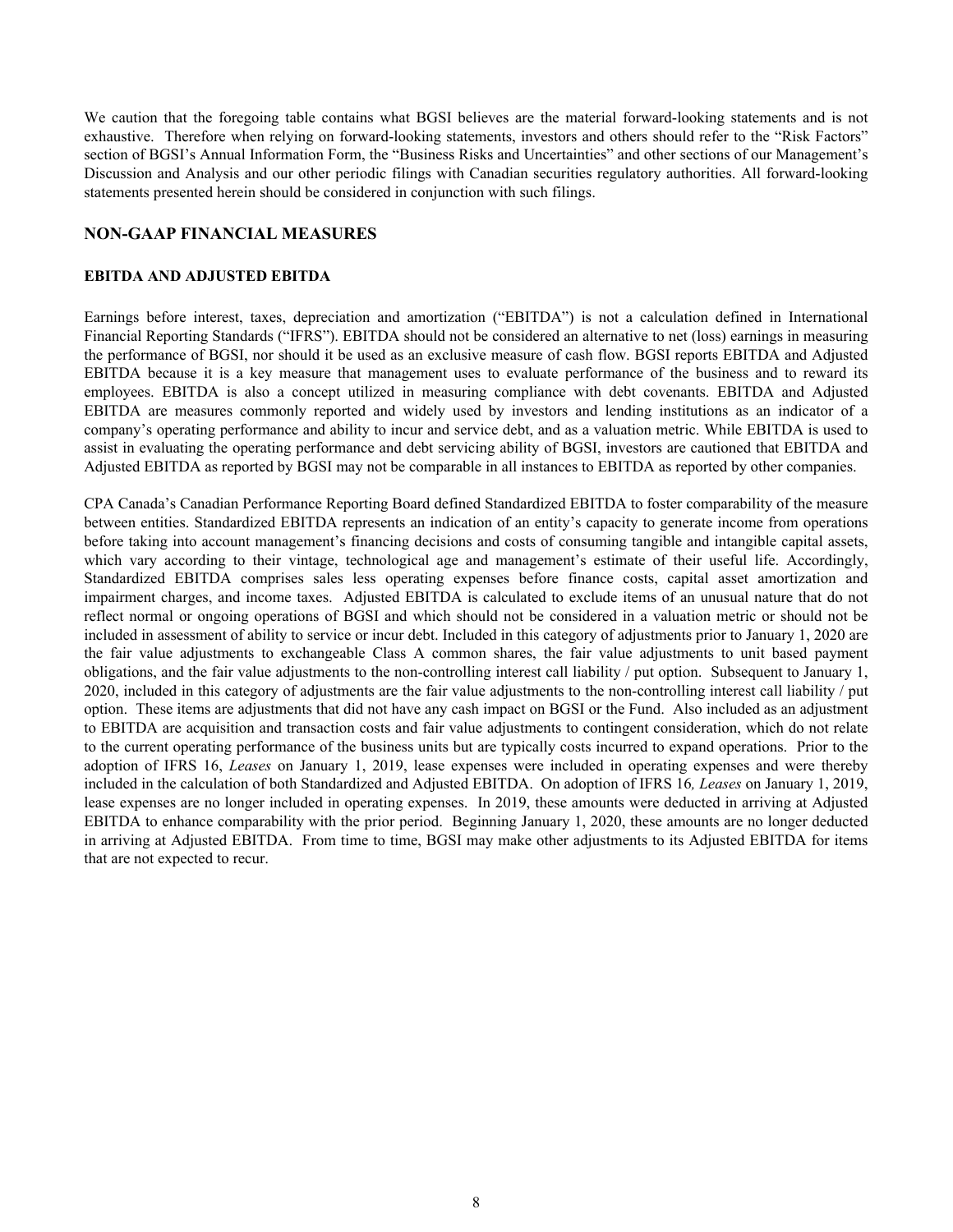We caution that the foregoing table contains what BGSI believes are the material forward-looking statements and is not exhaustive. Therefore when relying on forward-looking statements, investors and others should refer to the "Risk Factors" section of BGSI's Annual Information Form, the "Business Risks and Uncertainties" and other sections of our Management's Discussion and Analysis and our other periodic filings with Canadian securities regulatory authorities. All forward-looking statements presented herein should be considered in conjunction with such filings.

## NON-GAAP FINANCIAL MEASURES

### EBITDA AND ADJUSTED EBITDA

Earnings before interest, taxes, depreciation and amortization ("EBITDA") is not a calculation defined in International Financial Reporting Standards ("IFRS"). EBITDA should not be considered an alternative to net (loss) earnings in measuring the performance of BGSI, nor should it be used as an exclusive measure of cash flow. BGSI reports EBITDA and Adjusted EBITDA because it is a key measure that management uses to evaluate performance of the business and to reward its employees. EBITDA is also a concept utilized in measuring compliance with debt covenants. EBITDA and Adjusted EBITDA are measures commonly reported and widely used by investors and lending institutions as an indicator of a company's operating performance and ability to incur and service debt, and as a valuation metric. While EBITDA is used to assist in evaluating the operating performance and debt servicing ability of BGSI, investors are cautioned that EBITDA and Adjusted EBITDA as reported by BGSI may not be comparable in all instances to EBITDA as reported by other companies.

CPA Canada's Canadian Performance Reporting Board defined Standardized EBITDA to foster comparability of the measure between entities. Standardized EBITDA represents an indication of an entity's capacity to generate income from operations before taking into account management's financing decisions and costs of consuming tangible and intangible capital assets, which vary according to their vintage, technological age and management's estimate of their useful life. Accordingly, Standardized EBITDA comprises sales less operating expenses before finance costs, capital asset amortization and impairment charges, and income taxes. Adjusted EBITDA is calculated to exclude items of an unusual nature that do not reflect normal or ongoing operations of BGSI and which should not be considered in a valuation metric or should not be included in assessment of ability to service or incur debt. Included in this category of adjustments prior to January 1, 2020 are the fair value adjustments to exchangeable Class A common shares, the fair value adjustments to unit based payment obligations, and the fair value adjustments to the non-controlling interest call liability / put option. Subsequent to January 1, 2020, included in this category of adjustments are the fair value adjustments to the non-controlling interest call liability / put option. These items are adjustments that did not have any cash impact on BGSI or the Fund. Also included as an adjustment to EBITDA are acquisition and transaction costs and fair value adjustments to contingent consideration, which do not relate to the current operating performance of the business units but are typically costs incurred to expand operations. Prior to the adoption of IFRS 16, *Leases* on January 1, 2019, lease expenses were included in operating expenses and were thereby included in the calculation of both Standardized and Adjusted EBITDA. On adoption of IFRS 16*, Leases* on January 1, 2019, lease expenses are no longer included in operating expenses. In 2019, these amounts were deducted in arriving at Adjusted EBITDA to enhance comparability with the prior period. Beginning January 1, 2020, these amounts are no longer deducted in arriving at Adjusted EBITDA. From time to time, BGSI may make other adjustments to its Adjusted EBITDA for items that are not expected to recur.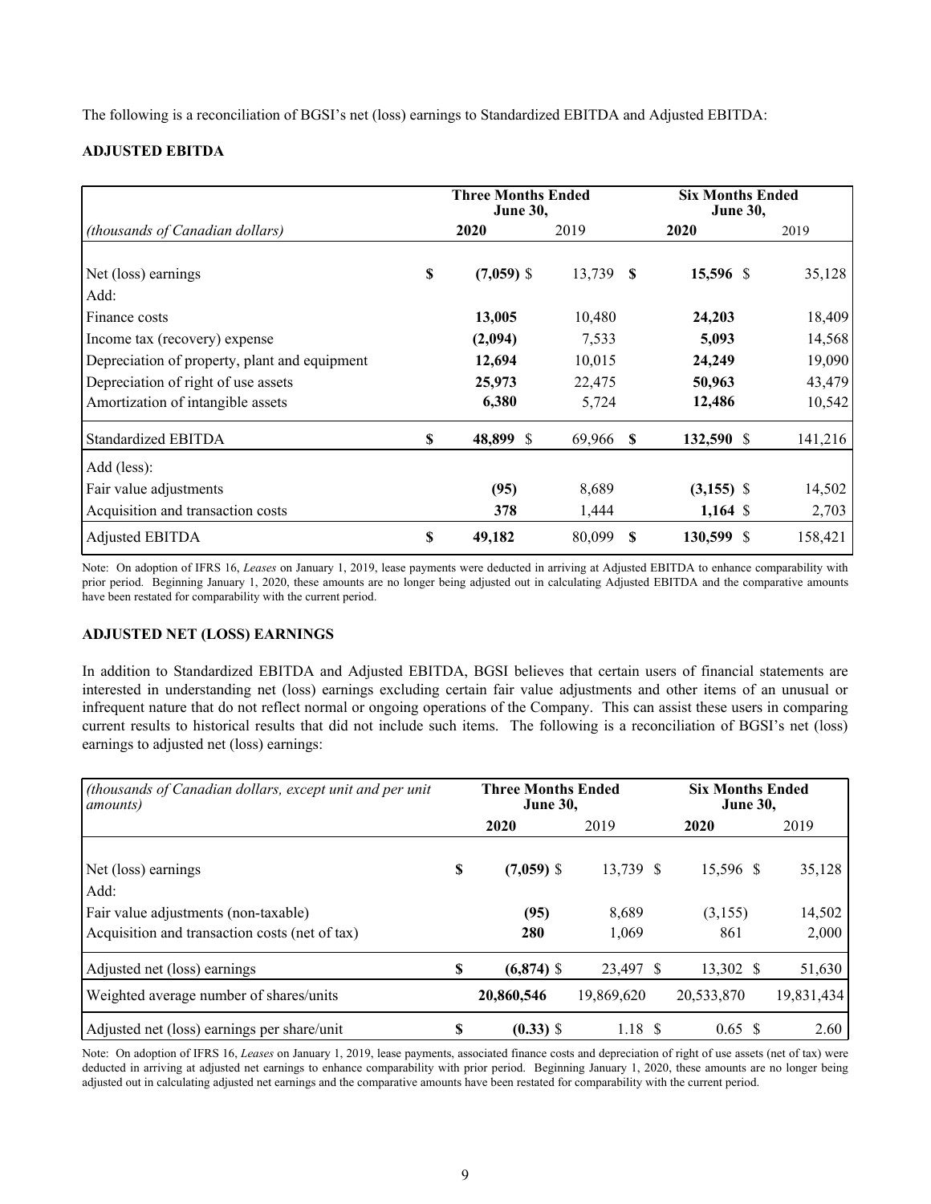The following is a reconciliation of BGSI's net (loss) earnings to Standardized EBITDA and Adjusted EBITDA:

**ADJUSTED EBITDA**

| | Three Months Ended June 30, | | Six Months Ended June 30, | |
|---|---|---|---|---|
| *(thousands of Canadian dollars)* | **2020** | 2019 | **2020** | 2019 |
| Net (loss) earnings | **$ (7,059)** | $ 13,739 | **$ 15,596** | $ 35,128 |
| Add: | | | | |
| Finance costs | **13,005** | 10,480 | **24,203** | 18,409 |
| Income tax (recovery) expense | **(2,094)** | 7,533 | **5,093** | 14,568 |
| Depreciation of property, plant and equipment | **12,694** | 10,015 | **24,249** | 19,090 |
| Depreciation of right of use assets | **25,973** | 22,475 | **50,963** | 43,479 |
| Amortization of intangible assets | **6,380** | 5,724 | **12,486** | 10,542 |
| Standardized EBITDA | **$ 48,899** | $ 69,966 | **$ 132,590** | $ 141,216 |
| Add (less): | | | | |
| Fair value adjustments | **(95)** | 8,689 | **(3,155)** | $ 14,502 |
| Acquisition and transaction costs | **378** | 1,444 | **1,164** | $ 2,703 |
| Adjusted EBITDA | **$ 49,182** | 80,099 | **$ 130,599** | $ 158,421 |

Note: On adoption of IFRS 16, *Leases* on January 1, 2019, lease payments were deducted in arriving at Adjusted EBITDA to enhance comparability with prior period. Beginning January 1, 2020, these amounts are no longer being adjusted out in calculating Adjusted EBITDA and the comparative amounts have been restated for comparability with the current period.

**ADJUSTED NET (LOSS) EARNINGS**

In addition to Standardized EBITDA and Adjusted EBITDA, BGSI believes that certain users of financial statements are interested in understanding net (loss) earnings excluding certain fair value adjustments and other items of an unusual or infrequent nature that do not reflect normal or ongoing operations of the Company. This can assist these users in comparing current results to historical results that did not include such items. The following is a reconciliation of BGSI's net (loss) earnings to adjusted net (loss) earnings:

| *(thousands of Canadian dollars, except unit and per unit amounts)* | Three Months Ended June 30, | | Six Months Ended June 30, | |
|---|---|---|---|---|
| | **2020** | 2019 | **2020** | 2019 |
| Net (loss) earnings | **$ (7,059)** | $ 13,739 | $ 15,596 | $ 35,128 |
| Add: | | | | |
| Fair value adjustments (non-taxable) | **(95)** | 8,689 | (3,155) | 14,502 |
| Acquisition and transaction costs (net of tax) | **280** | 1,069 | 861 | 2,000 |
| Adjusted net (loss) earnings | **$ (6,874)** | $ 23,497 | $ 13,302 | $ 51,630 |
| Weighted average number of shares/units | **20,860,546** | 19,869,620 | 20,533,870 | 19,831,434 |
| Adjusted net (loss) earnings per share/unit | **$ (0.33)** | $ 1.18 | $ 0.65 | $ 2.60 |

Note: On adoption of IFRS 16, *Leases* on January 1, 2019, lease payments, associated finance costs and depreciation of right of use assets (net of tax) were deducted in arriving at adjusted net earnings to enhance comparability with prior period. Beginning January 1, 2020, these amounts are no longer being adjusted out in calculating adjusted net earnings and the comparative amounts have been restated for comparability with the current period.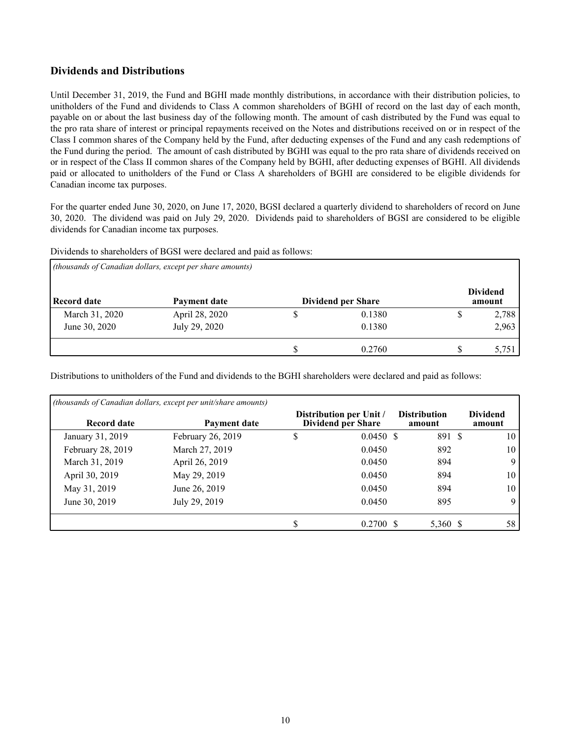## Dividends and Distributions

Until December 31, 2019, the Fund and BGHI made monthly distributions, in accordance with their distribution policies, to unitholders of the Fund and dividends to Class A common shareholders of BGHI of record on the last day of each month, payable on or about the last business day of the following month. The amount of cash distributed by the Fund was equal to the pro rata share of interest or principal repayments received on the Notes and distributions received on or in respect of the Class I common shares of the Company held by the Fund, after deducting expenses of the Fund and any cash redemptions of the Fund during the period. The amount of cash distributed by BGHI was equal to the pro rata share of dividends received on or in respect of the Class II common shares of the Company held by BGHI, after deducting expenses of BGHI. All dividends paid or allocated to unitholders of the Fund or Class A shareholders of BGHI are considered to be eligible dividends for Canadian income tax purposes.

For the quarter ended June 30, 2020, on June 17, 2020, BGSI declared a quarterly dividend to shareholders of record on June 30, 2020. The dividend was paid on July 29, 2020. Dividends paid to shareholders of BGSI are considered to be eligible dividends for Canadian income tax purposes.

Dividends to shareholders of BGSI were declared and paid as follows:

*(thousands of Canadian dollars, except per share amounts)*

| Record date | Payment date | Dividend per Share | Dividend amount |
|---|---|---|---|
| March 31, 2020 | April 28, 2020 | $ 0.1380 | $ 2,788 |
| June 30, 2020 | July 29, 2020 | 0.1380 | 2,963 |
| | | $ 0.2760 | $ 5,751 |

Distributions to unitholders of the Fund and dividends to the BGHI shareholders were declared and paid as follows:

*(thousands of Canadian dollars, except per unit/share amounts)*

| Record date | Payment date | Distribution per Unit / Dividend per Share | Distribution amount | Dividend amount |
|---|---|---|---|---|
| January 31, 2019 | February 26, 2019 | $ 0.0450 | $ 891 | $ 10 |
| February 28, 2019 | March 27, 2019 | 0.0450 | 892 | 10 |
| March 31, 2019 | April 26, 2019 | 0.0450 | 894 | 9 |
| April 30, 2019 | May 29, 2019 | 0.0450 | 894 | 10 |
| May 31, 2019 | June 26, 2019 | 0.0450 | 894 | 10 |
| June 30, 2019 | July 29, 2019 | 0.0450 | 895 | 9 |
| | | $ 0.2700 | $ 5,360 | $ 58 |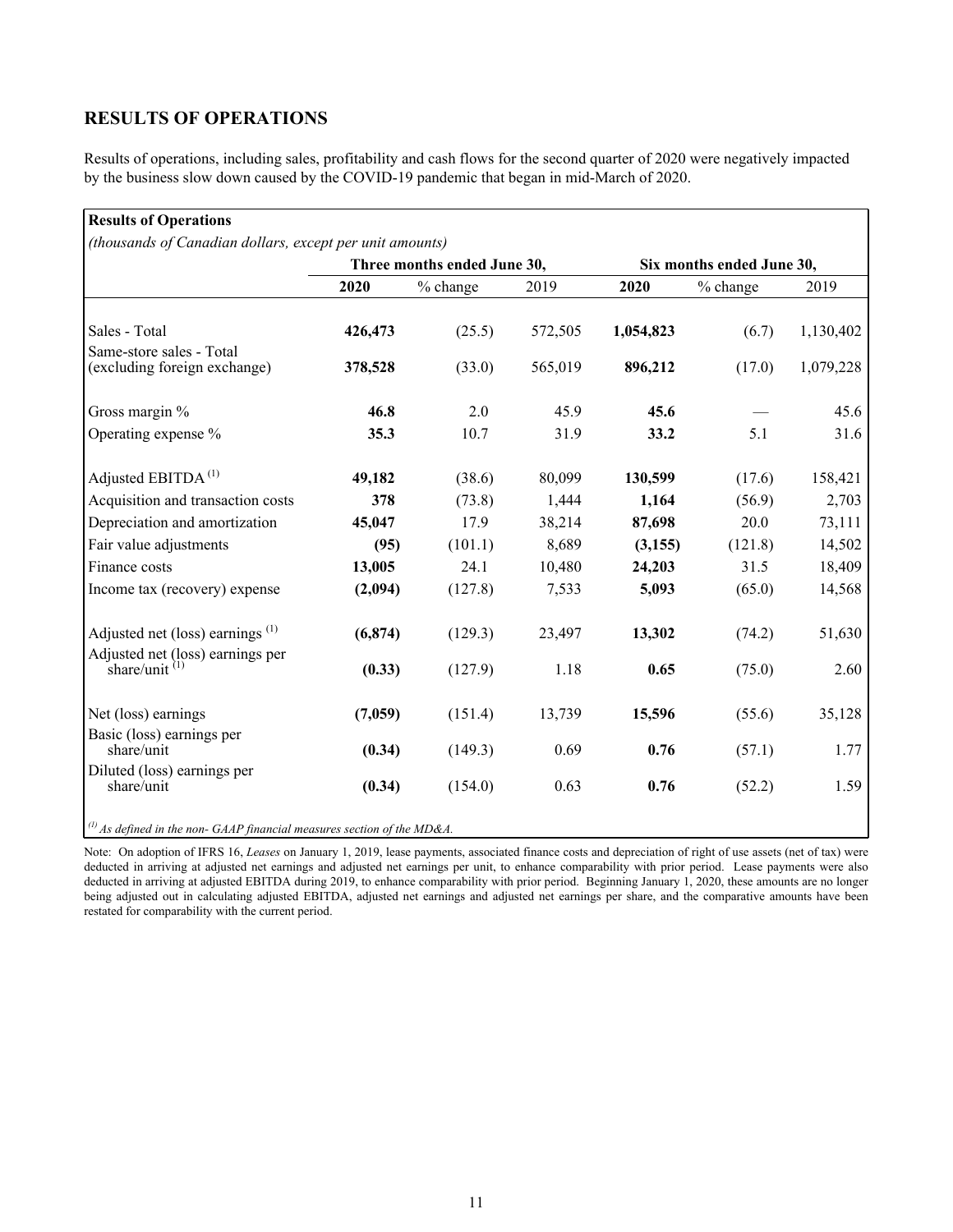## RESULTS OF OPERATIONS

Results of operations, including sales, profitability and cash flows for the second quarter of 2020 were negatively impacted by the business slow down caused by the COVID-19 pandemic that began in mid-March of 2020.

**Results of Operations**

*(thousands of Canadian dollars, except per unit amounts)*

| | Three months ended June 30, | | | Six months ended June 30, | | |
|---|---|---|---|---|---|---|
| | **2020** | % change | 2019 | **2020** | % change | 2019 |
| Sales - Total | **426,473** | (25.5) | 572,505 | **1,054,823** | (6.7) | 1,130,402 |
| Same-store sales - Total (excluding foreign exchange) | **378,528** | (33.0) | 565,019 | **896,212** | (17.0) | 1,079,228 |
| Gross margin % | **46.8** | 2.0 | 45.9 | **45.6** | — | 45.6 |
| Operating expense % | **35.3** | 10.7 | 31.9 | **33.2** | 5.1 | 31.6 |
| Adjusted EBITDA [(1)] | **49,182** | (38.6) | 80,099 | **130,599** | (17.6) | 158,421 |
| Acquisition and transaction costs | **378** | (73.8) | 1,444 | **1,164** | (56.9) | 2,703 |
| Depreciation and amortization | **45,047** | 17.9 | 38,214 | **87,698** | 20.0 | 73,111 |
| Fair value adjustments | **(95)** | (101.1) | 8,689 | **(3,155)** | (121.8) | 14,502 |
| Finance costs | **13,005** | 24.1 | 10,480 | **24,203** | 31.5 | 18,409 |
| Income tax (recovery) expense | **(2,094)** | (127.8) | 7,533 | **5,093** | (65.0) | 14,568 |
| Adjusted net (loss) earnings [(1)] | **(6,874)** | (129.3) | 23,497 | **13,302** | (74.2) | 51,630 |
| Adjusted net (loss) earnings per share/unit [(1)] | **(0.33)** | (127.9) | 1.18 | **0.65** | (75.0) | 2.60 |
| Net (loss) earnings | **(7,059)** | (151.4) | 13,739 | **15,596** | (55.6) | 35,128 |
| Basic (loss) earnings per share/unit | **(0.34)** | (149.3) | 0.69 | **0.76** | (57.1) | 1.77 |
| Diluted (loss) earnings per share/unit | **(0.34)** | (154.0) | 0.63 | **0.76** | (52.2) | 1.59 |

*[(1)] As defined in the non- GAAP financial measures section of the MD&A.*

Note: On adoption of IFRS 16, *Leases* on January 1, 2019, lease payments, associated finance costs and depreciation of right of use assets (net of tax) were deducted in arriving at adjusted net earnings and adjusted net earnings per unit, to enhance comparability with prior period. Lease payments were also deducted in arriving at adjusted EBITDA during 2019, to enhance comparability with prior period. Beginning January 1, 2020, these amounts are no longer being adjusted out in calculating adjusted EBITDA, adjusted net earnings and adjusted net earnings per share, and the comparative amounts have been restated for comparability with the current period.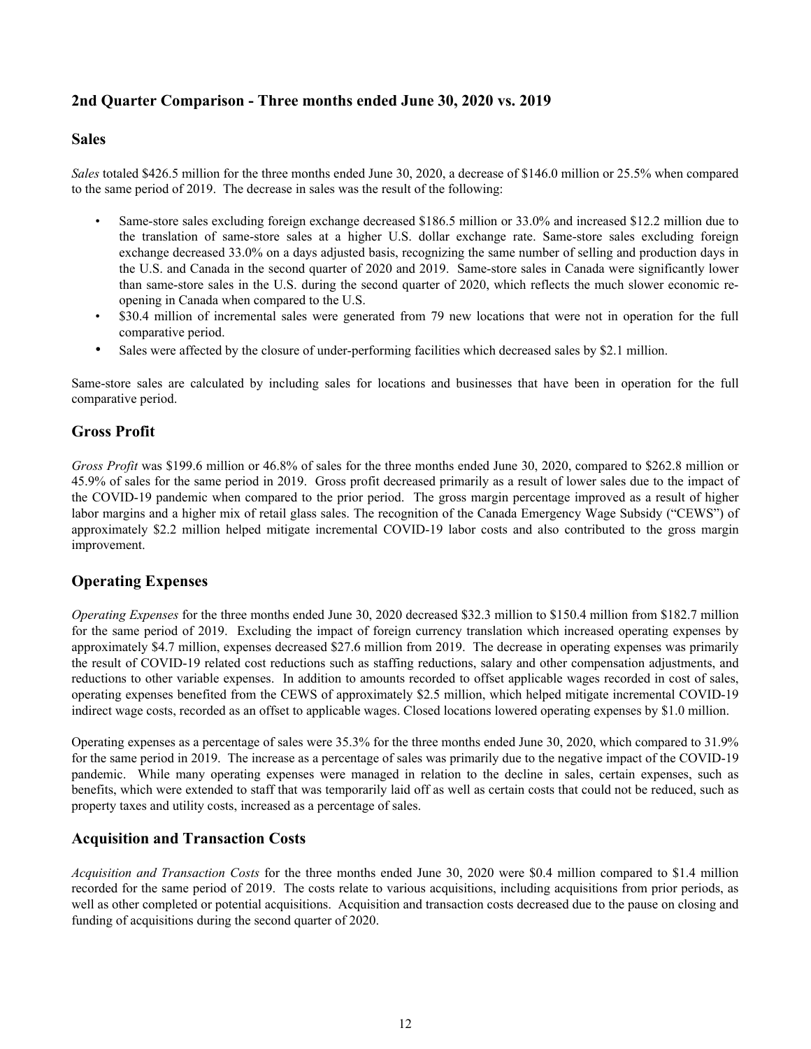## 2nd Quarter Comparison - Three months ended June 30, 2020 vs. 2019

### Sales

*Sales* totaled $426.5 million for the three months ended June 30, 2020, a decrease of $146.0 million or 25.5% when compared to the same period of 2019. The decrease in sales was the result of the following:

- Same-store sales excluding foreign exchange decreased $186.5 million or 33.0% and increased $12.2 million due to the translation of same-store sales at a higher U.S. dollar exchange rate. Same-store sales excluding foreign exchange decreased 33.0% on a days adjusted basis, recognizing the same number of selling and production days in the U.S. and Canada in the second quarter of 2020 and 2019. Same-store sales in Canada were significantly lower than same-store sales in the U.S. during the second quarter of 2020, which reflects the much slower economic re-opening in Canada when compared to the U.S.
- $30.4 million of incremental sales were generated from 79 new locations that were not in operation for the full comparative period.
- Sales were affected by the closure of under-performing facilities which decreased sales by $2.1 million.

Same-store sales are calculated by including sales for locations and businesses that have been in operation for the full comparative period.

### Gross Profit

*Gross Profit* was $199.6 million or 46.8% of sales for the three months ended June 30, 2020, compared to $262.8 million or 45.9% of sales for the same period in 2019. Gross profit decreased primarily as a result of lower sales due to the impact of the COVID-19 pandemic when compared to the prior period. The gross margin percentage improved as a result of higher labor margins and a higher mix of retail glass sales. The recognition of the Canada Emergency Wage Subsidy ("CEWS") of approximately $2.2 million helped mitigate incremental COVID-19 labor costs and also contributed to the gross margin improvement.

### Operating Expenses

*Operating Expenses* for the three months ended June 30, 2020 decreased $32.3 million to $150.4 million from $182.7 million for the same period of 2019. Excluding the impact of foreign currency translation which increased operating expenses by approximately $4.7 million, expenses decreased $27.6 million from 2019. The decrease in operating expenses was primarily the result of COVID-19 related cost reductions such as staffing reductions, salary and other compensation adjustments, and reductions to other variable expenses. In addition to amounts recorded to offset applicable wages recorded in cost of sales, operating expenses benefited from the CEWS of approximately $2.5 million, which helped mitigate incremental COVID-19 indirect wage costs, recorded as an offset to applicable wages. Closed locations lowered operating expenses by $1.0 million.

Operating expenses as a percentage of sales were 35.3% for the three months ended June 30, 2020, which compared to 31.9% for the same period in 2019. The increase as a percentage of sales was primarily due to the negative impact of the COVID-19 pandemic. While many operating expenses were managed in relation to the decline in sales, certain expenses, such as benefits, which were extended to staff that was temporarily laid off as well as certain costs that could not be reduced, such as property taxes and utility costs, increased as a percentage of sales.

### Acquisition and Transaction Costs

*Acquisition and Transaction Costs* for the three months ended June 30, 2020 were $0.4 million compared to $1.4 million recorded for the same period of 2019. The costs relate to various acquisitions, including acquisitions from prior periods, as well as other completed or potential acquisitions. Acquisition and transaction costs decreased due to the pause on closing and funding of acquisitions during the second quarter of 2020.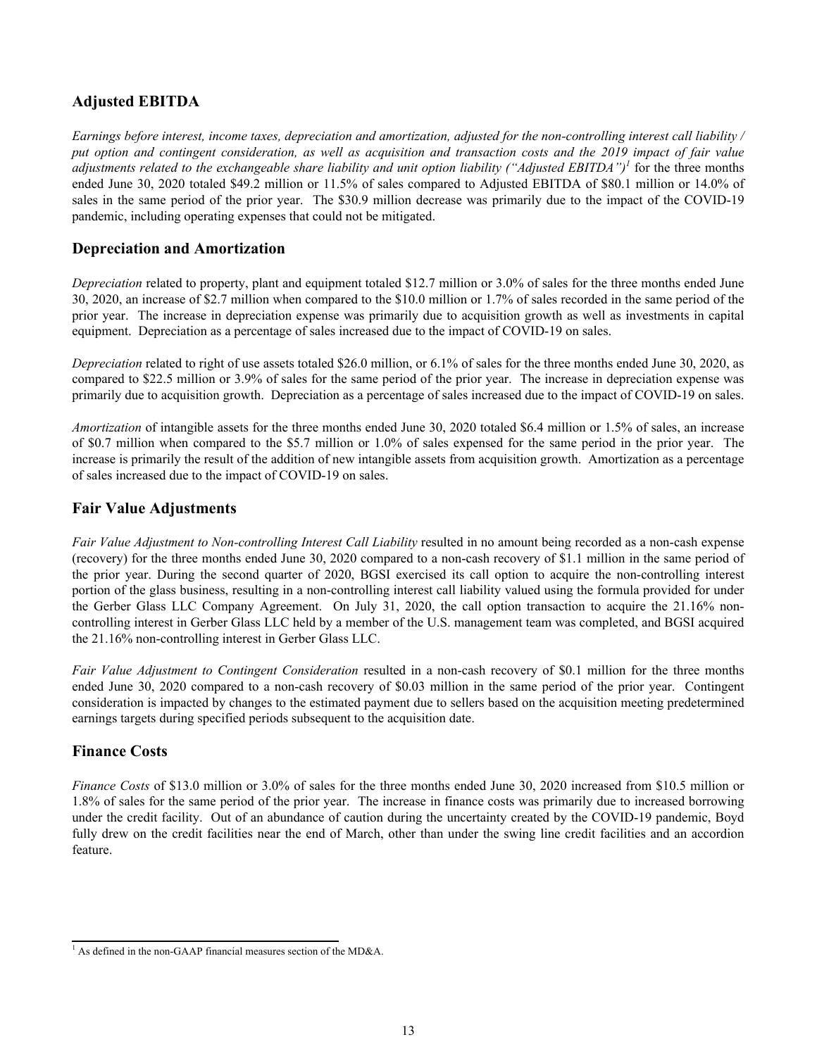## Adjusted EBITDA

*Earnings before interest, income taxes, depreciation and amortization, adjusted for the non-controlling interest call liability / put option and contingent consideration, as well as acquisition and transaction costs and the 2019 impact of fair value adjustments related to the exchangeable share liability and unit option liability ("Adjusted EBITDA")*[1] for the three months ended June 30, 2020 totaled $49.2 million or 11.5% of sales compared to Adjusted EBITDA of $80.1 million or 14.0% of sales in the same period of the prior year. The $30.9 million decrease was primarily due to the impact of the COVID-19 pandemic, including operating expenses that could not be mitigated.

## Depreciation and Amortization

*Depreciation* related to property, plant and equipment totaled $12.7 million or 3.0% of sales for the three months ended June 30, 2020, an increase of $2.7 million when compared to the $10.0 million or 1.7% of sales recorded in the same period of the prior year. The increase in depreciation expense was primarily due to acquisition growth as well as investments in capital equipment. Depreciation as a percentage of sales increased due to the impact of COVID-19 on sales.

*Depreciation* related to right of use assets totaled $26.0 million, or 6.1% of sales for the three months ended June 30, 2020, as compared to $22.5 million or 3.9% of sales for the same period of the prior year. The increase in depreciation expense was primarily due to acquisition growth. Depreciation as a percentage of sales increased due to the impact of COVID-19 on sales.

*Amortization* of intangible assets for the three months ended June 30, 2020 totaled $6.4 million or 1.5% of sales, an increase of $0.7 million when compared to the $5.7 million or 1.0% of sales expensed for the same period in the prior year. The increase is primarily the result of the addition of new intangible assets from acquisition growth. Amortization as a percentage of sales increased due to the impact of COVID-19 on sales.

## Fair Value Adjustments

*Fair Value Adjustment to Non-controlling Interest Call Liability* resulted in no amount being recorded as a non-cash expense (recovery) for the three months ended June 30, 2020 compared to a non-cash recovery of $1.1 million in the same period of the prior year. During the second quarter of 2020, BGSI exercised its call option to acquire the non-controlling interest portion of the glass business, resulting in a non-controlling interest call liability valued using the formula provided for under the Gerber Glass LLC Company Agreement. On July 31, 2020, the call option transaction to acquire the 21.16% non-controlling interest in Gerber Glass LLC held by a member of the U.S. management team was completed, and BGSI acquired the 21.16% non-controlling interest in Gerber Glass LLC.

*Fair Value Adjustment to Contingent Consideration* resulted in a non-cash recovery of $0.1 million for the three months ended June 30, 2020 compared to a non-cash recovery of $0.03 million in the same period of the prior year. Contingent consideration is impacted by changes to the estimated payment due to sellers based on the acquisition meeting predetermined earnings targets during specified periods subsequent to the acquisition date.

## Finance Costs

*Finance Costs* of $13.0 million or 3.0% of sales for the three months ended June 30, 2020 increased from $10.5 million or 1.8% of sales for the same period of the prior year. The increase in finance costs was primarily due to increased borrowing under the credit facility. Out of an abundance of caution during the uncertainty created by the COVID-19 pandemic, Boyd fully drew on the credit facilities near the end of March, other than under the swing line credit facilities and an accordion feature.

[1] As defined in the non-GAAP financial measures section of the MD&A.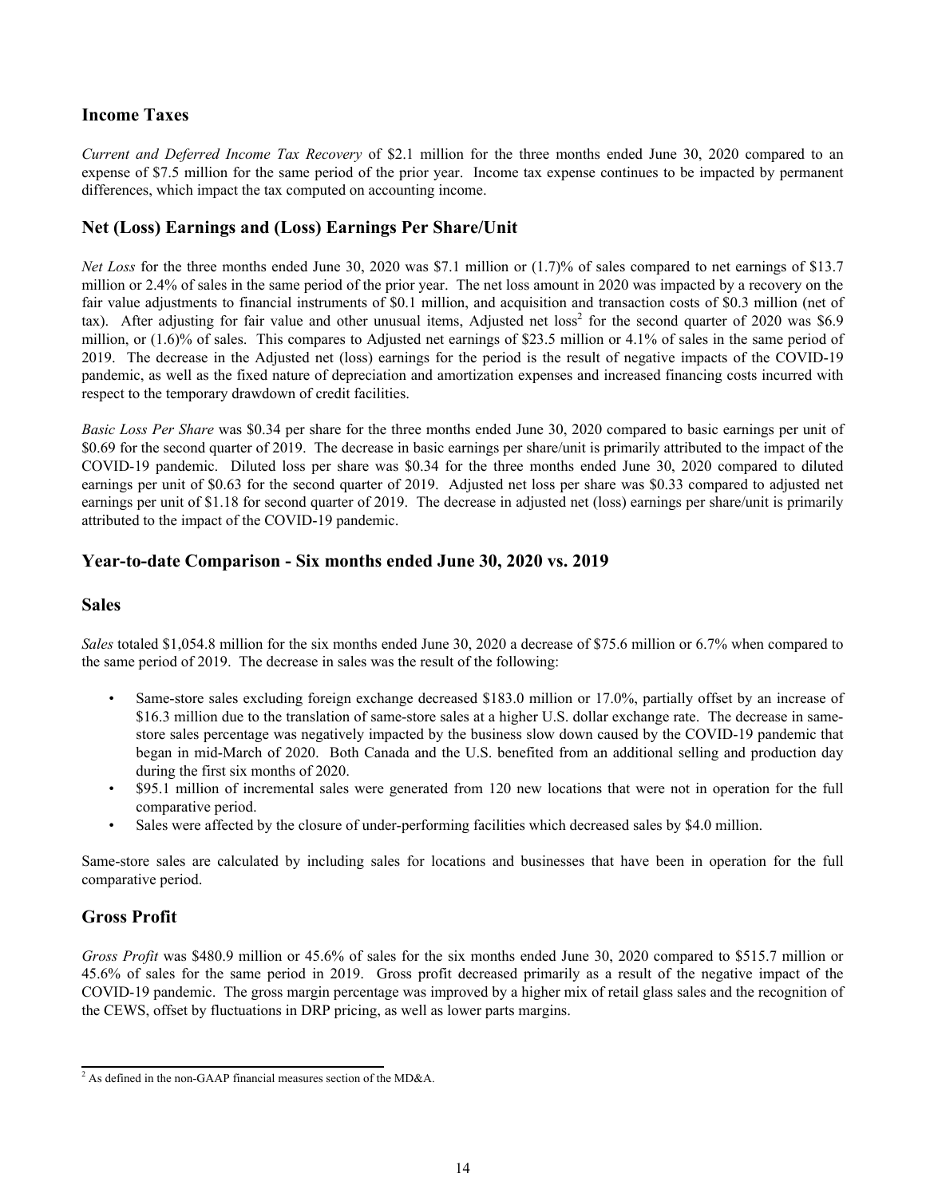## Income Taxes

*Current and Deferred Income Tax Recovery* of $2.1 million for the three months ended June 30, 2020 compared to an expense of $7.5 million for the same period of the prior year. Income tax expense continues to be impacted by permanent differences, which impact the tax computed on accounting income.

## Net (Loss) Earnings and (Loss) Earnings Per Share/Unit

*Net Loss* for the three months ended June 30, 2020 was $7.1 million or (1.7)% of sales compared to net earnings of $13.7 million or 2.4% of sales in the same period of the prior year. The net loss amount in 2020 was impacted by a recovery on the fair value adjustments to financial instruments of $0.1 million, and acquisition and transaction costs of $0.3 million (net of tax). After adjusting for fair value and other unusual items, Adjusted net loss[2] for the second quarter of 2020 was $6.9 million, or (1.6)% of sales. This compares to Adjusted net earnings of $23.5 million or 4.1% of sales in the same period of 2019. The decrease in the Adjusted net (loss) earnings for the period is the result of negative impacts of the COVID-19 pandemic, as well as the fixed nature of depreciation and amortization expenses and increased financing costs incurred with respect to the temporary drawdown of credit facilities.

*Basic Loss Per Share* was $0.34 per share for the three months ended June 30, 2020 compared to basic earnings per unit of $0.69 for the second quarter of 2019. The decrease in basic earnings per share/unit is primarily attributed to the impact of the COVID-19 pandemic. Diluted loss per share was $0.34 for the three months ended June 30, 2020 compared to diluted earnings per unit of $0.63 for the second quarter of 2019. Adjusted net loss per share was $0.33 compared to adjusted net earnings per unit of $1.18 for second quarter of 2019. The decrease in adjusted net (loss) earnings per share/unit is primarily attributed to the impact of the COVID-19 pandemic.

## Year-to-date Comparison - Six months ended June 30, 2020 vs. 2019

## Sales

*Sales* totaled $1,054.8 million for the six months ended June 30, 2020 a decrease of $75.6 million or 6.7% when compared to the same period of 2019. The decrease in sales was the result of the following:

- Same-store sales excluding foreign exchange decreased $183.0 million or 17.0%, partially offset by an increase of $16.3 million due to the translation of same-store sales at a higher U.S. dollar exchange rate. The decrease in same-store sales percentage was negatively impacted by the business slow down caused by the COVID-19 pandemic that began in mid-March of 2020. Both Canada and the U.S. benefited from an additional selling and production day during the first six months of 2020.
- $95.1 million of incremental sales were generated from 120 new locations that were not in operation for the full comparative period.
- Sales were affected by the closure of under-performing facilities which decreased sales by $4.0 million.

Same-store sales are calculated by including sales for locations and businesses that have been in operation for the full comparative period.

## Gross Profit

*Gross Profit* was $480.9 million or 45.6% of sales for the six months ended June 30, 2020 compared to $515.7 million or 45.6% of sales for the same period in 2019. Gross profit decreased primarily as a result of the negative impact of the COVID-19 pandemic. The gross margin percentage was improved by a higher mix of retail glass sales and the recognition of the CEWS, offset by fluctuations in DRP pricing, as well as lower parts margins.

---

[2] As defined in the non-GAAP financial measures section of the MD&A.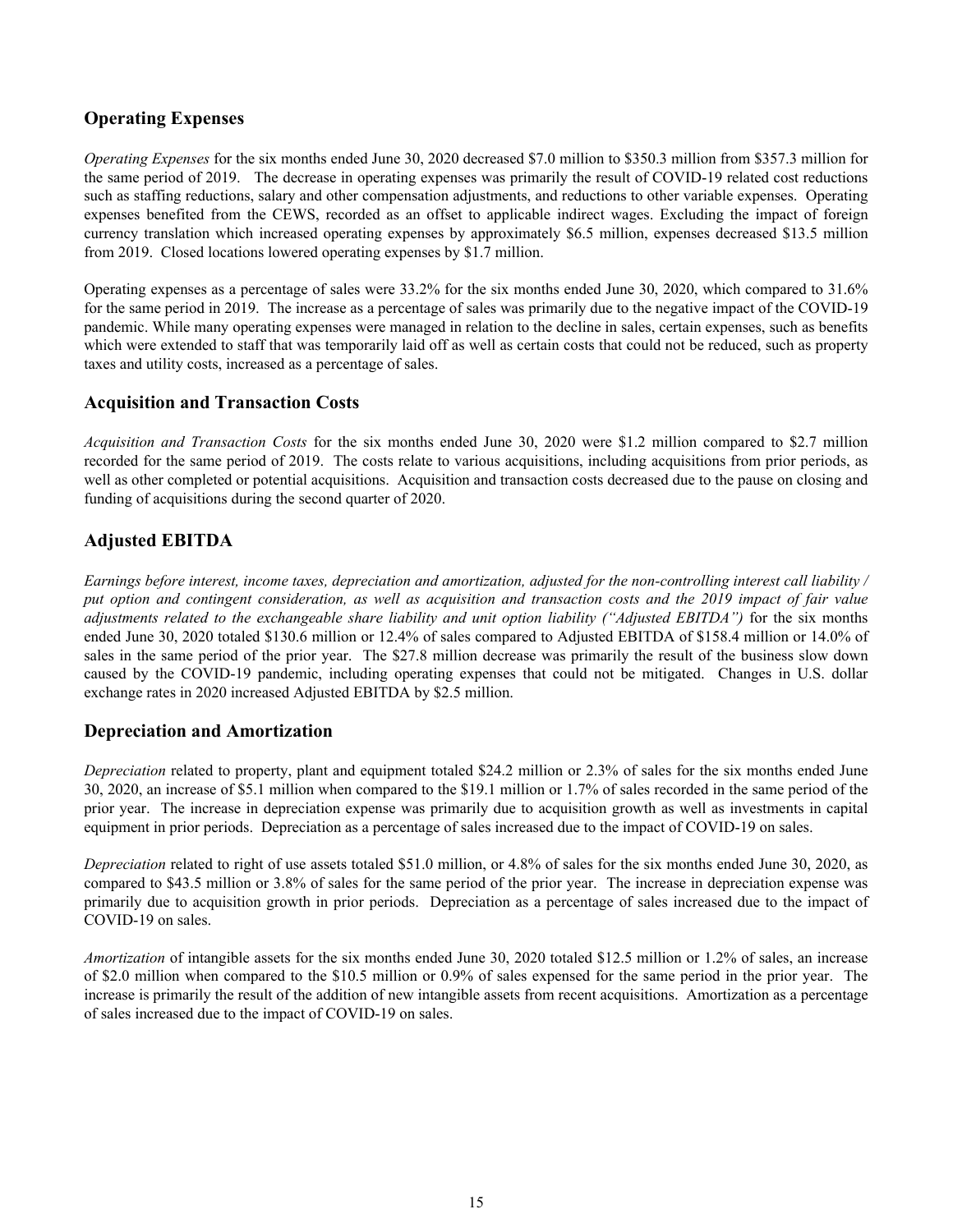## Operating Expenses

*Operating Expenses* for the six months ended June 30, 2020 decreased $7.0 million to $350.3 million from $357.3 million for the same period of 2019. The decrease in operating expenses was primarily the result of COVID-19 related cost reductions such as staffing reductions, salary and other compensation adjustments, and reductions to other variable expenses. Operating expenses benefited from the CEWS, recorded as an offset to applicable indirect wages. Excluding the impact of foreign currency translation which increased operating expenses by approximately $6.5 million, expenses decreased $13.5 million from 2019. Closed locations lowered operating expenses by $1.7 million.

Operating expenses as a percentage of sales were 33.2% for the six months ended June 30, 2020, which compared to 31.6% for the same period in 2019. The increase as a percentage of sales was primarily due to the negative impact of the COVID-19 pandemic. While many operating expenses were managed in relation to the decline in sales, certain expenses, such as benefits which were extended to staff that was temporarily laid off as well as certain costs that could not be reduced, such as property taxes and utility costs, increased as a percentage of sales.

## Acquisition and Transaction Costs

*Acquisition and Transaction Costs* for the six months ended June 30, 2020 were $1.2 million compared to $2.7 million recorded for the same period of 2019. The costs relate to various acquisitions, including acquisitions from prior periods, as well as other completed or potential acquisitions. Acquisition and transaction costs decreased due to the pause on closing and funding of acquisitions during the second quarter of 2020.

## Adjusted EBITDA

*Earnings before interest, income taxes, depreciation and amortization, adjusted for the non-controlling interest call liability / put option and contingent consideration, as well as acquisition and transaction costs and the 2019 impact of fair value adjustments related to the exchangeable share liability and unit option liability ("Adjusted EBITDA")* for the six months ended June 30, 2020 totaled $130.6 million or 12.4% of sales compared to Adjusted EBITDA of $158.4 million or 14.0% of sales in the same period of the prior year. The $27.8 million decrease was primarily the result of the business slow down caused by the COVID-19 pandemic, including operating expenses that could not be mitigated. Changes in U.S. dollar exchange rates in 2020 increased Adjusted EBITDA by $2.5 million.

## Depreciation and Amortization

*Depreciation* related to property, plant and equipment totaled $24.2 million or 2.3% of sales for the six months ended June 30, 2020, an increase of $5.1 million when compared to the $19.1 million or 1.7% of sales recorded in the same period of the prior year. The increase in depreciation expense was primarily due to acquisition growth as well as investments in capital equipment in prior periods. Depreciation as a percentage of sales increased due to the impact of COVID-19 on sales.

*Depreciation* related to right of use assets totaled $51.0 million, or 4.8% of sales for the six months ended June 30, 2020, as compared to $43.5 million or 3.8% of sales for the same period of the prior year. The increase in depreciation expense was primarily due to acquisition growth in prior periods. Depreciation as a percentage of sales increased due to the impact of COVID-19 on sales.

*Amortization* of intangible assets for the six months ended June 30, 2020 totaled $12.5 million or 1.2% of sales, an increase of $2.0 million when compared to the $10.5 million or 0.9% of sales expensed for the same period in the prior year. The increase is primarily the result of the addition of new intangible assets from recent acquisitions. Amortization as a percentage of sales increased due to the impact of COVID-19 on sales.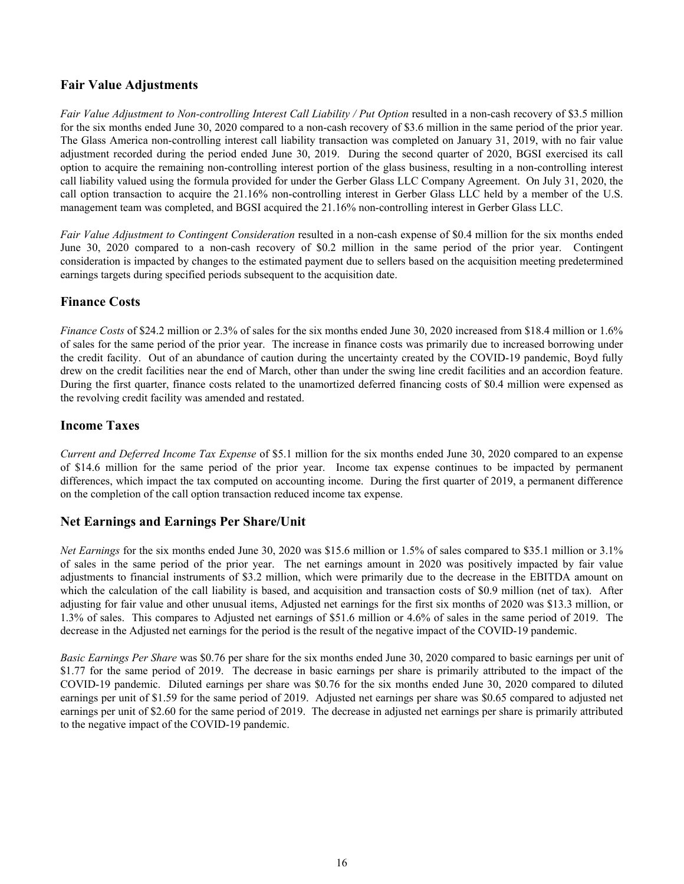## Fair Value Adjustments

*Fair Value Adjustment to Non-controlling Interest Call Liability / Put Option* resulted in a non-cash recovery of $3.5 million for the six months ended June 30, 2020 compared to a non-cash recovery of $3.6 million in the same period of the prior year. The Glass America non-controlling interest call liability transaction was completed on January 31, 2019, with no fair value adjustment recorded during the period ended June 30, 2019. During the second quarter of 2020, BGSI exercised its call option to acquire the remaining non-controlling interest portion of the glass business, resulting in a non-controlling interest call liability valued using the formula provided for under the Gerber Glass LLC Company Agreement. On July 31, 2020, the call option transaction to acquire the 21.16% non-controlling interest in Gerber Glass LLC held by a member of the U.S. management team was completed, and BGSI acquired the 21.16% non-controlling interest in Gerber Glass LLC.

*Fair Value Adjustment to Contingent Consideration* resulted in a non-cash expense of $0.4 million for the six months ended June 30, 2020 compared to a non-cash recovery of $0.2 million in the same period of the prior year. Contingent consideration is impacted by changes to the estimated payment due to sellers based on the acquisition meeting predetermined earnings targets during specified periods subsequent to the acquisition date.

## Finance Costs

*Finance Costs* of $24.2 million or 2.3% of sales for the six months ended June 30, 2020 increased from $18.4 million or 1.6% of sales for the same period of the prior year. The increase in finance costs was primarily due to increased borrowing under the credit facility. Out of an abundance of caution during the uncertainty created by the COVID-19 pandemic, Boyd fully drew on the credit facilities near the end of March, other than under the swing line credit facilities and an accordion feature. During the first quarter, finance costs related to the unamortized deferred financing costs of $0.4 million were expensed as the revolving credit facility was amended and restated.

## Income Taxes

*Current and Deferred Income Tax Expense* of $5.1 million for the six months ended June 30, 2020 compared to an expense of $14.6 million for the same period of the prior year. Income tax expense continues to be impacted by permanent differences, which impact the tax computed on accounting income. During the first quarter of 2019, a permanent difference on the completion of the call option transaction reduced income tax expense.

## Net Earnings and Earnings Per Share/Unit

*Net Earnings* for the six months ended June 30, 2020 was $15.6 million or 1.5% of sales compared to $35.1 million or 3.1% of sales in the same period of the prior year. The net earnings amount in 2020 was positively impacted by fair value adjustments to financial instruments of $3.2 million, which were primarily due to the decrease in the EBITDA amount on which the calculation of the call liability is based, and acquisition and transaction costs of $0.9 million (net of tax). After adjusting for fair value and other unusual items, Adjusted net earnings for the first six months of 2020 was $13.3 million, or 1.3% of sales. This compares to Adjusted net earnings of $51.6 million or 4.6% of sales in the same period of 2019. The decrease in the Adjusted net earnings for the period is the result of the negative impact of the COVID-19 pandemic.

*Basic Earnings Per Share* was $0.76 per share for the six months ended June 30, 2020 compared to basic earnings per unit of $1.77 for the same period of 2019. The decrease in basic earnings per share is primarily attributed to the impact of the COVID-19 pandemic. Diluted earnings per share was $0.76 for the six months ended June 30, 2020 compared to diluted earnings per unit of $1.59 for the same period of 2019. Adjusted net earnings per share was $0.65 compared to adjusted net earnings per unit of $2.60 for the same period of 2019. The decrease in adjusted net earnings per share is primarily attributed to the negative impact of the COVID-19 pandemic.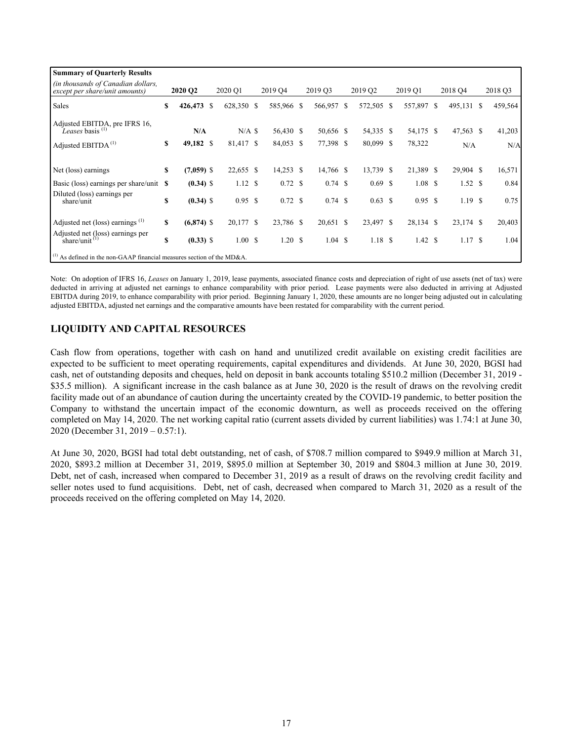| **Summary of Quarterly Results** *(in thousands of Canadian dollars, except per share/unit amounts)* | **2020 Q2** | 2020 Q1 | 2019 Q4 | 2019 Q3 | 2019 Q2 | 2019 Q1 | 2018 Q4 | 2018 Q3 |
|---|---|---|---|---|---|---|---|---|
| Sales | **$ 426,473** | $ 628,350 | $ 585,966 | $ 566,957 | $ 572,505 | $ 557,897 | $ 495,131 | $ 459,564 |
| Adjusted EBITDA, pre IFRS 16, *Leases* basis [(1)] | **N/A** | N/A | $ 56,430 | $ 50,656 | $ 54,335 | $ 54,175 | $ 47,563 | $ 41,203 |
| Adjusted EBITDA [(1)] | **$ 49,182** | $ 81,417 | $ 84,053 | $ 77,398 | $ 80,099 | $ 78,322 | N/A | N/A |
| Net (loss) earnings | **$ (7,059)** | $ 22,655 | $ 14,253 | $ 14,766 | $ 13,739 | $ 21,389 | $ 29,904 | $ 16,571 |
| Basic (loss) earnings per share/unit | **$ (0.34)** | $ 1.12 | $ 0.72 | $ 0.74 | $ 0.69 | $ 1.08 | $ 1.52 | $ 0.84 |
| Diluted (loss) earnings per share/unit | **$ (0.34)** | $ 0.95 | $ 0.72 | $ 0.74 | $ 0.63 | $ 0.95 | $ 1.19 | $ 0.75 |
| Adjusted net (loss) earnings [(1)] | **$ (6,874)** | $ 20,177 | $ 23,786 | $ 20,651 | $ 23,497 | $ 28,134 | $ 23,174 | $ 20,403 |
| Adjusted net (loss) earnings per share/unit [(1)] | **$ (0.33)** | $ 1.00 | $ 1.20 | $ 1.04 | $ 1.18 | $ 1.42 | $ 1.17 | $ 1.04 |

[(1)] As defined in the non-GAAP financial measures section of the MD&A.

Note: On adoption of IFRS 16, *Leases* on January 1, 2019, lease payments, associated finance costs and depreciation of right of use assets (net of tax) were deducted in arriving at adjusted net earnings to enhance comparability with prior period. Lease payments were also deducted in arriving at Adjusted EBITDA during 2019, to enhance comparability with prior period. Beginning January 1, 2020, these amounts are no longer being adjusted out in calculating adjusted EBITDA, adjusted net earnings and the comparative amounts have been restated for comparability with the current period.

## LIQUIDITY AND CAPITAL RESOURCES

Cash flow from operations, together with cash on hand and unutilized credit available on existing credit facilities are expected to be sufficient to meet operating requirements, capital expenditures and dividends. At June 30, 2020, BGSI had cash, net of outstanding deposits and cheques, held on deposit in bank accounts totaling $510.2 million (December 31, 2019 - $35.5 million). A significant increase in the cash balance as at June 30, 2020 is the result of draws on the revolving credit facility made out of an abundance of caution during the uncertainty created by the COVID-19 pandemic, to better position the Company to withstand the uncertain impact of the economic downturn, as well as proceeds received on the offering completed on May 14, 2020. The net working capital ratio (current assets divided by current liabilities) was 1.74:1 at June 30, 2020 (December 31, 2019 – 0.57:1).

At June 30, 2020, BGSI had total debt outstanding, net of cash, of $708.7 million compared to $949.9 million at March 31, 2020, $893.2 million at December 31, 2019, $895.0 million at September 30, 2019 and $804.3 million at June 30, 2019. Debt, net of cash, increased when compared to December 31, 2019 as a result of draws on the revolving credit facility and seller notes used to fund acquisitions. Debt, net of cash, decreased when compared to March 31, 2020 as a result of the proceeds received on the offering completed on May 14, 2020.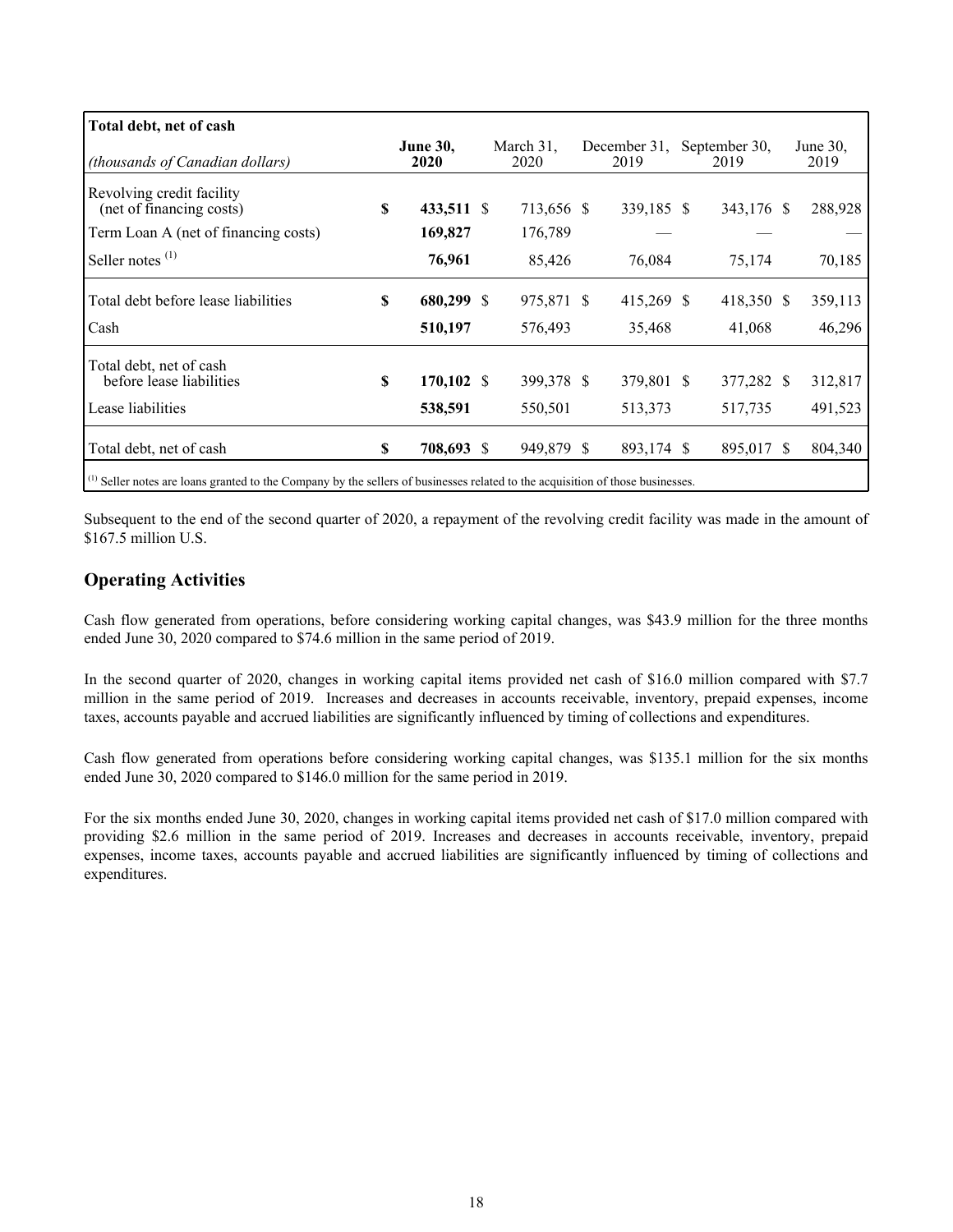| **Total debt, net of cash** *(thousands of Canadian dollars)* | **June 30, 2020** | March 31, 2020 | December 31, 2019 | September 30, 2019 | June 30, 2019 |
|---|---|---|---|---|---|
| Revolving credit facility (net of financing costs) | **$ 433,511** | $ 713,656 | $ 339,185 | $ 343,176 | $ 288,928 |
| Term Loan A (net of financing costs) | **169,827** | 176,789 | — | — | — |
| Seller notes [(1)] | **76,961** | 85,426 | 76,084 | 75,174 | 70,185 |
| Total debt before lease liabilities | **$ 680,299** | $ 975,871 | $ 415,269 | $ 418,350 | $ 359,113 |
| Cash | **510,197** | 576,493 | 35,468 | 41,068 | 46,296 |
| Total debt, net of cash before lease liabilities | **$ 170,102** | $ 399,378 | $ 379,801 | $ 377,282 | $ 312,817 |
| Lease liabilities | **538,591** | 550,501 | 513,373 | 517,735 | 491,523 |
| Total debt, net of cash | **$ 708,693** | $ 949,879 | $ 893,174 | $ 895,017 | $ 804,340 |

[(1)] Seller notes are loans granted to the Company by the sellers of businesses related to the acquisition of those businesses.

Subsequent to the end of the second quarter of 2020, a repayment of the revolving credit facility was made in the amount of $167.5 million U.S.

## Operating Activities

Cash flow generated from operations, before considering working capital changes, was $43.9 million for the three months ended June 30, 2020 compared to $74.6 million in the same period of 2019.

In the second quarter of 2020, changes in working capital items provided net cash of $16.0 million compared with $7.7 million in the same period of 2019. Increases and decreases in accounts receivable, inventory, prepaid expenses, income taxes, accounts payable and accrued liabilities are significantly influenced by timing of collections and expenditures.

Cash flow generated from operations before considering working capital changes, was $135.1 million for the six months ended June 30, 2020 compared to $146.0 million for the same period in 2019.

For the six months ended June 30, 2020, changes in working capital items provided net cash of $17.0 million compared with providing $2.6 million in the same period of 2019. Increases and decreases in accounts receivable, inventory, prepaid expenses, income taxes, accounts payable and accrued liabilities are significantly influenced by timing of collections and expenditures.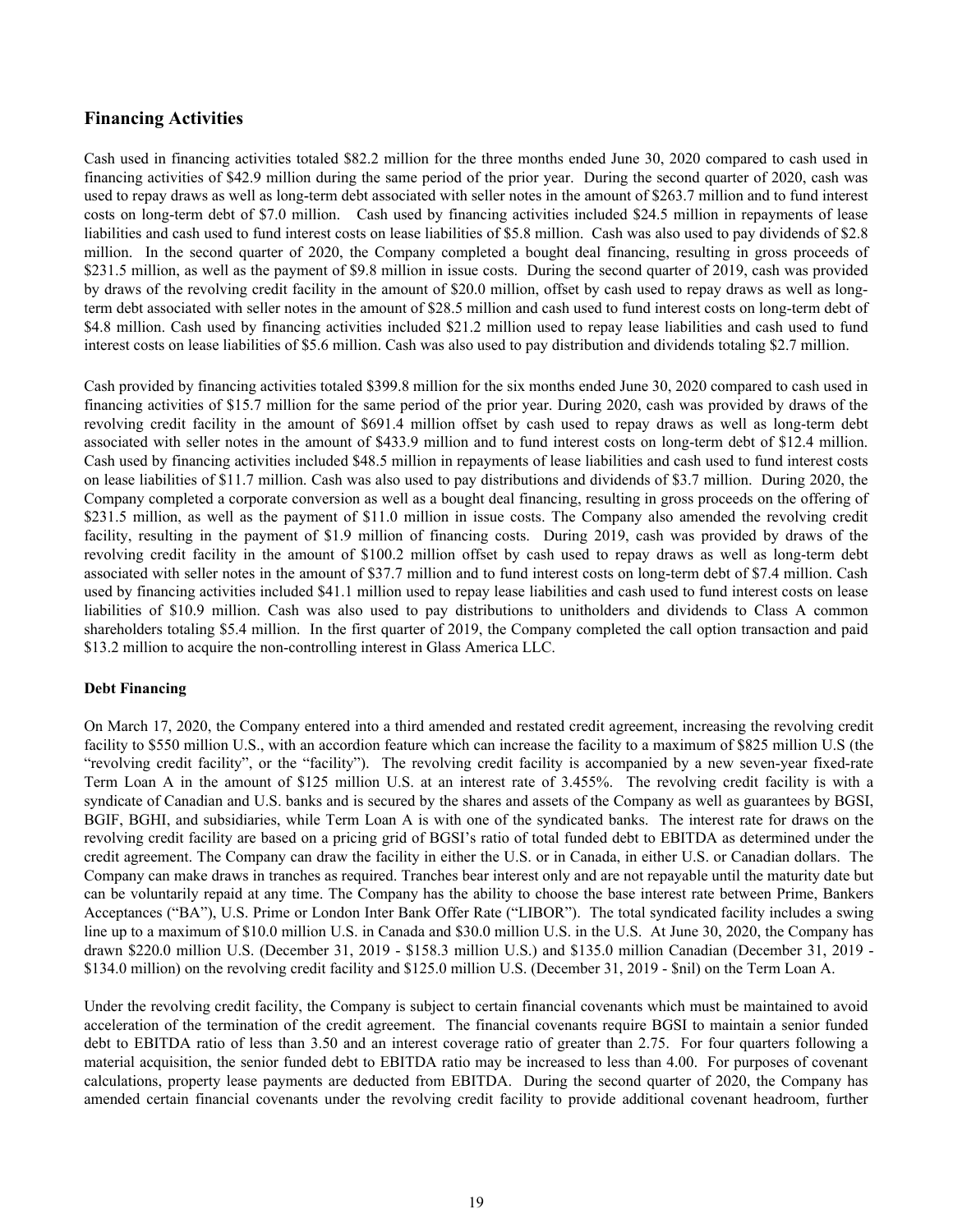## Financing Activities

Cash used in financing activities totaled $82.2 million for the three months ended June 30, 2020 compared to cash used in financing activities of $42.9 million during the same period of the prior year. During the second quarter of 2020, cash was used to repay draws as well as long-term debt associated with seller notes in the amount of $263.7 million and to fund interest costs on long-term debt of $7.0 million. Cash used by financing activities included $24.5 million in repayments of lease liabilities and cash used to fund interest costs on lease liabilities of $5.8 million. Cash was also used to pay dividends of $2.8 million. In the second quarter of 2020, the Company completed a bought deal financing, resulting in gross proceeds of $231.5 million, as well as the payment of $9.8 million in issue costs. During the second quarter of 2019, cash was provided by draws of the revolving credit facility in the amount of $20.0 million, offset by cash used to repay draws as well as long-term debt associated with seller notes in the amount of $28.5 million and cash used to fund interest costs on long-term debt of $4.8 million. Cash used by financing activities included $21.2 million used to repay lease liabilities and cash used to fund interest costs on lease liabilities of $5.6 million. Cash was also used to pay distribution and dividends totaling $2.7 million.

Cash provided by financing activities totaled $399.8 million for the six months ended June 30, 2020 compared to cash used in financing activities of $15.7 million for the same period of the prior year. During 2020, cash was provided by draws of the revolving credit facility in the amount of $691.4 million offset by cash used to repay draws as well as long-term debt associated with seller notes in the amount of $433.9 million and to fund interest costs on long-term debt of $12.4 million. Cash used by financing activities included $48.5 million in repayments of lease liabilities and cash used to fund interest costs on lease liabilities of $11.7 million. Cash was also used to pay distributions and dividends of $3.7 million. During 2020, the Company completed a corporate conversion as well as a bought deal financing, resulting in gross proceeds on the offering of $231.5 million, as well as the payment of $11.0 million in issue costs. The Company also amended the revolving credit facility, resulting in the payment of $1.9 million of financing costs. During 2019, cash was provided by draws of the revolving credit facility in the amount of $100.2 million offset by cash used to repay draws as well as long-term debt associated with seller notes in the amount of $37.7 million and to fund interest costs on long-term debt of $7.4 million. Cash used by financing activities included $41.1 million used to repay lease liabilities and cash used to fund interest costs on lease liabilities of $10.9 million. Cash was also used to pay distributions to unitholders and dividends to Class A common shareholders totaling $5.4 million. In the first quarter of 2019, the Company completed the call option transaction and paid $13.2 million to acquire the non-controlling interest in Glass America LLC.

### Debt Financing

On March 17, 2020, the Company entered into a third amended and restated credit agreement, increasing the revolving credit facility to $550 million U.S., with an accordion feature which can increase the facility to a maximum of $825 million U.S (the "revolving credit facility", or the "facility"). The revolving credit facility is accompanied by a new seven-year fixed-rate Term Loan A in the amount of $125 million U.S. at an interest rate of 3.455%. The revolving credit facility is with a syndicate of Canadian and U.S. banks and is secured by the shares and assets of the Company as well as guarantees by BGSI, BGIF, BGHI, and subsidiaries, while Term Loan A is with one of the syndicated banks. The interest rate for draws on the revolving credit facility are based on a pricing grid of BGSI's ratio of total funded debt to EBITDA as determined under the credit agreement. The Company can draw the facility in either the U.S. or in Canada, in either U.S. or Canadian dollars. The Company can make draws in tranches as required. Tranches bear interest only and are not repayable until the maturity date but can be voluntarily repaid at any time. The Company has the ability to choose the base interest rate between Prime, Bankers Acceptances ("BA"), U.S. Prime or London Inter Bank Offer Rate ("LIBOR"). The total syndicated facility includes a swing line up to a maximum of $10.0 million U.S. in Canada and $30.0 million U.S. in the U.S. At June 30, 2020, the Company has drawn $220.0 million U.S. (December 31, 2019 - $158.3 million U.S.) and $135.0 million Canadian (December 31, 2019 - $134.0 million) on the revolving credit facility and $125.0 million U.S. (December 31, 2019 - $nil) on the Term Loan A.

Under the revolving credit facility, the Company is subject to certain financial covenants which must be maintained to avoid acceleration of the termination of the credit agreement. The financial covenants require BGSI to maintain a senior funded debt to EBITDA ratio of less than 3.50 and an interest coverage ratio of greater than 2.75. For four quarters following a material acquisition, the senior funded debt to EBITDA ratio may be increased to less than 4.00. For purposes of covenant calculations, property lease payments are deducted from EBITDA. During the second quarter of 2020, the Company has amended certain financial covenants under the revolving credit facility to provide additional covenant headroom, further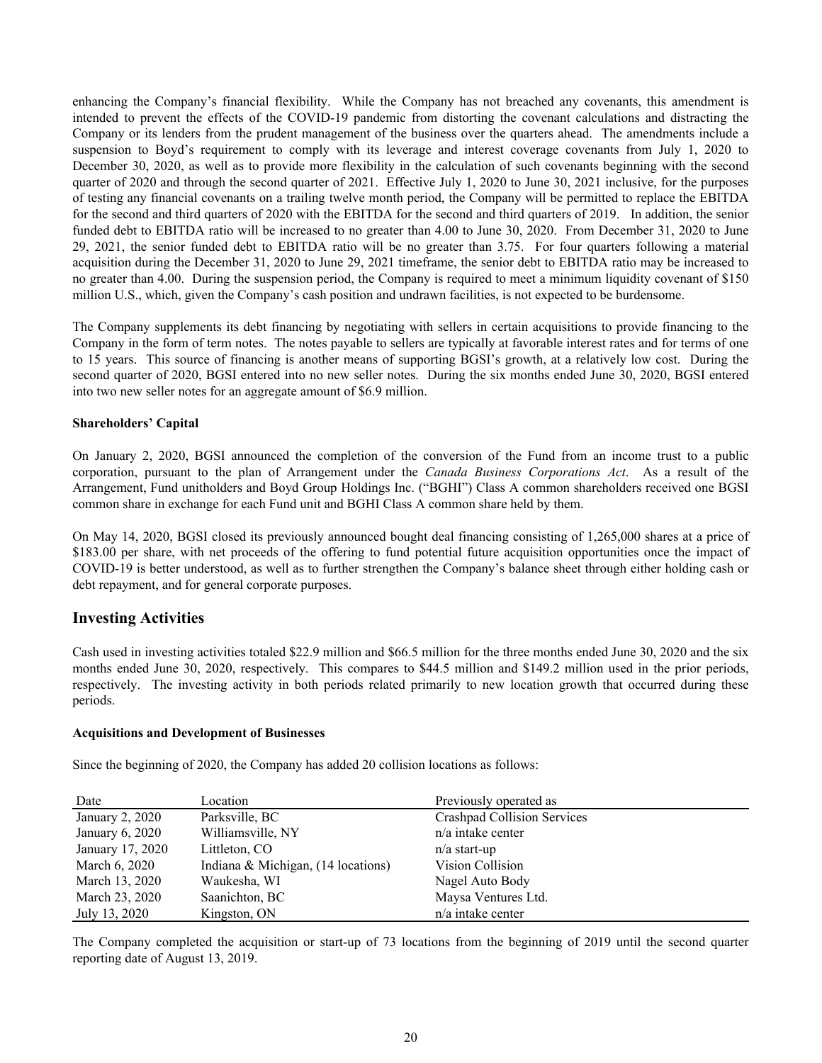enhancing the Company's financial flexibility. While the Company has not breached any covenants, this amendment is intended to prevent the effects of the COVID-19 pandemic from distorting the covenant calculations and distracting the Company or its lenders from the prudent management of the business over the quarters ahead. The amendments include a suspension to Boyd's requirement to comply with its leverage and interest coverage covenants from July 1, 2020 to December 30, 2020, as well as to provide more flexibility in the calculation of such covenants beginning with the second quarter of 2020 and through the second quarter of 2021. Effective July 1, 2020 to June 30, 2021 inclusive, for the purposes of testing any financial covenants on a trailing twelve month period, the Company will be permitted to replace the EBITDA for the second and third quarters of 2020 with the EBITDA for the second and third quarters of 2019. In addition, the senior funded debt to EBITDA ratio will be increased to no greater than 4.00 to June 30, 2020. From December 31, 2020 to June 29, 2021, the senior funded debt to EBITDA ratio will be no greater than 3.75. For four quarters following a material acquisition during the December 31, 2020 to June 29, 2021 timeframe, the senior debt to EBITDA ratio may be increased to no greater than 4.00. During the suspension period, the Company is required to meet a minimum liquidity covenant of $150 million U.S., which, given the Company's cash position and undrawn facilities, is not expected to be burdensome.

The Company supplements its debt financing by negotiating with sellers in certain acquisitions to provide financing to the Company in the form of term notes. The notes payable to sellers are typically at favorable interest rates and for terms of one to 15 years. This source of financing is another means of supporting BGSI's growth, at a relatively low cost. During the second quarter of 2020, BGSI entered into no new seller notes. During the six months ended June 30, 2020, BGSI entered into two new seller notes for an aggregate amount of $6.9 million.

**Shareholders' Capital**

On January 2, 2020, BGSI announced the completion of the conversion of the Fund from an income trust to a public corporation, pursuant to the plan of Arrangement under the *Canada Business Corporations Act*. As a result of the Arrangement, Fund unitholders and Boyd Group Holdings Inc. ("BGHI") Class A common shareholders received one BGSI common share in exchange for each Fund unit and BGHI Class A common share held by them.

On May 14, 2020, BGSI closed its previously announced bought deal financing consisting of 1,265,000 shares at a price of $183.00 per share, with net proceeds of the offering to fund potential future acquisition opportunities once the impact of COVID-19 is better understood, as well as to further strengthen the Company's balance sheet through either holding cash or debt repayment, and for general corporate purposes.

## Investing Activities

Cash used in investing activities totaled $22.9 million and $66.5 million for the three months ended June 30, 2020 and the six months ended June 30, 2020, respectively. This compares to $44.5 million and $149.2 million used in the prior periods, respectively. The investing activity in both periods related primarily to new location growth that occurred during these periods.

**Acquisitions and Development of Businesses**

Since the beginning of 2020, the Company has added 20 collision locations as follows:

| Date | Location | Previously operated as |
|---|---|---|
| January 2, 2020 | Parksville, BC | Crashpad Collision Services |
| January 6, 2020 | Williamsville, NY | n/a intake center |
| January 17, 2020 | Littleton, CO | n/a start-up |
| March 6, 2020 | Indiana & Michigan, (14 locations) | Vision Collision |
| March 13, 2020 | Waukesha, WI | Nagel Auto Body |
| March 23, 2020 | Saanichton, BC | Maysa Ventures Ltd. |
| July 13, 2020 | Kingston, ON | n/a intake center |

The Company completed the acquisition or start-up of 73 locations from the beginning of 2019 until the second quarter reporting date of August 13, 2019.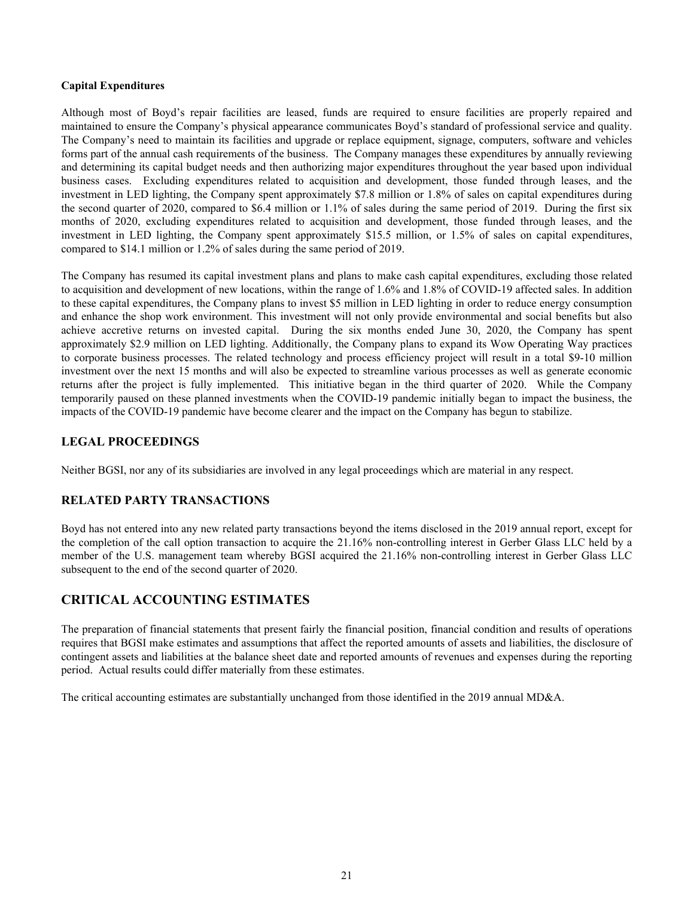**Capital Expenditures**

Although most of Boyd's repair facilities are leased, funds are required to ensure facilities are properly repaired and maintained to ensure the Company's physical appearance communicates Boyd's standard of professional service and quality. The Company's need to maintain its facilities and upgrade or replace equipment, signage, computers, software and vehicles forms part of the annual cash requirements of the business. The Company manages these expenditures by annually reviewing and determining its capital budget needs and then authorizing major expenditures throughout the year based upon individual business cases. Excluding expenditures related to acquisition and development, those funded through leases, and the investment in LED lighting, the Company spent approximately $7.8 million or 1.8% of sales on capital expenditures during the second quarter of 2020, compared to $6.4 million or 1.1% of sales during the same period of 2019. During the first six months of 2020, excluding expenditures related to acquisition and development, those funded through leases, and the investment in LED lighting, the Company spent approximately $15.5 million, or 1.5% of sales on capital expenditures, compared to $14.1 million or 1.2% of sales during the same period of 2019.

The Company has resumed its capital investment plans and plans to make cash capital expenditures, excluding those related to acquisition and development of new locations, within the range of 1.6% and 1.8% of COVID-19 affected sales. In addition to these capital expenditures, the Company plans to invest $5 million in LED lighting in order to reduce energy consumption and enhance the shop work environment. This investment will not only provide environmental and social benefits but also achieve accretive returns on invested capital. During the six months ended June 30, 2020, the Company has spent approximately $2.9 million on LED lighting. Additionally, the Company plans to expand its Wow Operating Way practices to corporate business processes. The related technology and process efficiency project will result in a total $9-10 million investment over the next 15 months and will also be expected to streamline various processes as well as generate economic returns after the project is fully implemented. This initiative began in the third quarter of 2020. While the Company temporarily paused on these planned investments when the COVID-19 pandemic initially began to impact the business, the impacts of the COVID-19 pandemic have become clearer and the impact on the Company has begun to stabilize.

## LEGAL PROCEEDINGS

Neither BGSI, nor any of its subsidiaries are involved in any legal proceedings which are material in any respect.

## RELATED PARTY TRANSACTIONS

Boyd has not entered into any new related party transactions beyond the items disclosed in the 2019 annual report, except for the completion of the call option transaction to acquire the 21.16% non-controlling interest in Gerber Glass LLC held by a member of the U.S. management team whereby BGSI acquired the 21.16% non-controlling interest in Gerber Glass LLC subsequent to the end of the second quarter of 2020.

# CRITICAL ACCOUNTING ESTIMATES

The preparation of financial statements that present fairly the financial position, financial condition and results of operations requires that BGSI make estimates and assumptions that affect the reported amounts of assets and liabilities, the disclosure of contingent assets and liabilities at the balance sheet date and reported amounts of revenues and expenses during the reporting period. Actual results could differ materially from these estimates.

The critical accounting estimates are substantially unchanged from those identified in the 2019 annual MD&A.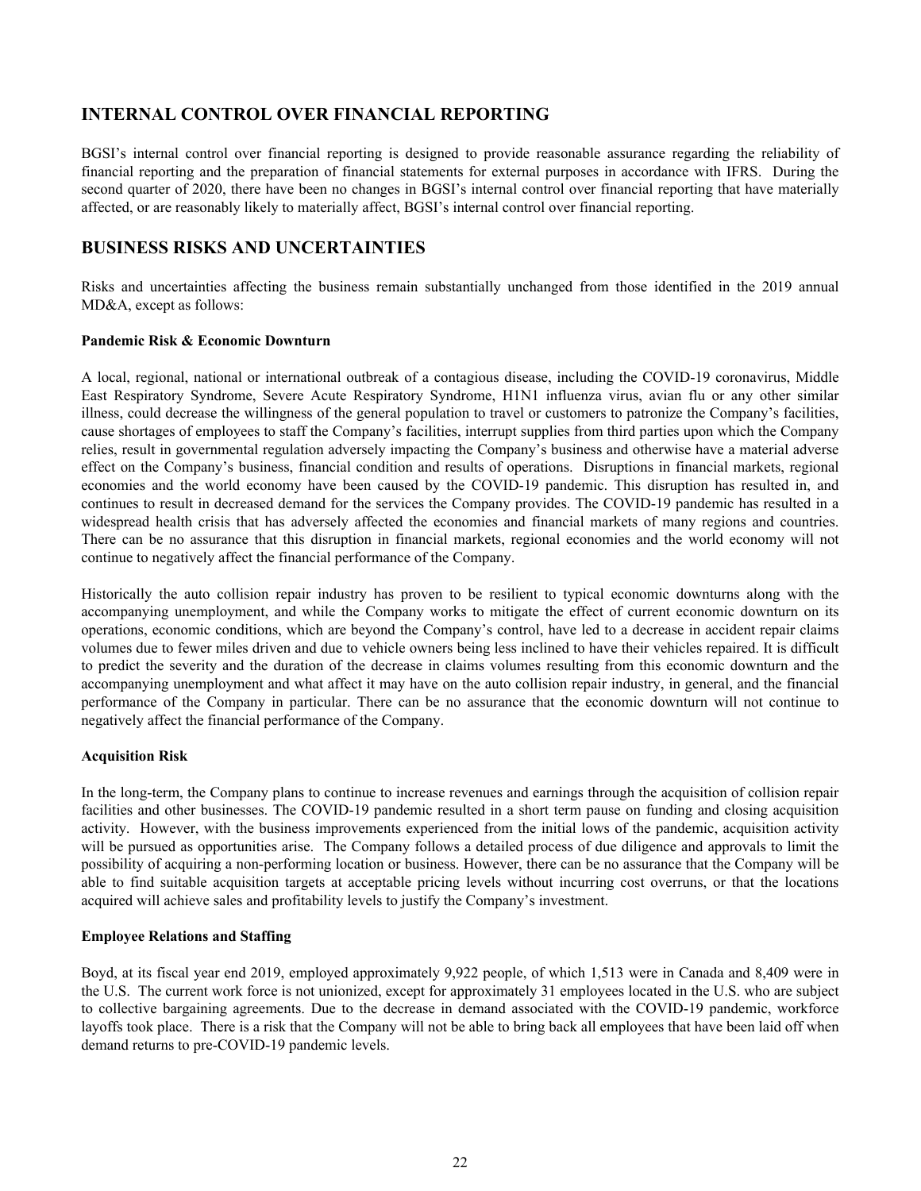## INTERNAL CONTROL OVER FINANCIAL REPORTING

BGSI's internal control over financial reporting is designed to provide reasonable assurance regarding the reliability of financial reporting and the preparation of financial statements for external purposes in accordance with IFRS. During the second quarter of 2020, there have been no changes in BGSI's internal control over financial reporting that have materially affected, or are reasonably likely to materially affect, BGSI's internal control over financial reporting.

## BUSINESS RISKS AND UNCERTAINTIES

Risks and uncertainties affecting the business remain substantially unchanged from those identified in the 2019 annual MD&A, except as follows:

**Pandemic Risk & Economic Downturn**

A local, regional, national or international outbreak of a contagious disease, including the COVID-19 coronavirus, Middle East Respiratory Syndrome, Severe Acute Respiratory Syndrome, H1N1 influenza virus, avian flu or any other similar illness, could decrease the willingness of the general population to travel or customers to patronize the Company's facilities, cause shortages of employees to staff the Company's facilities, interrupt supplies from third parties upon which the Company relies, result in governmental regulation adversely impacting the Company's business and otherwise have a material adverse effect on the Company's business, financial condition and results of operations. Disruptions in financial markets, regional economies and the world economy have been caused by the COVID-19 pandemic. This disruption has resulted in, and continues to result in decreased demand for the services the Company provides. The COVID-19 pandemic has resulted in a widespread health crisis that has adversely affected the economies and financial markets of many regions and countries. There can be no assurance that this disruption in financial markets, regional economies and the world economy will not continue to negatively affect the financial performance of the Company.

Historically the auto collision repair industry has proven to be resilient to typical economic downturns along with the accompanying unemployment, and while the Company works to mitigate the effect of current economic downturn on its operations, economic conditions, which are beyond the Company's control, have led to a decrease in accident repair claims volumes due to fewer miles driven and due to vehicle owners being less inclined to have their vehicles repaired. It is difficult to predict the severity and the duration of the decrease in claims volumes resulting from this economic downturn and the accompanying unemployment and what affect it may have on the auto collision repair industry, in general, and the financial performance of the Company in particular. There can be no assurance that the economic downturn will not continue to negatively affect the financial performance of the Company.

**Acquisition Risk**

In the long-term, the Company plans to continue to increase revenues and earnings through the acquisition of collision repair facilities and other businesses. The COVID-19 pandemic resulted in a short term pause on funding and closing acquisition activity. However, with the business improvements experienced from the initial lows of the pandemic, acquisition activity will be pursued as opportunities arise. The Company follows a detailed process of due diligence and approvals to limit the possibility of acquiring a non-performing location or business. However, there can be no assurance that the Company will be able to find suitable acquisition targets at acceptable pricing levels without incurring cost overruns, or that the locations acquired will achieve sales and profitability levels to justify the Company's investment.

**Employee Relations and Staffing**

Boyd, at its fiscal year end 2019, employed approximately 9,922 people, of which 1,513 were in Canada and 8,409 were in the U.S. The current work force is not unionized, except for approximately 31 employees located in the U.S. who are subject to collective bargaining agreements. Due to the decrease in demand associated with the COVID-19 pandemic, workforce layoffs took place. There is a risk that the Company will not be able to bring back all employees that have been laid off when demand returns to pre-COVID-19 pandemic levels.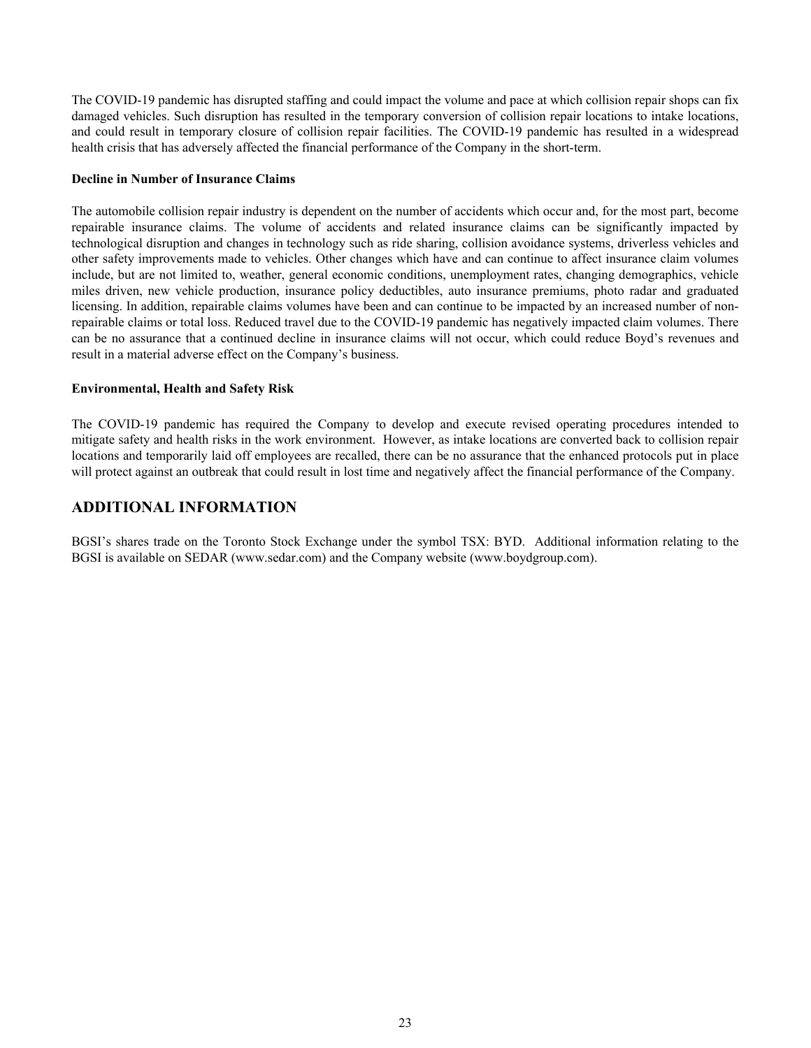The COVID-19 pandemic has disrupted staffing and could impact the volume and pace at which collision repair shops can fix damaged vehicles. Such disruption has resulted in the temporary conversion of collision repair locations to intake locations, and could result in temporary closure of collision repair facilities. The COVID-19 pandemic has resulted in a widespread health crisis that has adversely affected the financial performance of the Company in the short-term.

**Decline in Number of Insurance Claims**

The automobile collision repair industry is dependent on the number of accidents which occur and, for the most part, become repairable insurance claims. The volume of accidents and related insurance claims can be significantly impacted by technological disruption and changes in technology such as ride sharing, collision avoidance systems, driverless vehicles and other safety improvements made to vehicles. Other changes which have and can continue to affect insurance claim volumes include, but are not limited to, weather, general economic conditions, unemployment rates, changing demographics, vehicle miles driven, new vehicle production, insurance policy deductibles, auto insurance premiums, photo radar and graduated licensing. In addition, repairable claims volumes have been and can continue to be impacted by an increased number of non-repairable claims or total loss. Reduced travel due to the COVID-19 pandemic has negatively impacted claim volumes. There can be no assurance that a continued decline in insurance claims will not occur, which could reduce Boyd's revenues and result in a material adverse effect on the Company's business.

**Environmental, Health and Safety Risk**

The COVID-19 pandemic has required the Company to develop and execute revised operating procedures intended to mitigate safety and health risks in the work environment. However, as intake locations are converted back to collision repair locations and temporarily laid off employees are recalled, there can be no assurance that the enhanced protocols put in place will protect against an outbreak that could result in lost time and negatively affect the financial performance of the Company.

## ADDITIONAL INFORMATION

BGSI's shares trade on the Toronto Stock Exchange under the symbol TSX: BYD. Additional information relating to the BGSI is available on SEDAR (www.sedar.com) and the Company website (www.boydgroup.com).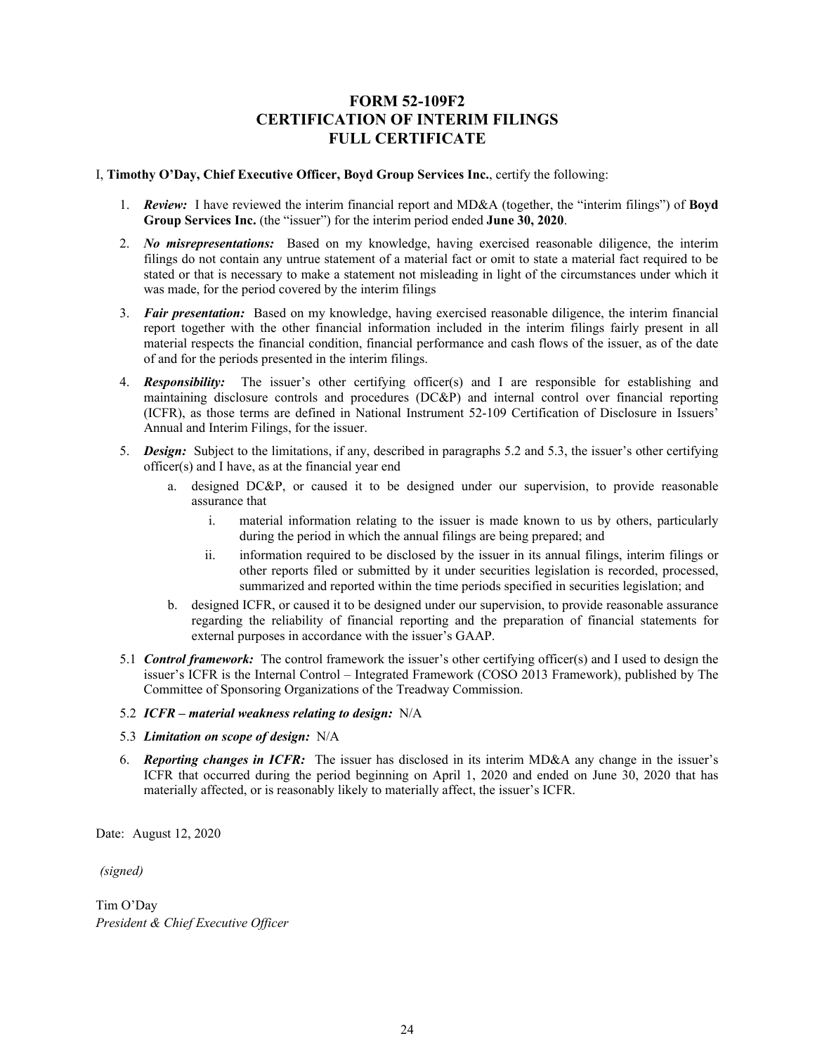# FORM 52-109F2
# CERTIFICATION OF INTERIM FILINGS
# FULL CERTIFICATE

I, **Timothy O'Day, Chief Executive Officer, Boyd Group Services Inc.**, certify the following:

1. ***Review:*** I have reviewed the interim financial report and MD&A (together, the "interim filings") of **Boyd Group Services Inc.** (the "issuer") for the interim period ended **June 30, 2020**.

2. ***No misrepresentations:*** Based on my knowledge, having exercised reasonable diligence, the interim filings do not contain any untrue statement of a material fact or omit to state a material fact required to be stated or that is necessary to make a statement not misleading in light of the circumstances under which it was made, for the period covered by the interim filings

3. ***Fair presentation:*** Based on my knowledge, having exercised reasonable diligence, the interim financial report together with the other financial information included in the interim filings fairly present in all material respects the financial condition, financial performance and cash flows of the issuer, as of the date of and for the periods presented in the interim filings.

4. ***Responsibility:*** The issuer's other certifying officer(s) and I are responsible for establishing and maintaining disclosure controls and procedures (DC&P) and internal control over financial reporting (ICFR), as those terms are defined in National Instrument 52-109 Certification of Disclosure in Issuers' Annual and Interim Filings, for the issuer.

5. ***Design:*** Subject to the limitations, if any, described in paragraphs 5.2 and 5.3, the issuer's other certifying officer(s) and I have, as at the financial year end
   a. designed DC&P, or caused it to be designed under our supervision, to provide reasonable assurance that
      i. material information relating to the issuer is made known to us by others, particularly during the period in which the annual filings are being prepared; and
      ii. information required to be disclosed by the issuer in its annual filings, interim filings or other reports filed or submitted by it under securities legislation is recorded, processed, summarized and reported within the time periods specified in securities legislation; and
   b. designed ICFR, or caused it to be designed under our supervision, to provide reasonable assurance regarding the reliability of financial reporting and the preparation of financial statements for external purposes in accordance with the issuer's GAAP.

5.1 ***Control framework:*** The control framework the issuer's other certifying officer(s) and I used to design the issuer's ICFR is the Internal Control – Integrated Framework (COSO 2013 Framework), published by The Committee of Sponsoring Organizations of the Treadway Commission.

5.2 ***ICFR – material weakness relating to design:*** N/A

5.3 ***Limitation on scope of design:*** N/A

6. ***Reporting changes in ICFR:*** The issuer has disclosed in its interim MD&A any change in the issuer's ICFR that occurred during the period beginning on April 1, 2020 and ended on June 30, 2020 that has materially affected, or is reasonably likely to materially affect, the issuer's ICFR.

Date: August 12, 2020

*(signed)*

Tim O'Day
*President & Chief Executive Officer*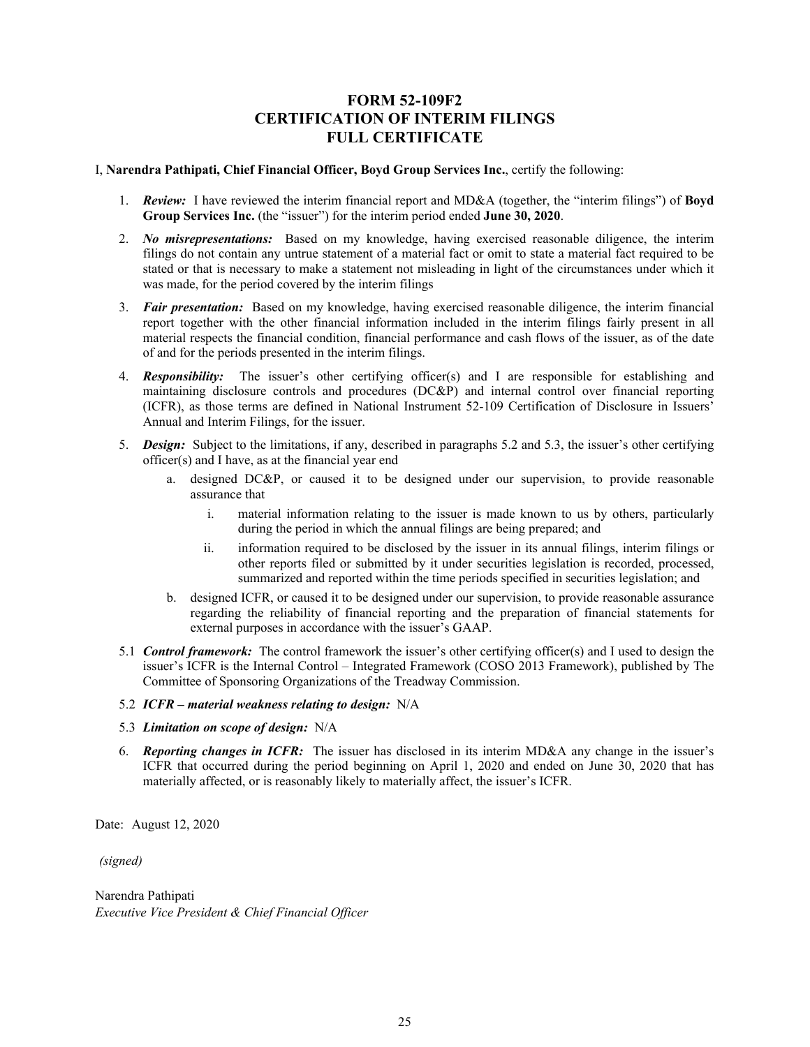# FORM 52-109F2
# CERTIFICATION OF INTERIM FILINGS
# FULL CERTIFICATE

I, **Narendra Pathipati, Chief Financial Officer, Boyd Group Services Inc.**, certify the following:

1. ***Review:*** I have reviewed the interim financial report and MD&A (together, the "interim filings") of **Boyd Group Services Inc.** (the "issuer") for the interim period ended **June 30, 2020**.

2. ***No misrepresentations:*** Based on my knowledge, having exercised reasonable diligence, the interim filings do not contain any untrue statement of a material fact or omit to state a material fact required to be stated or that is necessary to make a statement not misleading in light of the circumstances under which it was made, for the period covered by the interim filings

3. ***Fair presentation:*** Based on my knowledge, having exercised reasonable diligence, the interim financial report together with the other financial information included in the interim filings fairly present in all material respects the financial condition, financial performance and cash flows of the issuer, as of the date of and for the periods presented in the interim filings.

4. ***Responsibility:*** The issuer's other certifying officer(s) and I are responsible for establishing and maintaining disclosure controls and procedures (DC&P) and internal control over financial reporting (ICFR), as those terms are defined in National Instrument 52-109 Certification of Disclosure in Issuers' Annual and Interim Filings, for the issuer.

5. ***Design:*** Subject to the limitations, if any, described in paragraphs 5.2 and 5.3, the issuer's other certifying officer(s) and I have, as at the financial year end

   a. designed DC&P, or caused it to be designed under our supervision, to provide reasonable assurance that

      i. material information relating to the issuer is made known to us by others, particularly during the period in which the annual filings are being prepared; and

      ii. information required to be disclosed by the issuer in its annual filings, interim filings or other reports filed or submitted by it under securities legislation is recorded, processed, summarized and reported within the time periods specified in securities legislation; and

   b. designed ICFR, or caused it to be designed under our supervision, to provide reasonable assurance regarding the reliability of financial reporting and the preparation of financial statements for external purposes in accordance with the issuer's GAAP.

5.1 ***Control framework:*** The control framework the issuer's other certifying officer(s) and I used to design the issuer's ICFR is the Internal Control – Integrated Framework (COSO 2013 Framework), published by The Committee of Sponsoring Organizations of the Treadway Commission.

5.2 ***ICFR – material weakness relating to design:*** N/A

5.3 ***Limitation on scope of design:*** N/A

6. ***Reporting changes in ICFR:*** The issuer has disclosed in its interim MD&A any change in the issuer's ICFR that occurred during the period beginning on April 1, 2020 and ended on June 30, 2020 that has materially affected, or is reasonably likely to materially affect, the issuer's ICFR.

Date: August 12, 2020

*(signed)*

Narendra Pathipati
*Executive Vice President & Chief Financial Officer*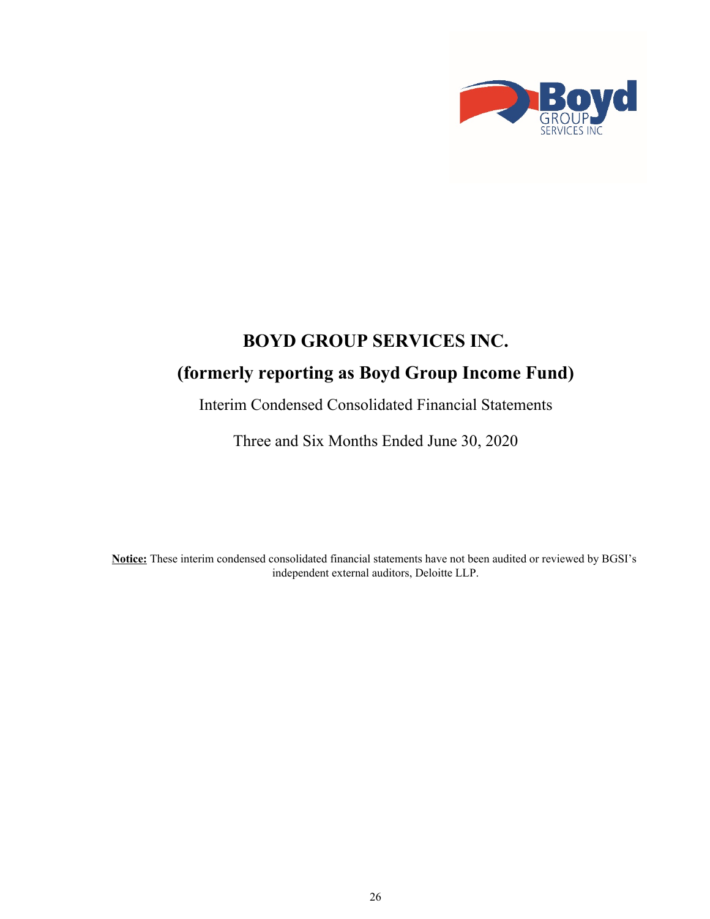# BOYD GROUP SERVICES INC.

# (formerly reporting as Boyd Group Income Fund)

Interim Condensed Consolidated Financial Statements

Three and Six Months Ended June 30, 2020

**Notice:** These interim condensed consolidated financial statements have not been audited or reviewed by BGSI's independent external auditors, Deloitte LLP.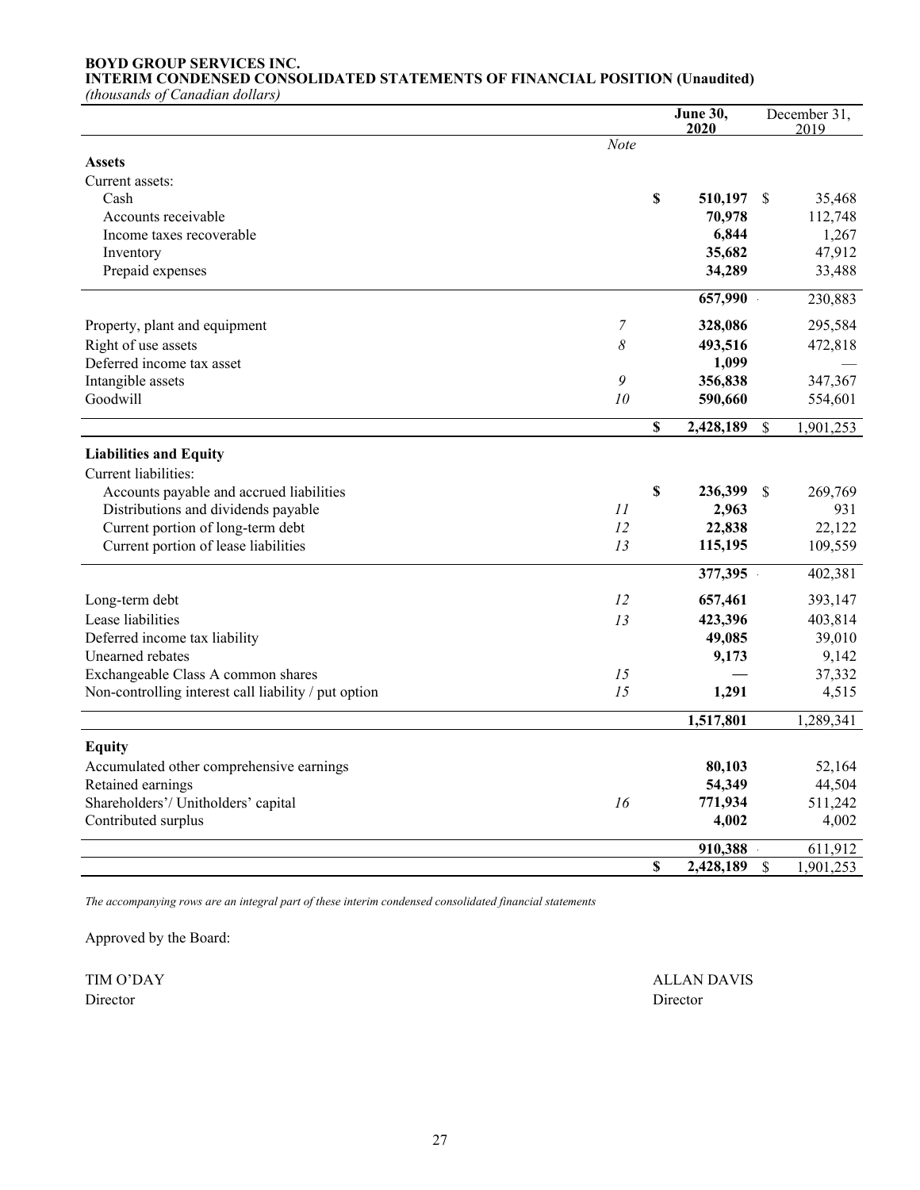**BOYD GROUP SERVICES INC.**
**INTERIM CONDENSED CONSOLIDATED STATEMENTS OF FINANCIAL POSITION (Unaudited)**
*(thousands of Canadian dollars)*

| | *Note* | **June 30, 2020** | December 31, 2019 |
|---|---|---|---|
| **Assets** | | | |
| Current assets: | | | |
| Cash | | **$ 510,197** | $ 35,468 |
| Accounts receivable | | **70,978** | 112,748 |
| Income taxes recoverable | | **6,844** | 1,267 |
| Inventory | | **35,682** | 47,912 |
| Prepaid expenses | | **34,289** | 33,488 |
| | | **657,990** | 230,883 |
| Property, plant and equipment | *7* | **328,086** | 295,584 |
| Right of use assets | *8* | **493,516** | 472,818 |
| Deferred income tax asset | | **1,099** | — |
| Intangible assets | *9* | **356,838** | 347,367 |
| Goodwill | *10* | **590,660** | 554,601 |
| | | **$ 2,428,189** | $ 1,901,253 |
| **Liabilities and Equity** | | | |
| Current liabilities: | | | |
| Accounts payable and accrued liabilities | | **$ 236,399** | $ 269,769 |
| Distributions and dividends payable | *11* | **2,963** | 931 |
| Current portion of long-term debt | *12* | **22,838** | 22,122 |
| Current portion of lease liabilities | *13* | **115,195** | 109,559 |
| | | **377,395** | 402,381 |
| Long-term debt | *12* | **657,461** | 393,147 |
| Lease liabilities | *13* | **423,396** | 403,814 |
| Deferred income tax liability | | **49,085** | 39,010 |
| Unearned rebates | | **9,173** | 9,142 |
| Exchangeable Class A common shares | *15* | **—** | 37,332 |
| Non-controlling interest call liability / put option | *15* | **1,291** | 4,515 |
| | | **1,517,801** | 1,289,341 |
| **Equity** | | | |
| Accumulated other comprehensive earnings | | **80,103** | 52,164 |
| Retained earnings | | **54,349** | 44,504 |
| Shareholders'/ Unitholders' capital | *16* | **771,934** | 511,242 |
| Contributed surplus | | **4,002** | 4,002 |
| | | **910,388** | 611,912 |
| | | **$ 2,428,189** | $ 1,901,253 |

*The accompanying rows are an integral part of these interim condensed consolidated financial statements*

Approved by the Board:

TIM O'DAY
Director

ALLAN DAVIS
Director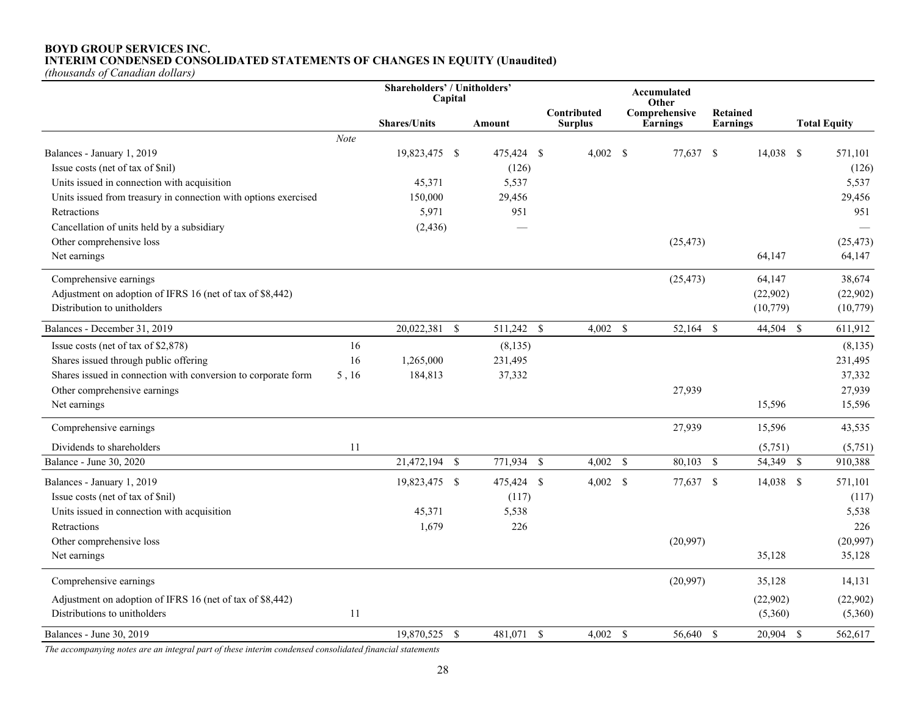**BOYD GROUP SERVICES INC.**
**INTERIM CONDENSED CONSOLIDATED STATEMENTS OF CHANGES IN EQUITY (Unaudited)**
*(thousands of Canadian dollars)*

| | | Shareholders' / Unitholders' Capital | | | | | |
|---|---|---|---|---|---|---|---|
| | Note | Shares/Units | Amount | Contributed Surplus | Accumulated Other Comprehensive Earnings | Retained Earnings | Total Equity |
| Balances - January 1, 2019 | | 19,823,475 | $ 475,424 | $ 4,002 | $ 77,637 | $ 14,038 | $ 571,101 |
| Issue costs (net of tax of $nil) | | | (126) | | | | (126) |
| Units issued in connection with acquisition | | 45,371 | 5,537 | | | | 5,537 |
| Units issued from treasury in connection with options exercised | | 150,000 | 29,456 | | | | 29,456 |
| Retractions | | 5,971 | 951 | | | | 951 |
| Cancellation of units held by a subsidiary | | (2,436) | — | | | | — |
| Other comprehensive loss | | | | | (25,473) | | (25,473) |
| Net earnings | | | | | | 64,147 | 64,147 |
| Comprehensive earnings | | | | | (25,473) | 64,147 | 38,674 |
| Adjustment on adoption of IFRS 16 (net of tax of $8,442) | | | | | | (22,902) | (22,902) |
| Distribution to unitholders | | | | | | (10,779) | (10,779) |
| Balances - December 31, 2019 | | 20,022,381 | $ 511,242 | $ 4,002 | $ 52,164 | $ 44,504 | $ 611,912 |
| Issue costs (net of tax of $2,878) | 16 | | (8,135) | | | | (8,135) |
| Shares issued through public offering | 16 | 1,265,000 | 231,495 | | | | 231,495 |
| Shares issued in connection with conversion to corporate form | 5 , 16 | 184,813 | 37,332 | | | | 37,332 |
| Other comprehensive earnings | | | | | 27,939 | | 27,939 |
| Net earnings | | | | | | 15,596 | 15,596 |
| Comprehensive earnings | | | | | 27,939 | 15,596 | 43,535 |
| Dividends to shareholders | 11 | | | | | (5,751) | (5,751) |
| Balance - June 30, 2020 | | 21,472,194 | $ 771,934 | $ 4,002 | $ 80,103 | $ 54,349 | $ 910,388 |
| Balances - January 1, 2019 | | 19,823,475 | $ 475,424 | $ 4,002 | $ 77,637 | $ 14,038 | $ 571,101 |
| Issue costs (net of tax of $nil) | | | (117) | | | | (117) |
| Units issued in connection with acquisition | | 45,371 | 5,538 | | | | 5,538 |
| Retractions | | 1,679 | 226 | | | | 226 |
| Other comprehensive loss | | | | | (20,997) | | (20,997) |
| Net earnings | | | | | | 35,128 | 35,128 |
| Comprehensive earnings | | | | | (20,997) | 35,128 | 14,131 |
| Adjustment on adoption of IFRS 16 (net of tax of $8,442) | | | | | | (22,902) | (22,902) |
| Distributions to unitholders | 11 | | | | | (5,360) | (5,360) |
| Balances - June 30, 2019 | | 19,870,525 | $ 481,071 | $ 4,002 | $ 56,640 | $ 20,904 | $ 562,617 |

*The accompanying notes are an integral part of these interim condensed consolidated financial statements*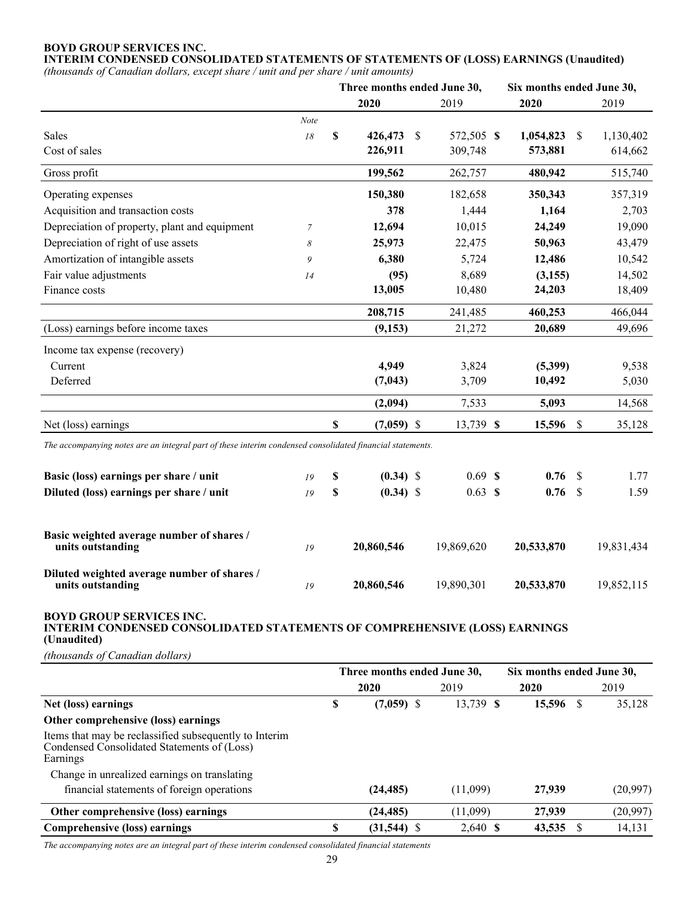**BOYD GROUP SERVICES INC.**
**INTERIM CONDENSED CONSOLIDATED STATEMENTS OF STATEMENTS OF (LOSS) EARNINGS (Unaudited)**
*(thousands of Canadian dollars, except share / unit and per share / unit amounts)*

| | | Three months ended June 30, | | Six months ended June 30, | |
|---|---|---|---|---|---|
| | | **2020** | 2019 | **2020** | 2019 |
| | *Note* | | | | |
| Sales | *18* | **$ 426,473** | $ 572,505 | **$ 1,054,823** | $ 1,130,402 |
| Cost of sales | | **226,911** | 309,748 | **573,881** | 614,662 |
| Gross profit | | **199,562** | 262,757 | **480,942** | 515,740 |
| Operating expenses | | **150,380** | 182,658 | **350,343** | 357,319 |
| Acquisition and transaction costs | | **378** | 1,444 | **1,164** | 2,703 |
| Depreciation of property, plant and equipment | *7* | **12,694** | 10,015 | **24,249** | 19,090 |
| Depreciation of right of use assets | *8* | **25,973** | 22,475 | **50,963** | 43,479 |
| Amortization of intangible assets | *9* | **6,380** | 5,724 | **12,486** | 10,542 |
| Fair value adjustments | *14* | **(95)** | 8,689 | **(3,155)** | 14,502 |
| Finance costs | | **13,005** | 10,480 | **24,203** | 18,409 |
| | | **208,715** | 241,485 | **460,253** | 466,044 |
| (Loss) earnings before income taxes | | **(9,153)** | 21,272 | **20,689** | 49,696 |
| Income tax expense (recovery) | | | | | |
| Current | | **4,949** | 3,824 | **(5,399)** | 9,538 |
| Deferred | | **(7,043)** | 3,709 | **10,492** | 5,030 |
| | | **(2,094)** | 7,533 | **5,093** | 14,568 |
| Net (loss) earnings | | **$ (7,059)** | $ 13,739 | **$ 15,596** | $ 35,128 |

*The accompanying notes are an integral part of these interim condensed consolidated financial statements.*

| | | | | | |
|---|---|---|---|---|---|
| **Basic (loss) earnings per share / unit** | *19* | **$ (0.34)** | $ 0.69 | **$ 0.76** | $ 1.77 |
| **Diluted (loss) earnings per share / unit** | *19* | **$ (0.34)** | $ 0.63 | **$ 0.76** | $ 1.59 |
| **Basic weighted average number of shares / units outstanding** | *19* | **20,860,546** | 19,869,620 | **20,533,870** | 19,831,434 |
| **Diluted weighted average number of shares / units outstanding** | *19* | **20,860,546** | 19,890,301 | **20,533,870** | 19,852,115 |

**BOYD GROUP SERVICES INC.**
**INTERIM CONDENSED CONSOLIDATED STATEMENTS OF COMPREHENSIVE (LOSS) EARNINGS (Unaudited)**
*(thousands of Canadian dollars)*

| | Three months ended June 30, | | Six months ended June 30, | |
|---|---|---|---|---|
| | **2020** | 2019 | **2020** | 2019 |
| **Net (loss) earnings** | **$ (7,059)** | $ 13,739 | **$ 15,596** | $ 35,128 |
| **Other comprehensive (loss) earnings** | | | | |
| Items that may be reclassified subsequently to Interim Condensed Consolidated Statements of (Loss) Earnings | | | | |
| Change in unrealized earnings on translating financial statements of foreign operations | **(24,485)** | (11,099) | **27,939** | (20,997) |
| **Other comprehensive (loss) earnings** | **(24,485)** | (11,099) | **27,939** | (20,997) |
| **Comprehensive (loss) earnings** | **$ (31,544)** | $ 2,640 | **$ 43,535** | $ 14,131 |

*The accompanying notes are an integral part of these interim condensed consolidated financial statements*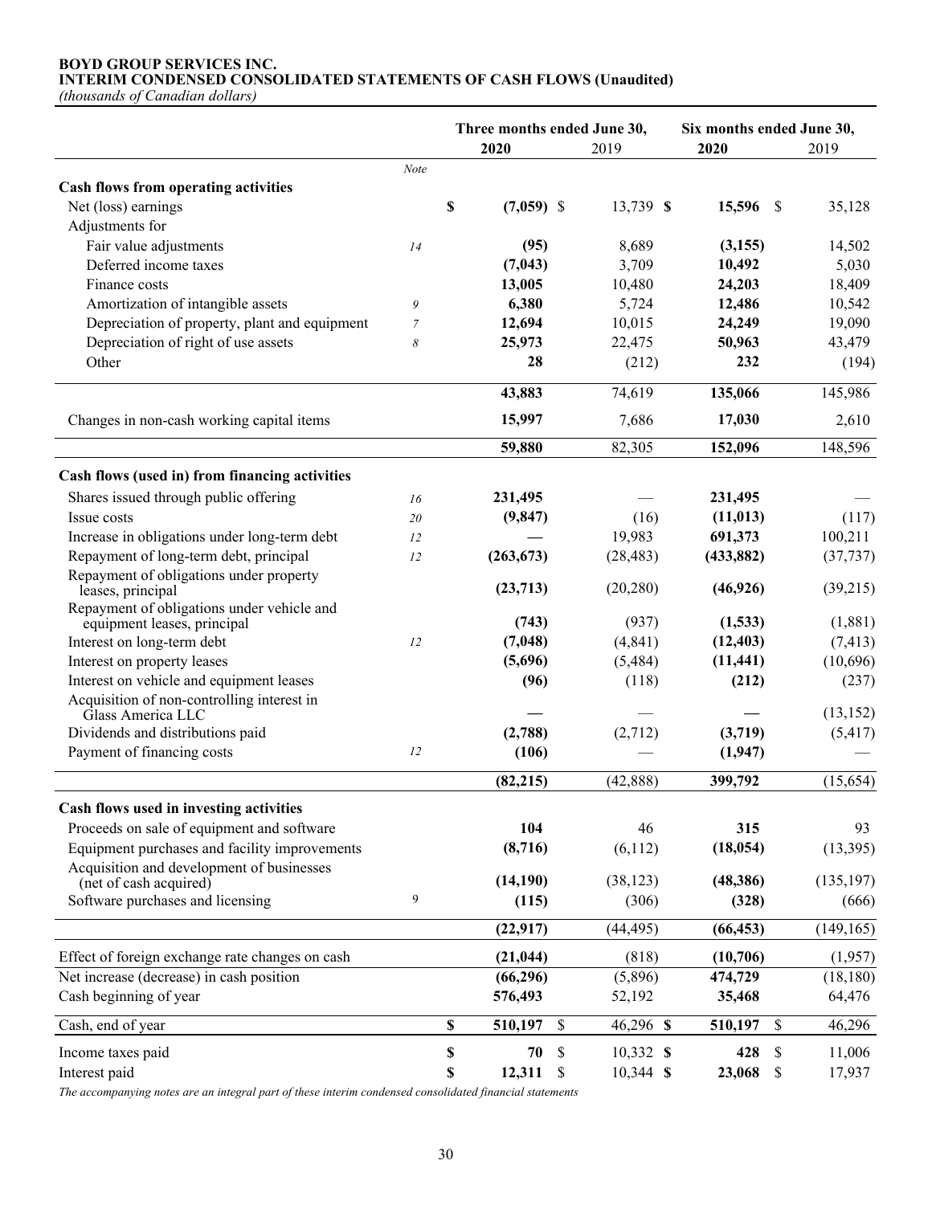**BOYD GROUP SERVICES INC.**
**INTERIM CONDENSED CONSOLIDATED STATEMENTS OF CASH FLOWS (Unaudited)**
*(thousands of Canadian dollars)*

| | Note | Three months ended June 30, 2020 | Three months ended June 30, 2019 | Six months ended June 30, 2020 | Six months ended June 30, 2019 |
|---|---|---|---|---|---|
| **Cash flows from operating activities** | | | | | |
| Net (loss) earnings | | **$ (7,059)** | $ 13,739 | **$ 15,596** | $ 35,128 |
| Adjustments for | | | | | |
| Fair value adjustments | 14 | **(95)** | 8,689 | **(3,155)** | 14,502 |
| Deferred income taxes | | **(7,043)** | 3,709 | **10,492** | 5,030 |
| Finance costs | | **13,005** | 10,480 | **24,203** | 18,409 |
| Amortization of intangible assets | 9 | **6,380** | 5,724 | **12,486** | 10,542 |
| Depreciation of property, plant and equipment | 7 | **12,694** | 10,015 | **24,249** | 19,090 |
| Depreciation of right of use assets | 8 | **25,973** | 22,475 | **50,963** | 43,479 |
| Other | | **28** | (212) | **232** | (194) |
| | | **43,883** | 74,619 | **135,066** | 145,986 |
| Changes in non-cash working capital items | | **15,997** | 7,686 | **17,030** | 2,610 |
| | | **59,880** | 82,305 | **152,096** | 148,596 |
| **Cash flows (used in) from financing activities** | | | | | |
| Shares issued through public offering | 16 | **231,495** | — | **231,495** | — |
| Issue costs | 20 | **(9,847)** | (16) | **(11,013)** | (117) |
| Increase in obligations under long-term debt | 12 | **—** | 19,983 | **691,373** | 100,211 |
| Repayment of long-term debt, principal | 12 | **(263,673)** | (28,483) | **(433,882)** | (37,737) |
| Repayment of obligations under property leases, principal | | **(23,713)** | (20,280) | **(46,926)** | (39,215) |
| Repayment of obligations under vehicle and equipment leases, principal | | **(743)** | (937) | **(1,533)** | (1,881) |
| Interest on long-term debt | 12 | **(7,048)** | (4,841) | **(12,403)** | (7,413) |
| Interest on property leases | | **(5,696)** | (5,484) | **(11,441)** | (10,696) |
| Interest on vehicle and equipment leases | | **(96)** | (118) | **(212)** | (237) |
| Acquisition of non-controlling interest in Glass America LLC | | **—** | — | **—** | (13,152) |
| Dividends and distributions paid | | **(2,788)** | (2,712) | **(3,719)** | (5,417) |
| Payment of financing costs | 12 | **(106)** | — | **(1,947)** | — |
| | | **(82,215)** | (42,888) | **399,792** | (15,654) |
| **Cash flows used in investing activities** | | | | | |
| Proceeds on sale of equipment and software | | **104** | 46 | **315** | 93 |
| Equipment purchases and facility improvements | | **(8,716)** | (6,112) | **(18,054)** | (13,395) |
| Acquisition and development of businesses (net of cash acquired) | | **(14,190)** | (38,123) | **(48,386)** | (135,197) |
| Software purchases and licensing | 9 | **(115)** | (306) | **(328)** | (666) |
| | | **(22,917)** | (44,495) | **(66,453)** | (149,165) |
| Effect of foreign exchange rate changes on cash | | **(21,044)** | (818) | **(10,706)** | (1,957) |
| Net increase (decrease) in cash position | | **(66,296)** | (5,896) | **474,729** | (18,180) |
| Cash beginning of year | | **576,493** | 52,192 | **35,468** | 64,476 |
| Cash, end of year | | **$ 510,197** | $ 46,296 | **$ 510,197** | $ 46,296 |
| Income taxes paid | | **$ 70** | $ 10,332 | **$ 428** | $ 11,006 |
| Interest paid | | **$ 12,311** | $ 10,344 | **$ 23,068** | $ 17,937 |

*The accompanying notes are an integral part of these interim condensed consolidated financial statements*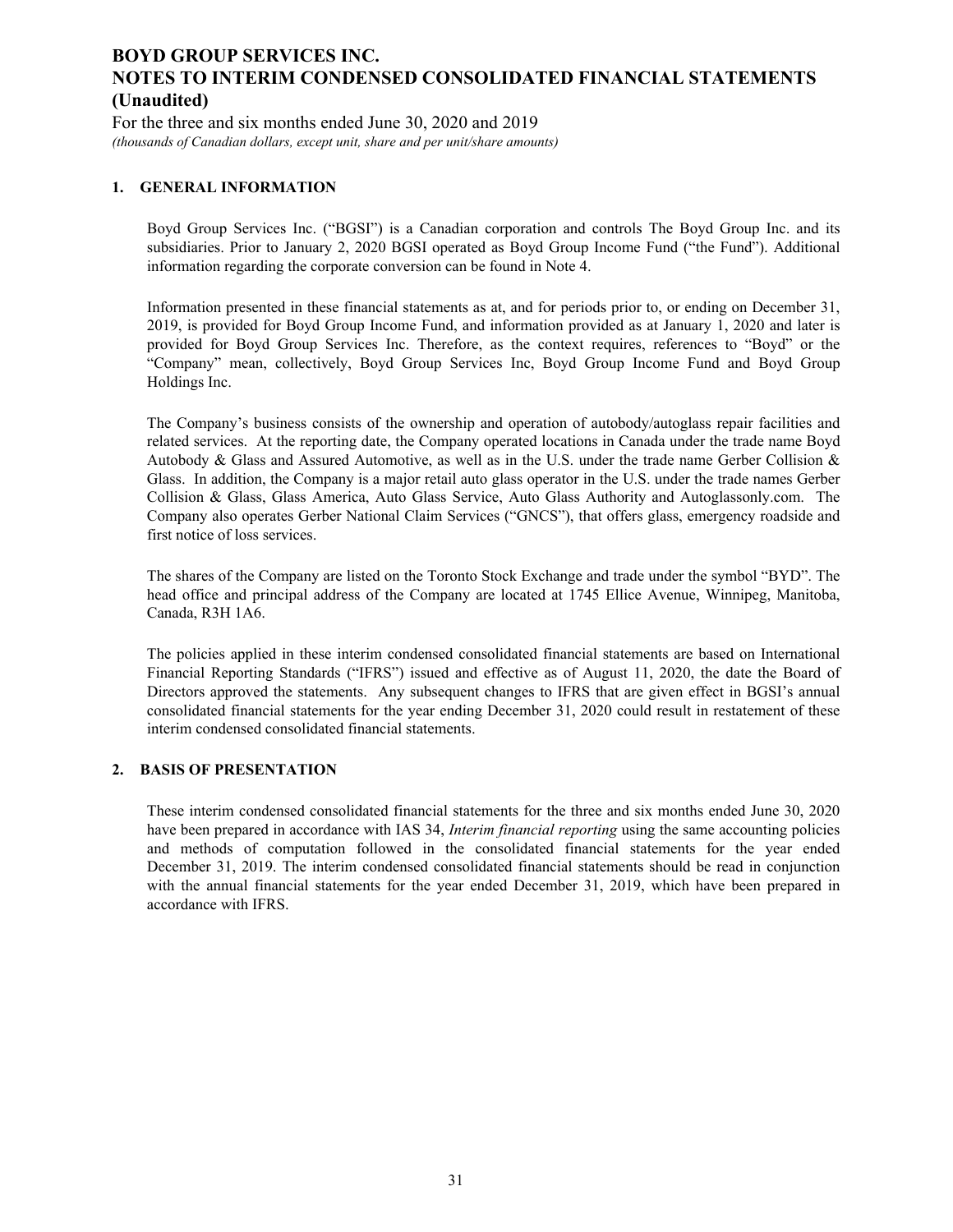# BOYD GROUP SERVICES INC.
# NOTES TO INTERIM CONDENSED CONSOLIDATED FINANCIAL STATEMENTS (Unaudited)

For the three and six months ended June 30, 2020 and 2019

*(thousands of Canadian dollars, except unit, share and per unit/share amounts)*

## 1. GENERAL INFORMATION

Boyd Group Services Inc. ("BGSI") is a Canadian corporation and controls The Boyd Group Inc. and its subsidiaries. Prior to January 2, 2020 BGSI operated as Boyd Group Income Fund ("the Fund"). Additional information regarding the corporate conversion can be found in Note 4.

Information presented in these financial statements as at, and for periods prior to, or ending on December 31, 2019, is provided for Boyd Group Income Fund, and information provided as at January 1, 2020 and later is provided for Boyd Group Services Inc. Therefore, as the context requires, references to "Boyd" or the "Company" mean, collectively, Boyd Group Services Inc, Boyd Group Income Fund and Boyd Group Holdings Inc.

The Company's business consists of the ownership and operation of autobody/autoglass repair facilities and related services. At the reporting date, the Company operated locations in Canada under the trade name Boyd Autobody & Glass and Assured Automotive, as well as in the U.S. under the trade name Gerber Collision & Glass. In addition, the Company is a major retail auto glass operator in the U.S. under the trade names Gerber Collision & Glass, Glass America, Auto Glass Service, Auto Glass Authority and Autoglassonly.com. The Company also operates Gerber National Claim Services ("GNCS"), that offers glass, emergency roadside and first notice of loss services.

The shares of the Company are listed on the Toronto Stock Exchange and trade under the symbol "BYD". The head office and principal address of the Company are located at 1745 Ellice Avenue, Winnipeg, Manitoba, Canada, R3H 1A6.

The policies applied in these interim condensed consolidated financial statements are based on International Financial Reporting Standards ("IFRS") issued and effective as of August 11, 2020, the date the Board of Directors approved the statements. Any subsequent changes to IFRS that are given effect in BGSI's annual consolidated financial statements for the year ending December 31, 2020 could result in restatement of these interim condensed consolidated financial statements.

## 2. BASIS OF PRESENTATION

These interim condensed consolidated financial statements for the three and six months ended June 30, 2020 have been prepared in accordance with IAS 34, *Interim financial reporting* using the same accounting policies and methods of computation followed in the consolidated financial statements for the year ended December 31, 2019. The interim condensed consolidated financial statements should be read in conjunction with the annual financial statements for the year ended December 31, 2019, which have been prepared in accordance with IFRS.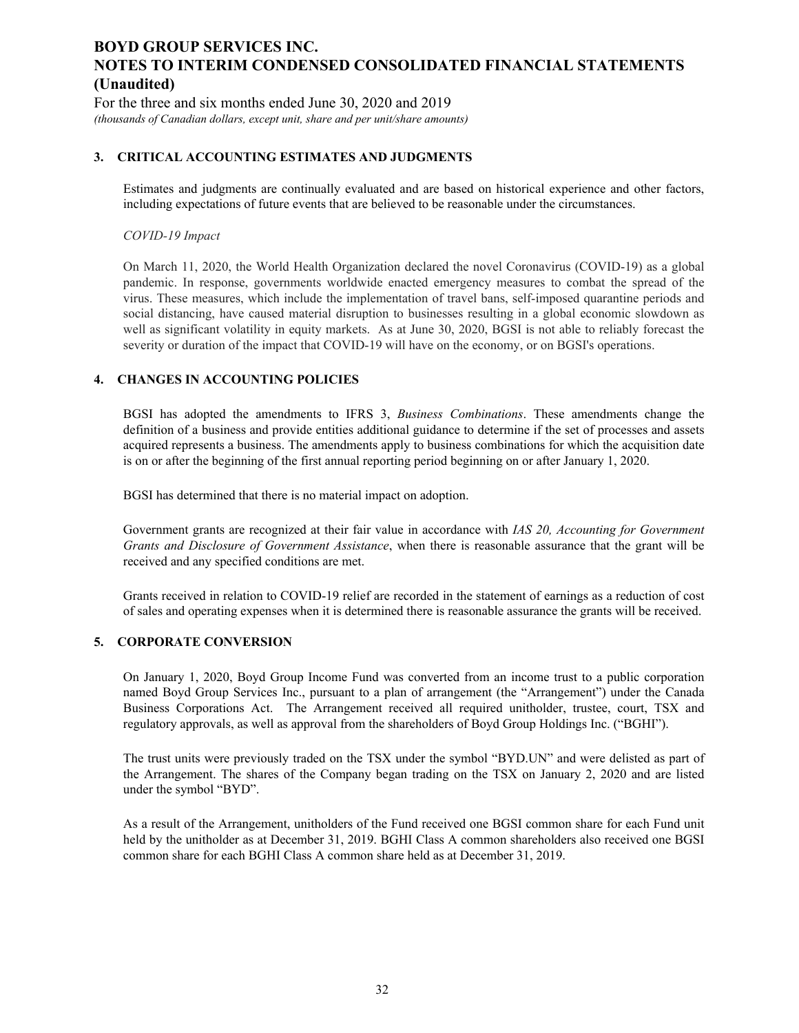# BOYD GROUP SERVICES INC.
# NOTES TO INTERIM CONDENSED CONSOLIDATED FINANCIAL STATEMENTS (Unaudited)

For the three and six months ended June 30, 2020 and 2019
*(thousands of Canadian dollars, except unit, share and per unit/share amounts)*

## 3. CRITICAL ACCOUNTING ESTIMATES AND JUDGMENTS

Estimates and judgments are continually evaluated and are based on historical experience and other factors, including expectations of future events that are believed to be reasonable under the circumstances.

*COVID-19 Impact*

On March 11, 2020, the World Health Organization declared the novel Coronavirus (COVID-19) as a global pandemic. In response, governments worldwide enacted emergency measures to combat the spread of the virus. These measures, which include the implementation of travel bans, self-imposed quarantine periods and social distancing, have caused material disruption to businesses resulting in a global economic slowdown as well as significant volatility in equity markets. As at June 30, 2020, BGSI is not able to reliably forecast the severity or duration of the impact that COVID-19 will have on the economy, or on BGSI's operations.

## 4. CHANGES IN ACCOUNTING POLICIES

BGSI has adopted the amendments to IFRS 3, *Business Combinations*. These amendments change the definition of a business and provide entities additional guidance to determine if the set of processes and assets acquired represents a business. The amendments apply to business combinations for which the acquisition date is on or after the beginning of the first annual reporting period beginning on or after January 1, 2020.

BGSI has determined that there is no material impact on adoption.

Government grants are recognized at their fair value in accordance with *IAS 20, Accounting for Government Grants and Disclosure of Government Assistance*, when there is reasonable assurance that the grant will be received and any specified conditions are met.

Grants received in relation to COVID-19 relief are recorded in the statement of earnings as a reduction of cost of sales and operating expenses when it is determined there is reasonable assurance the grants will be received.

## 5. CORPORATE CONVERSION

On January 1, 2020, Boyd Group Income Fund was converted from an income trust to a public corporation named Boyd Group Services Inc., pursuant to a plan of arrangement (the "Arrangement") under the Canada Business Corporations Act. The Arrangement received all required unitholder, trustee, court, TSX and regulatory approvals, as well as approval from the shareholders of Boyd Group Holdings Inc. ("BGHI").

The trust units were previously traded on the TSX under the symbol "BYD.UN" and were delisted as part of the Arrangement. The shares of the Company began trading on the TSX on January 2, 2020 and are listed under the symbol "BYD".

As a result of the Arrangement, unitholders of the Fund received one BGSI common share for each Fund unit held by the unitholder as at December 31, 2019. BGHI Class A common shareholders also received one BGSI common share for each BGHI Class A common share held as at December 31, 2019.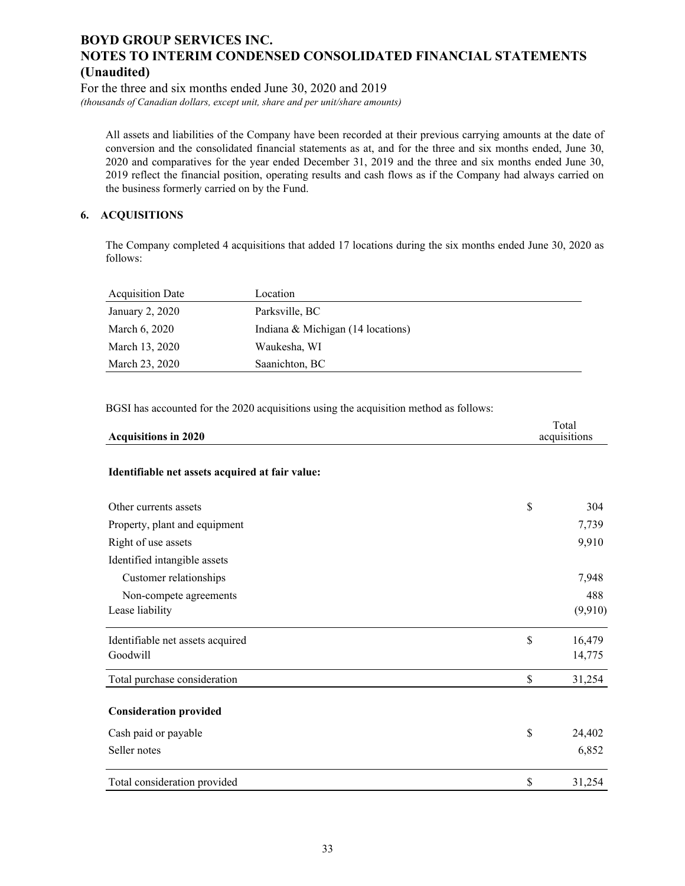All assets and liabilities of the Company have been recorded at their previous carrying amounts at the date of conversion and the consolidated financial statements as at, and for the three and six months ended, June 30, 2020 and comparatives for the year ended December 31, 2019 and the three and six months ended June 30, 2019 reflect the financial position, operating results and cash flows as if the Company had always carried on the business formerly carried on by the Fund.

## 6. ACQUISITIONS

The Company completed 4 acquisitions that added 17 locations during the six months ended June 30, 2020 as follows:

| Acquisition Date | Location |
|---|---|
| January 2, 2020 | Parksville, BC |
| March 6, 2020 | Indiana & Michigan (14 locations) |
| March 13, 2020 | Waukesha, WI |
| March 23, 2020 | Saanichton, BC |

BGSI has accounted for the 2020 acquisitions using the acquisition method as follows:

| **Acquisitions in 2020** | | Total acquisitions |
|---|---|---|
| **Identifiable net assets acquired at fair value:** | | |
| Other currents assets | $ | 304 |
| Property, plant and equipment | | 7,739 |
| Right of use assets | | 9,910 |
| Identified intangible assets | | |
| Customer relationships | | 7,948 |
| Non-compete agreements | | 488 |
| Lease liability | | (9,910) |
| Identifiable net assets acquired | $ | 16,479 |
| Goodwill | | 14,775 |
| Total purchase consideration | $ | 31,254 |
| **Consideration provided** | | |
| Cash paid or payable | $ | 24,402 |
| Seller notes | | 6,852 |
| Total consideration provided | $ | 31,254 |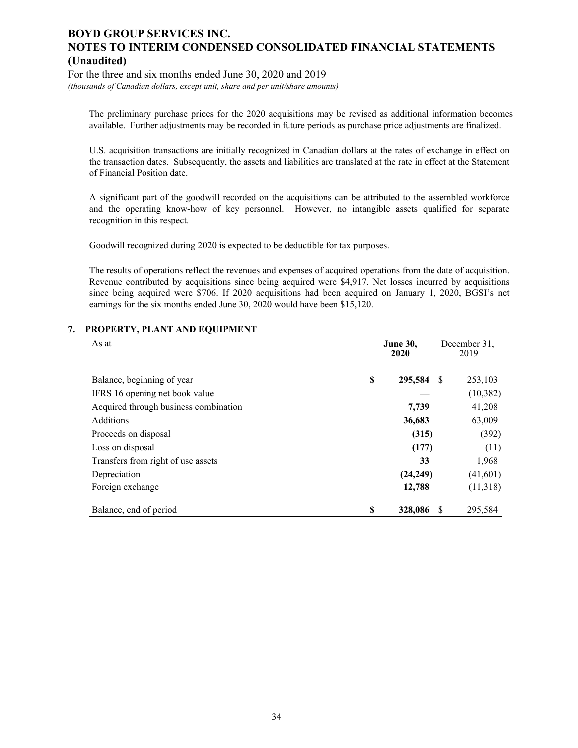The preliminary purchase prices for the 2020 acquisitions may be revised as additional information becomes available. Further adjustments may be recorded in future periods as purchase price adjustments are finalized.

U.S. acquisition transactions are initially recognized in Canadian dollars at the rates of exchange in effect on the transaction dates. Subsequently, the assets and liabilities are translated at the rate in effect at the Statement of Financial Position date.

A significant part of the goodwill recorded on the acquisitions can be attributed to the assembled workforce and the operating know-how of key personnel. However, no intangible assets qualified for separate recognition in this respect.

Goodwill recognized during 2020 is expected to be deductible for tax purposes.

The results of operations reflect the revenues and expenses of acquired operations from the date of acquisition. Revenue contributed by acquisitions since being acquired were $4,917. Net losses incurred by acquisitions since being acquired were $706. If 2020 acquisitions had been acquired on January 1, 2020, BGSI's net earnings for the six months ended June 30, 2020 would have been $15,120.

## 7. PROPERTY, PLANT AND EQUIPMENT

| As at | **June 30, 2020** | December 31, 2019 |
|---|---|---|
| Balance, beginning of year | **$ 295,584** | $ 253,103 |
| IFRS 16 opening net book value | **—** | (10,382) |
| Acquired through business combination | **7,739** | 41,208 |
| Additions | **36,683** | 63,009 |
| Proceeds on disposal | **(315)** | (392) |
| Loss on disposal | **(177)** | (11) |
| Transfers from right of use assets | **33** | 1,968 |
| Depreciation | **(24,249)** | (41,601) |
| Foreign exchange | **12,788** | (11,318) |
| Balance, end of period | **$ 328,086** | $ 295,584 |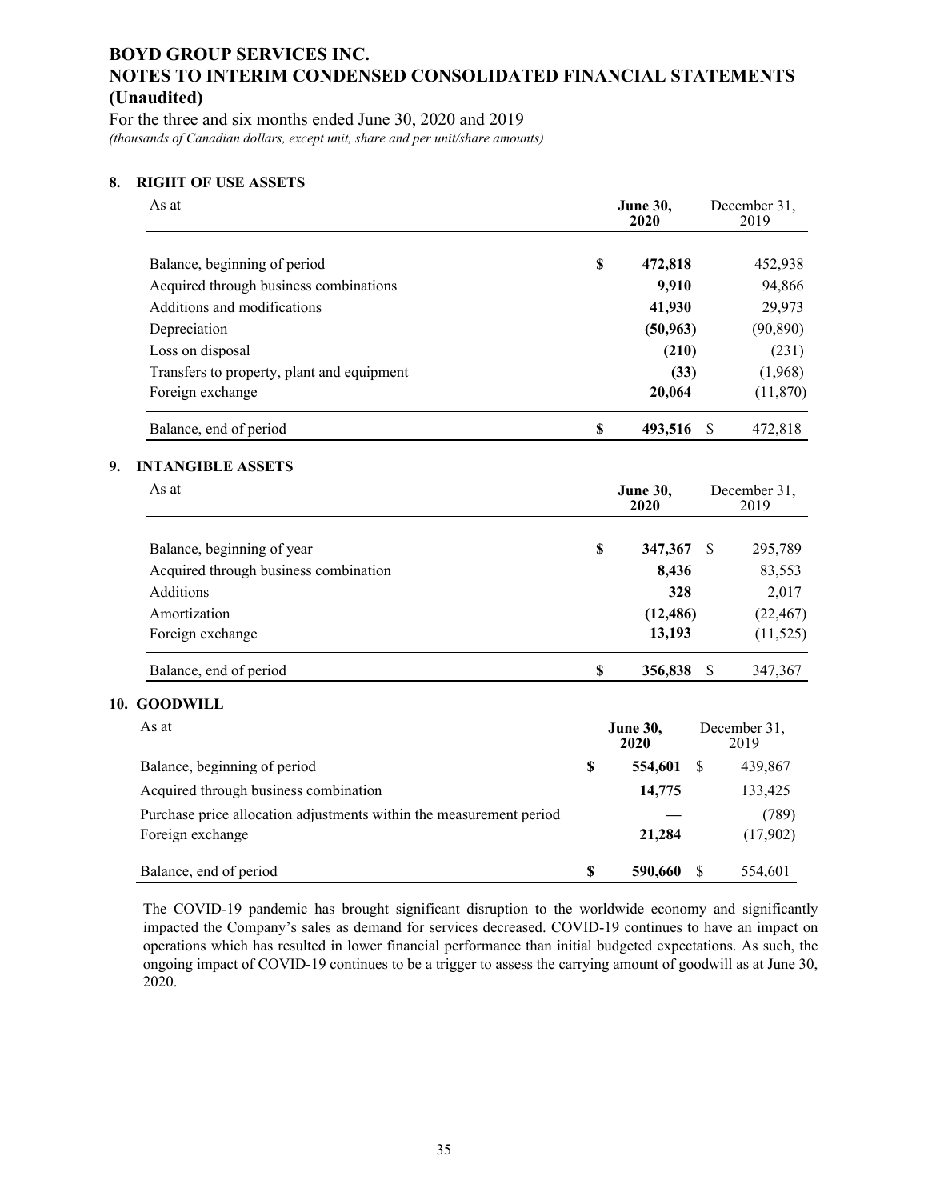# BOYD GROUP SERVICES INC.
# NOTES TO INTERIM CONDENSED CONSOLIDATED FINANCIAL STATEMENTS (Unaudited)

For the three and six months ended June 30, 2020 and 2019

*(thousands of Canadian dollars, except unit, share and per unit/share amounts)*

## 8. RIGHT OF USE ASSETS

| As at | | June 30, 2020 | | December 31, 2019 |
|---|---|---|---|---|
| Balance, beginning of period | $ | 472,818 | | 452,938 |
| Acquired through business combinations | | 9,910 | | 94,866 |
| Additions and modifications | | 41,930 | | 29,973 |
| Depreciation | | (50,963) | | (90,890) |
| Loss on disposal | | (210) | | (231) |
| Transfers to property, plant and equipment | | (33) | | (1,968) |
| Foreign exchange | | 20,064 | | (11,870) |
| Balance, end of period | $ | 493,516 | $ | 472,818 |

## 9. INTANGIBLE ASSETS

| As at | | June 30, 2020 | | December 31, 2019 |
|---|---|---|---|---|
| Balance, beginning of year | $ | 347,367 | $ | 295,789 |
| Acquired through business combination | | 8,436 | | 83,553 |
| Additions | | 328 | | 2,017 |
| Amortization | | (12,486) | | (22,467) |
| Foreign exchange | | 13,193 | | (11,525) |
| Balance, end of period | $ | 356,838 | $ | 347,367 |

## 10. GOODWILL

| As at | | June 30, 2020 | | December 31, 2019 |
|---|---|---|---|---|
| Balance, beginning of period | $ | 554,601 | $ | 439,867 |
| Acquired through business combination | | 14,775 | | 133,425 |
| Purchase price allocation adjustments within the measurement period | | — | | (789) |
| Foreign exchange | | 21,284 | | (17,902) |
| Balance, end of period | $ | 590,660 | $ | 554,601 |

The COVID-19 pandemic has brought significant disruption to the worldwide economy and significantly impacted the Company's sales as demand for services decreased. COVID-19 continues to have an impact on operations which has resulted in lower financial performance than initial budgeted expectations. As such, the ongoing impact of COVID-19 continues to be a trigger to assess the carrying amount of goodwill as at June 30, 2020.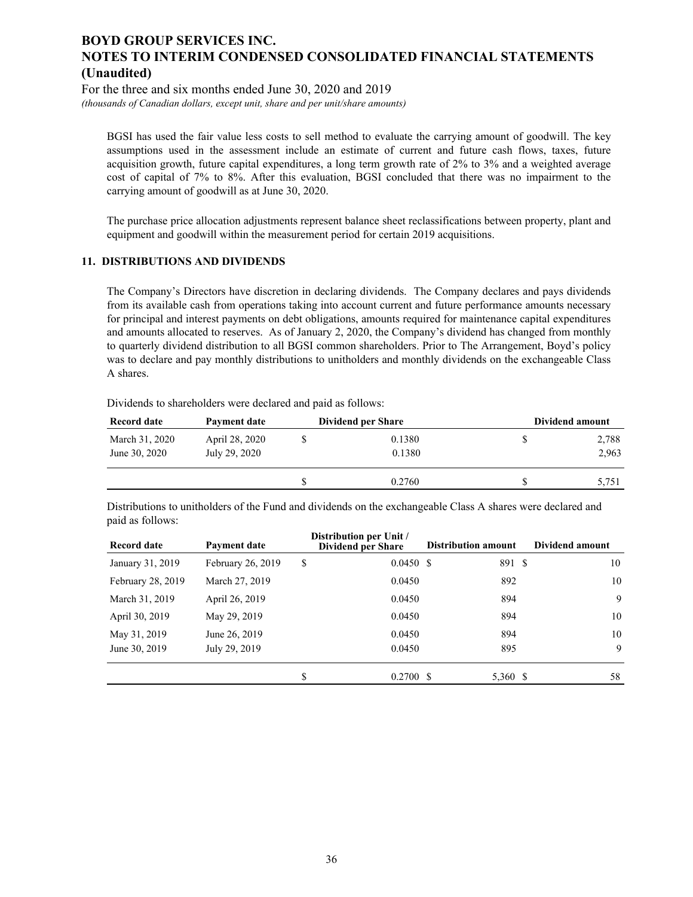BGSI has used the fair value less costs to sell method to evaluate the carrying amount of goodwill. The key assumptions used in the assessment include an estimate of current and future cash flows, taxes, future acquisition growth, future capital expenditures, a long term growth rate of 2% to 3% and a weighted average cost of capital of 7% to 8%. After this evaluation, BGSI concluded that there was no impairment to the carrying amount of goodwill as at June 30, 2020.

The purchase price allocation adjustments represent balance sheet reclassifications between property, plant and equipment and goodwill within the measurement period for certain 2019 acquisitions.

## 11. DISTRIBUTIONS AND DIVIDENDS

The Company's Directors have discretion in declaring dividends. The Company declares and pays dividends from its available cash from operations taking into account current and future performance amounts necessary for principal and interest payments on debt obligations, amounts required for maintenance capital expenditures and amounts allocated to reserves. As of January 2, 2020, the Company's dividend has changed from monthly to quarterly dividend distribution to all BGSI common shareholders. Prior to The Arrangement, Boyd's policy was to declare and pay monthly distributions to unitholders and monthly dividends on the exchangeable Class A shares.

Dividends to shareholders were declared and paid as follows:

| Record date | Payment date | Dividend per Share | Dividend amount |
|---|---|---|---|
| March 31, 2020 | April 28, 2020 | $ 0.1380 | $ 2,788 |
| June 30, 2020 | July 29, 2020 | 0.1380 | 2,963 |
| | | $ 0.2760 | $ 5,751 |

Distributions to unitholders of the Fund and dividends on the exchangeable Class A shares were declared and paid as follows:

| Record date | Payment date | Distribution per Unit / Dividend per Share | Distribution amount | Dividend amount |
|---|---|---|---|---|
| January 31, 2019 | February 26, 2019 | $ 0.0450 | $ 891 | $ 10 |
| February 28, 2019 | March 27, 2019 | 0.0450 | 892 | 10 |
| March 31, 2019 | April 26, 2019 | 0.0450 | 894 | 9 |
| April 30, 2019 | May 29, 2019 | 0.0450 | 894 | 10 |
| May 31, 2019 | June 26, 2019 | 0.0450 | 894 | 10 |
| June 30, 2019 | July 29, 2019 | 0.0450 | 895 | 9 |
| | | $ 0.2700 | $ 5,360 | $ 58 |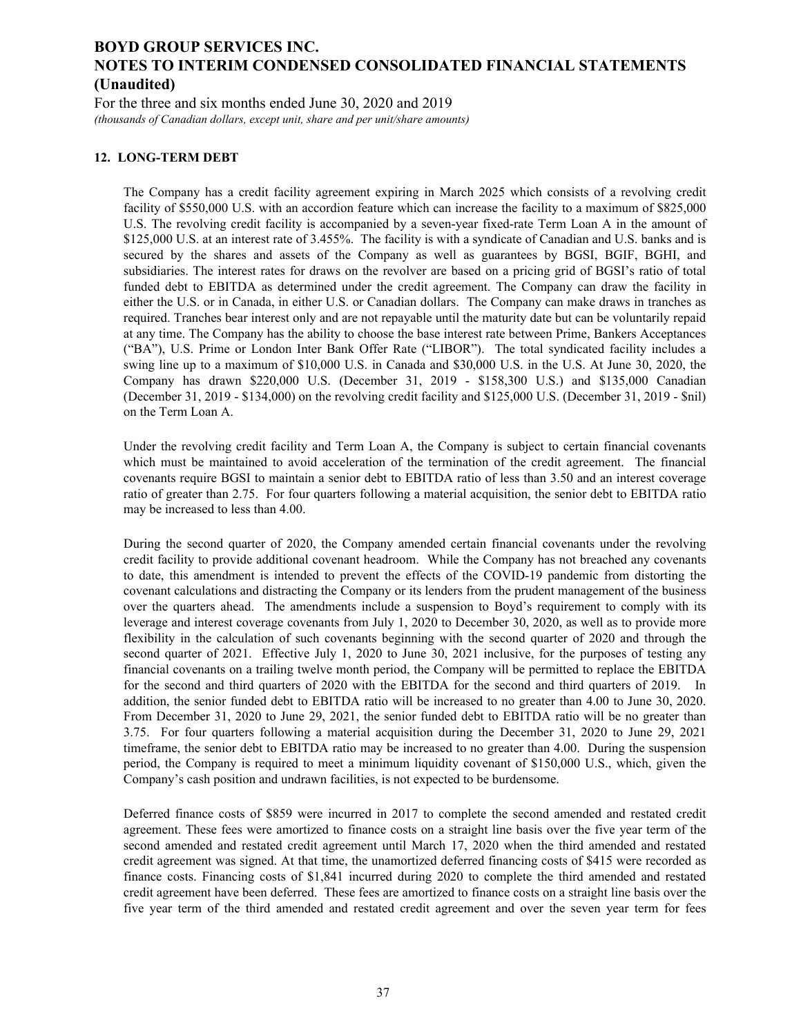## 12. LONG-TERM DEBT

The Company has a credit facility agreement expiring in March 2025 which consists of a revolving credit facility of $550,000 U.S. with an accordion feature which can increase the facility to a maximum of $825,000 U.S. The revolving credit facility is accompanied by a seven-year fixed-rate Term Loan A in the amount of $125,000 U.S. at an interest rate of 3.455%. The facility is with a syndicate of Canadian and U.S. banks and is secured by the shares and assets of the Company as well as guarantees by BGSI, BGIF, BGHI, and subsidiaries. The interest rates for draws on the revolver are based on a pricing grid of BGSI's ratio of total funded debt to EBITDA as determined under the credit agreement. The Company can draw the facility in either the U.S. or in Canada, in either U.S. or Canadian dollars. The Company can make draws in tranches as required. Tranches bear interest only and are not repayable until the maturity date but can be voluntarily repaid at any time. The Company has the ability to choose the base interest rate between Prime, Bankers Acceptances ("BA"), U.S. Prime or London Inter Bank Offer Rate ("LIBOR"). The total syndicated facility includes a swing line up to a maximum of $10,000 U.S. in Canada and $30,000 U.S. in the U.S. At June 30, 2020, the Company has drawn $220,000 U.S. (December 31, 2019 - $158,300 U.S.) and $135,000 Canadian (December 31, 2019 - $134,000) on the revolving credit facility and $125,000 U.S. (December 31, 2019 - $nil) on the Term Loan A.

Under the revolving credit facility and Term Loan A, the Company is subject to certain financial covenants which must be maintained to avoid acceleration of the termination of the credit agreement. The financial covenants require BGSI to maintain a senior debt to EBITDA ratio of less than 3.50 and an interest coverage ratio of greater than 2.75. For four quarters following a material acquisition, the senior debt to EBITDA ratio may be increased to less than 4.00.

During the second quarter of 2020, the Company amended certain financial covenants under the revolving credit facility to provide additional covenant headroom. While the Company has not breached any covenants to date, this amendment is intended to prevent the effects of the COVID-19 pandemic from distorting the covenant calculations and distracting the Company or its lenders from the prudent management of the business over the quarters ahead. The amendments include a suspension to Boyd's requirement to comply with its leverage and interest coverage covenants from July 1, 2020 to December 30, 2020, as well as to provide more flexibility in the calculation of such covenants beginning with the second quarter of 2020 and through the second quarter of 2021. Effective July 1, 2020 to June 30, 2021 inclusive, for the purposes of testing any financial covenants on a trailing twelve month period, the Company will be permitted to replace the EBITDA for the second and third quarters of 2020 with the EBITDA for the second and third quarters of 2019. In addition, the senior funded debt to EBITDA ratio will be increased to no greater than 4.00 to June 30, 2020. From December 31, 2020 to June 29, 2021, the senior funded debt to EBITDA ratio will be no greater than 3.75. For four quarters following a material acquisition during the December 31, 2020 to June 29, 2021 timeframe, the senior debt to EBITDA ratio may be increased to no greater than 4.00. During the suspension period, the Company is required to meet a minimum liquidity covenant of $150,000 U.S., which, given the Company's cash position and undrawn facilities, is not expected to be burdensome.

Deferred finance costs of $859 were incurred in 2017 to complete the second amended and restated credit agreement. These fees were amortized to finance costs on a straight line basis over the five year term of the second amended and restated credit agreement until March 17, 2020 when the third amended and restated credit agreement was signed. At that time, the unamortized deferred financing costs of $415 were recorded as finance costs. Financing costs of $1,841 incurred during 2020 to complete the third amended and restated credit agreement have been deferred. These fees are amortized to finance costs on a straight line basis over the five year term of the third amended and restated credit agreement and over the seven year term for fees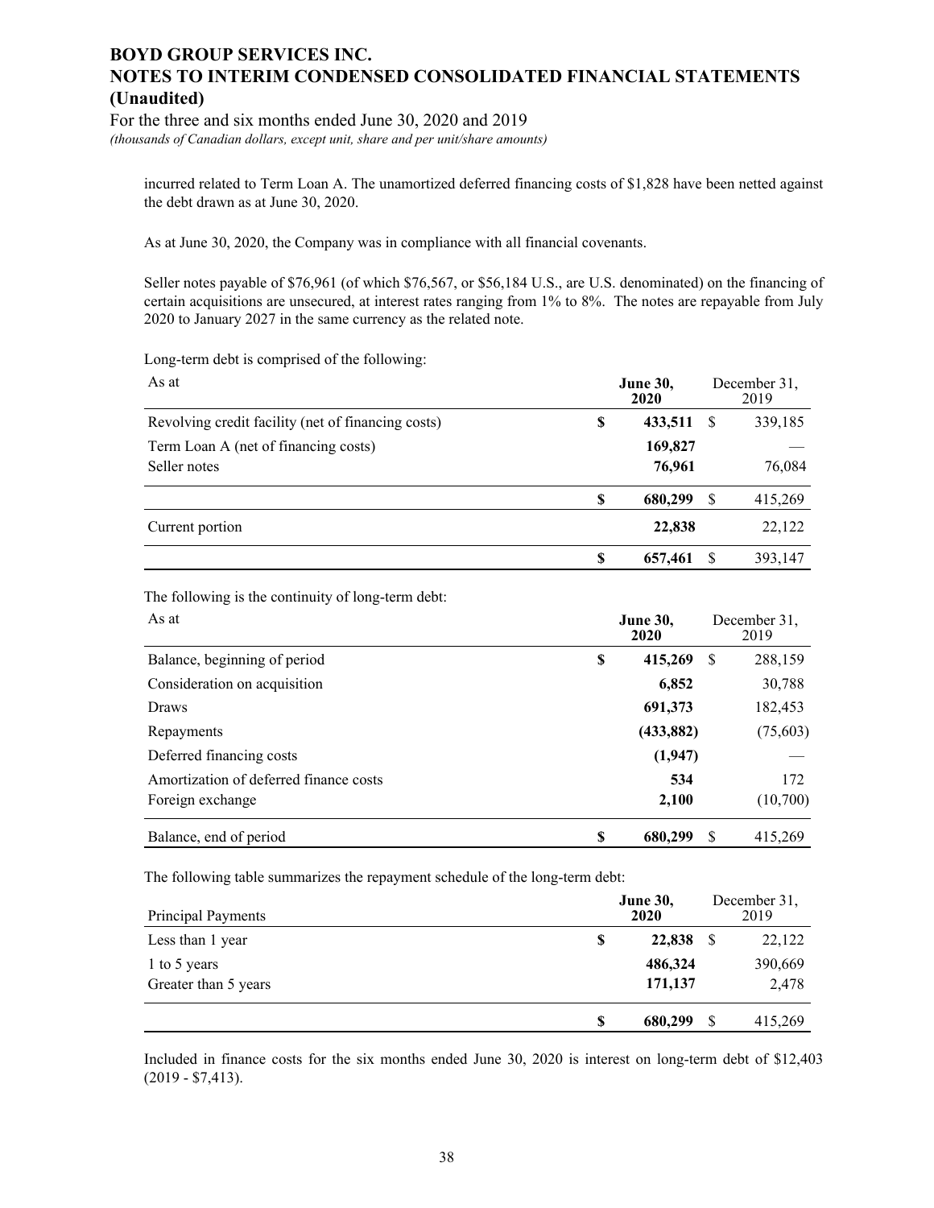incurred related to Term Loan A. The unamortized deferred financing costs of $1,828 have been netted against the debt drawn as at June 30, 2020.

As at June 30, 2020, the Company was in compliance with all financial covenants.

Seller notes payable of $76,961 (of which $76,567, or $56,184 U.S., are U.S. denominated) on the financing of certain acquisitions are unsecured, at interest rates ranging from 1% to 8%. The notes are repayable from July 2020 to January 2027 in the same currency as the related note.

Long-term debt is comprised of the following:

| As at | June 30, 2020 | December 31, 2019 |
|---|---|---|
| Revolving credit facility (net of financing costs) | $ 433,511 | $ 339,185 |
| Term Loan A (net of financing costs) | 169,827 | — |
| Seller notes | 76,961 | 76,084 |
| | $ 680,299 | $ 415,269 |
| Current portion | 22,838 | 22,122 |
| | $ 657,461 | $ 393,147 |

The following is the continuity of long-term debt:

| As at | June 30, 2020 | December 31, 2019 |
|---|---|---|
| Balance, beginning of period | $ 415,269 | $ 288,159 |
| Consideration on acquisition | 6,852 | 30,788 |
| Draws | 691,373 | 182,453 |
| Repayments | (433,882) | (75,603) |
| Deferred financing costs | (1,947) | — |
| Amortization of deferred finance costs | 534 | 172 |
| Foreign exchange | 2,100 | (10,700) |
| Balance, end of period | $ 680,299 | $ 415,269 |

The following table summarizes the repayment schedule of the long-term debt:

| Principal Payments | June 30, 2020 | December 31, 2019 |
|---|---|---|
| Less than 1 year | $ 22,838 | $ 22,122 |
| 1 to 5 years | 486,324 | 390,669 |
| Greater than 5 years | 171,137 | 2,478 |
| | $ 680,299 | $ 415,269 |

Included in finance costs for the six months ended June 30, 2020 is interest on long-term debt of $12,403 (2019 - $7,413).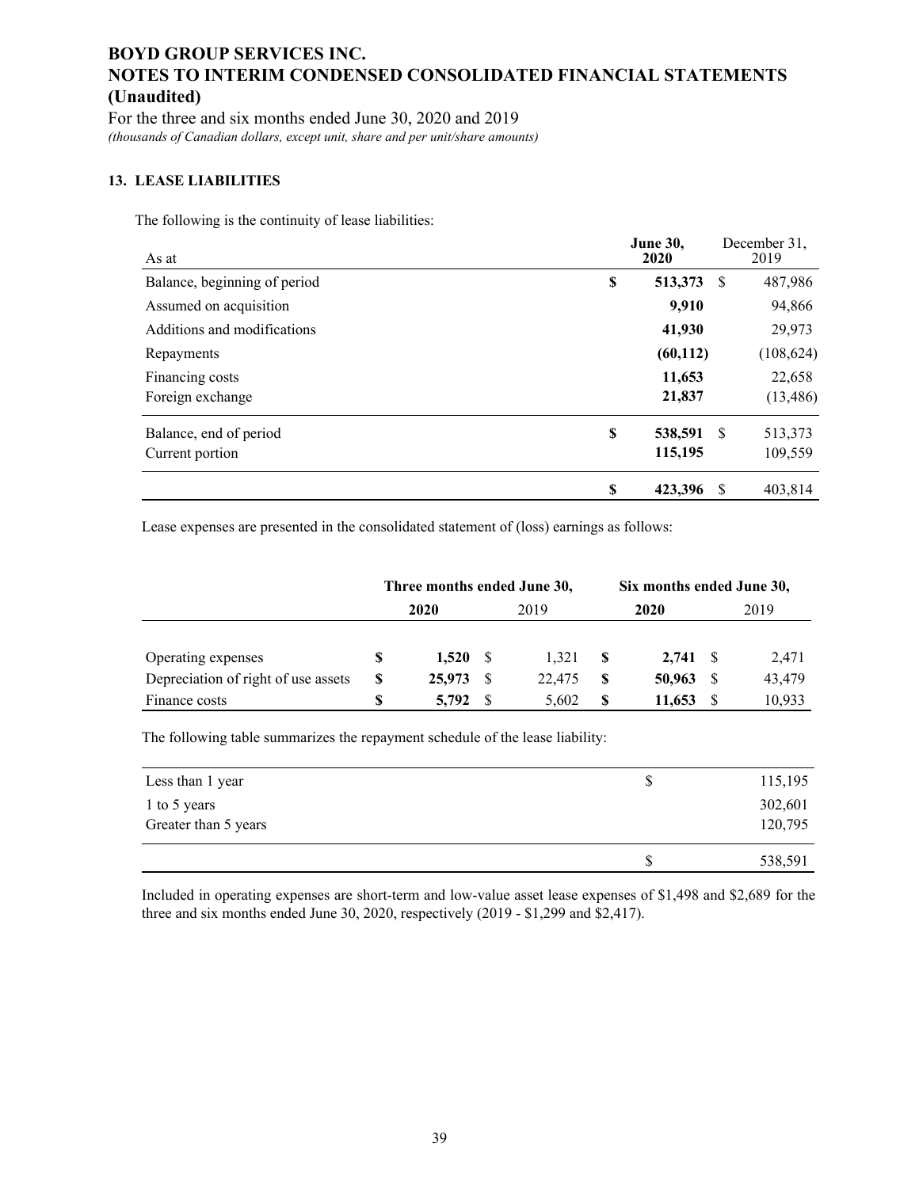# BOYD GROUP SERVICES INC.
# NOTES TO INTERIM CONDENSED CONSOLIDATED FINANCIAL STATEMENTS (Unaudited)

For the three and six months ended June 30, 2020 and 2019

*(thousands of Canadian dollars, except unit, share and per unit/share amounts)*

### 13. LEASE LIABILITIES

The following is the continuity of lease liabilities:

| As at | **June 30, 2020** | December 31, 2019 |
|---|---|---|
| Balance, beginning of period | **$ 513,373** | $ 487,986 |
| Assumed on acquisition | **9,910** | 94,866 |
| Additions and modifications | **41,930** | 29,973 |
| Repayments | **(60,112)** | (108,624) |
| Financing costs | **11,653** | 22,658 |
| Foreign exchange | **21,837** | (13,486) |
| Balance, end of period | **$ 538,591** | $ 513,373 |
| Current portion | **115,195** | 109,559 |
| | **$ 423,396** | $ 403,814 |

Lease expenses are presented in the consolidated statement of (loss) earnings as follows:

| | Three months ended June 30, | | Six months ended June 30, | |
|---|---|---|---|---|
| | **2020** | 2019 | **2020** | 2019 |
| Operating expenses | **$ 1,520** | $ 1,321 | **$ 2,741** | $ 2,471 |
| Depreciation of right of use assets | **$ 25,973** | $ 22,475 | **$ 50,963** | $ 43,479 |
| Finance costs | **$ 5,792** | $ 5,602 | **$ 11,653** | $ 10,933 |

The following table summarizes the repayment schedule of the lease liability:

| | |
|---|---|
| Less than 1 year | $ 115,195 |
| 1 to 5 years | 302,601 |
| Greater than 5 years | 120,795 |
| | $ 538,591 |

Included in operating expenses are short-term and low-value asset lease expenses of $1,498 and $2,689 for the three and six months ended June 30, 2020, respectively (2019 - $1,299 and $2,417).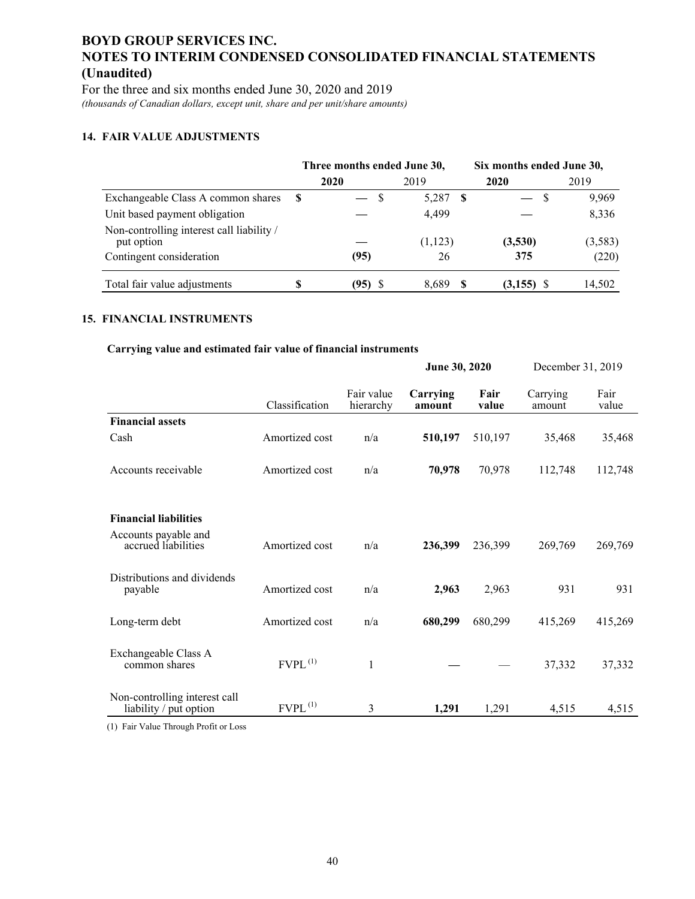# BOYD GROUP SERVICES INC.
# NOTES TO INTERIM CONDENSED CONSOLIDATED FINANCIAL STATEMENTS (Unaudited)

For the three and six months ended June 30, 2020 and 2019

*(thousands of Canadian dollars, except unit, share and per unit/share amounts)*

## 14. FAIR VALUE ADJUSTMENTS

| | Three months ended June 30, | | Six months ended June 30, | |
|---|---|---|---|---|
| | **2020** | 2019 | **2020** | 2019 |
| Exchangeable Class A common shares | **$ —** | $ 5,287 | **$ —** | $ 9,969 |
| Unit based payment obligation | **—** | 4,499 | **—** | 8,336 |
| Non-controlling interest call liability / put option | **—** | (1,123) | **(3,530)** | (3,583) |
| Contingent consideration | **(95)** | 26 | **375** | (220) |
| Total fair value adjustments | **$ (95)** | $ 8,689 | **$ (3,155)** | $ 14,502 |

## 15. FINANCIAL INSTRUMENTS

### Carrying value and estimated fair value of financial instruments

| | | | **June 30, 2020** | | December 31, 2019 | |
|---|---|---|---|---|---|---|
| | Classification | Fair value hierarchy | **Carrying amount** | **Fair value** | Carrying amount | Fair value |
| **Financial assets** | | | | | | |
| Cash | Amortized cost | n/a | **510,197** | 510,197 | 35,468 | 35,468 |
| Accounts receivable | Amortized cost | n/a | **70,978** | 70,978 | 112,748 | 112,748 |
| **Financial liabilities** | | | | | | |
| Accounts payable and accrued liabilities | Amortized cost | n/a | **236,399** | 236,399 | 269,769 | 269,769 |
| Distributions and dividends payable | Amortized cost | n/a | **2,963** | 2,963 | 931 | 931 |
| Long-term debt | Amortized cost | n/a | **680,299** | 680,299 | 415,269 | 415,269 |
| Exchangeable Class A common shares | FVPL [(1)] | 1 | **—** | — | 37,332 | 37,332 |
| Non-controlling interest call liability / put option | FVPL [(1)] | 3 | **1,291** | 1,291 | 4,515 | 4,515 |

(1) Fair Value Through Profit or Loss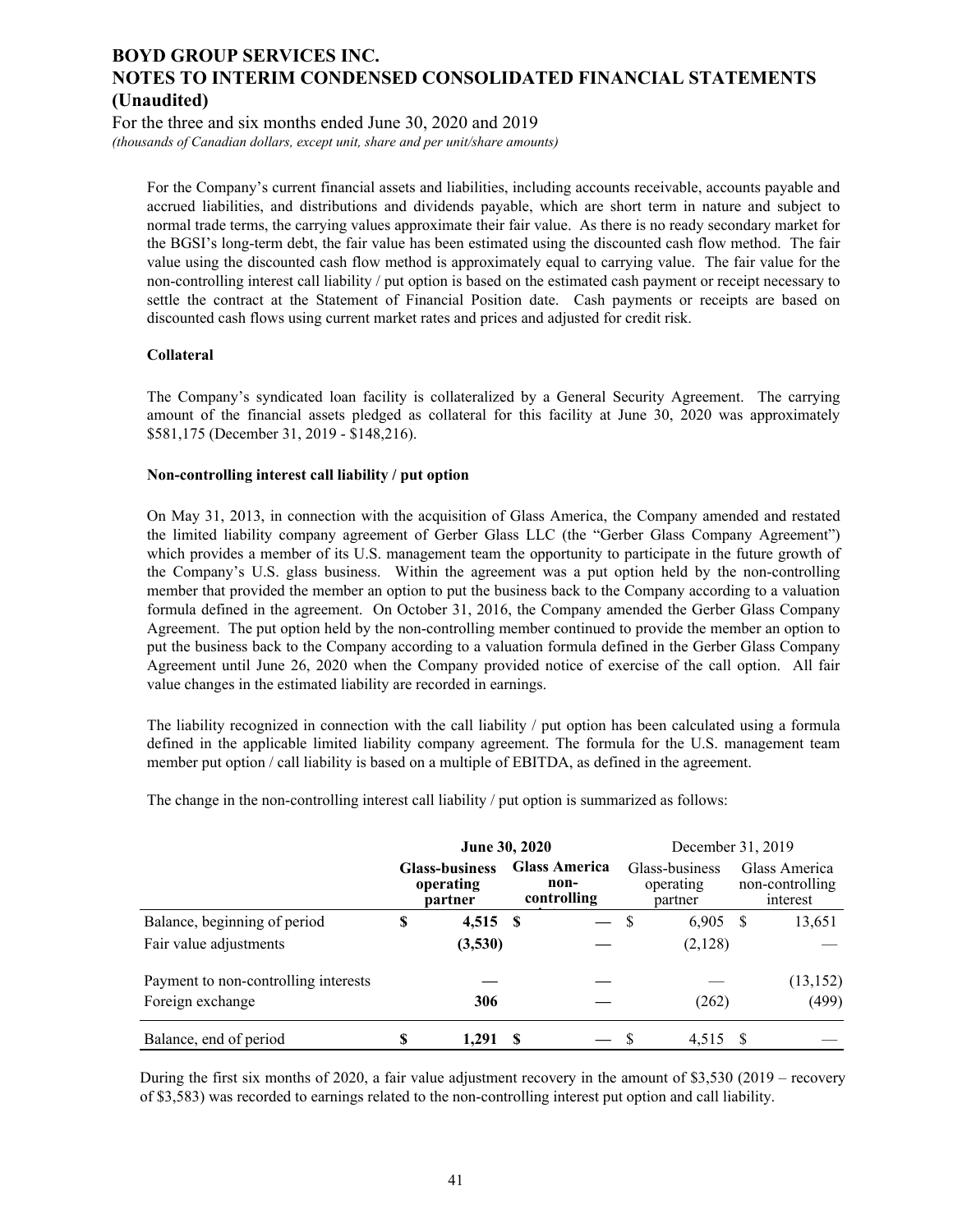For the Company's current financial assets and liabilities, including accounts receivable, accounts payable and accrued liabilities, and distributions and dividends payable, which are short term in nature and subject to normal trade terms, the carrying values approximate their fair value. As there is no ready secondary market for the BGSI's long-term debt, the fair value has been estimated using the discounted cash flow method. The fair value using the discounted cash flow method is approximately equal to carrying value. The fair value for the non-controlling interest call liability / put option is based on the estimated cash payment or receipt necessary to settle the contract at the Statement of Financial Position date. Cash payments or receipts are based on discounted cash flows using current market rates and prices and adjusted for credit risk.

**Collateral**

The Company's syndicated loan facility is collateralized by a General Security Agreement. The carrying amount of the financial assets pledged as collateral for this facility at June 30, 2020 was approximately $581,175 (December 31, 2019 - $148,216).

**Non-controlling interest call liability / put option**

On May 31, 2013, in connection with the acquisition of Glass America, the Company amended and restated the limited liability company agreement of Gerber Glass LLC (the "Gerber Glass Company Agreement") which provides a member of its U.S. management team the opportunity to participate in the future growth of the Company's U.S. glass business. Within the agreement was a put option held by the non-controlling member that provided the member an option to put the business back to the Company according to a valuation formula defined in the agreement. On October 31, 2016, the Company amended the Gerber Glass Company Agreement. The put option held by the non-controlling member continued to provide the member an option to put the business back to the Company according to a valuation formula defined in the Gerber Glass Company Agreement until June 26, 2020 when the Company provided notice of exercise of the call option. All fair value changes in the estimated liability are recorded in earnings.

The liability recognized in connection with the call liability / put option has been calculated using a formula defined in the applicable limited liability company agreement. The formula for the U.S. management team member put option / call liability is based on a multiple of EBITDA, as defined in the agreement.

The change in the non-controlling interest call liability / put option is summarized as follows:

| | **June 30, 2020** | | December 31, 2019 | |
|---|---|---|---|---|
| | **Glass-business operating partner** | **Glass America non-controlling interest** | Glass-business operating partner | Glass America non-controlling interest |
| Balance, beginning of period | **$ 4,515** | **$ —** | $ 6,905 | $ 13,651 |
| Fair value adjustments | **(3,530)** | **—** | (2,128) | — |
| Payment to non-controlling interests | **—** | **—** | — | (13,152) |
| Foreign exchange | **306** | **—** | (262) | (499) |
| Balance, end of period | **$ 1,291** | **$ —** | $ 4,515 | $ — |

During the first six months of 2020, a fair value adjustment recovery in the amount of $3,530 (2019 – recovery of $3,583) was recorded to earnings related to the non-controlling interest put option and call liability.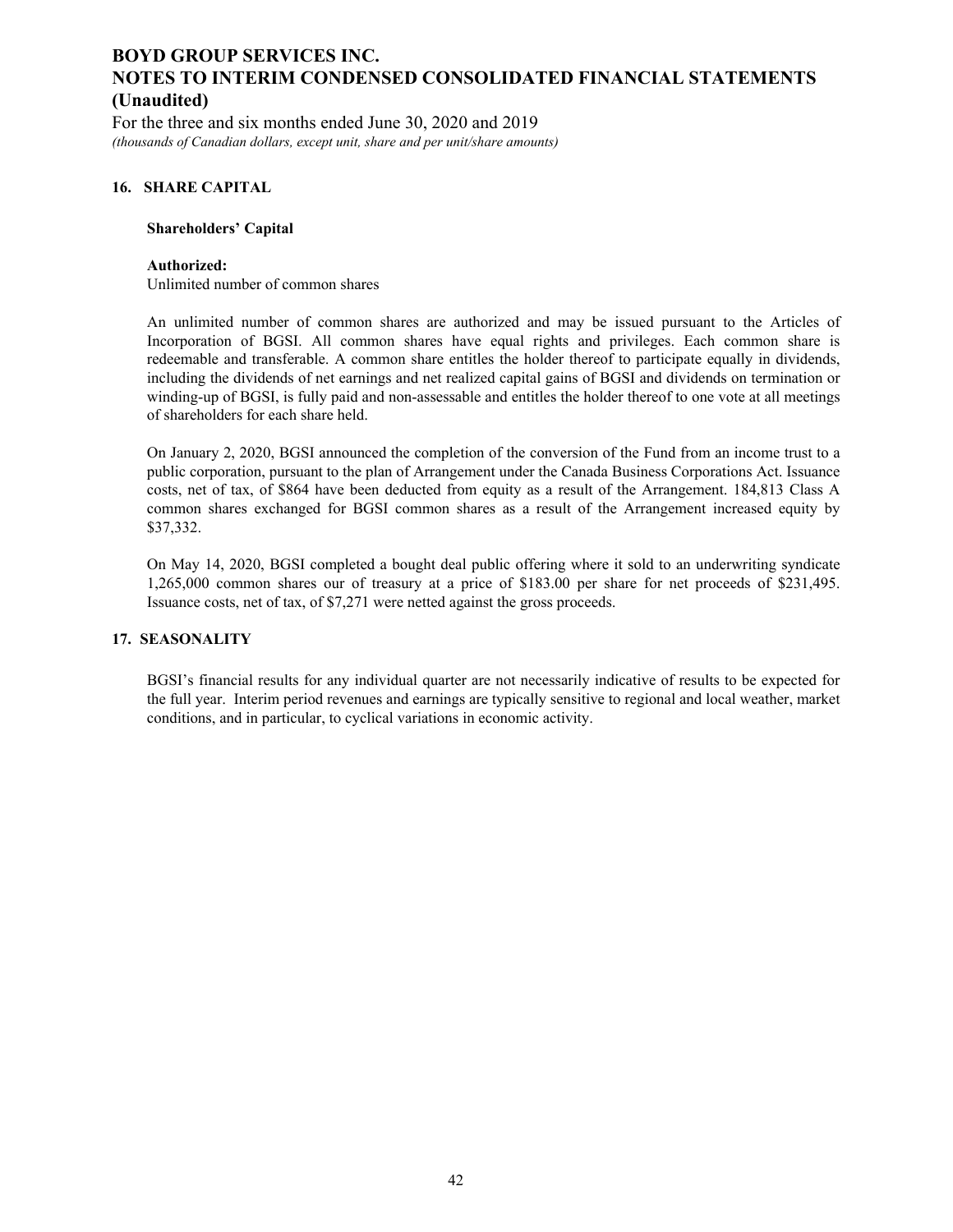# BOYD GROUP SERVICES INC.
# NOTES TO INTERIM CONDENSED CONSOLIDATED FINANCIAL STATEMENTS (Unaudited)

For the three and six months ended June 30, 2020 and 2019
*(thousands of Canadian dollars, except unit, share and per unit/share amounts)*

## 16. SHARE CAPITAL

### Shareholders' Capital

**Authorized:**
Unlimited number of common shares

An unlimited number of common shares are authorized and may be issued pursuant to the Articles of Incorporation of BGSI. All common shares have equal rights and privileges. Each common share is redeemable and transferable. A common share entitles the holder thereof to participate equally in dividends, including the dividends of net earnings and net realized capital gains of BGSI and dividends on termination or winding-up of BGSI, is fully paid and non-assessable and entitles the holder thereof to one vote at all meetings of shareholders for each share held.

On January 2, 2020, BGSI announced the completion of the conversion of the Fund from an income trust to a public corporation, pursuant to the plan of Arrangement under the Canada Business Corporations Act. Issuance costs, net of tax, of $864 have been deducted from equity as a result of the Arrangement. 184,813 Class A common shares exchanged for BGSI common shares as a result of the Arrangement increased equity by $37,332.

On May 14, 2020, BGSI completed a bought deal public offering where it sold to an underwriting syndicate 1,265,000 common shares our of treasury at a price of $183.00 per share for net proceeds of $231,495. Issuance costs, net of tax, of $7,271 were netted against the gross proceeds.

## 17. SEASONALITY

BGSI's financial results for any individual quarter are not necessarily indicative of results to be expected for the full year. Interim period revenues and earnings are typically sensitive to regional and local weather, market conditions, and in particular, to cyclical variations in economic activity.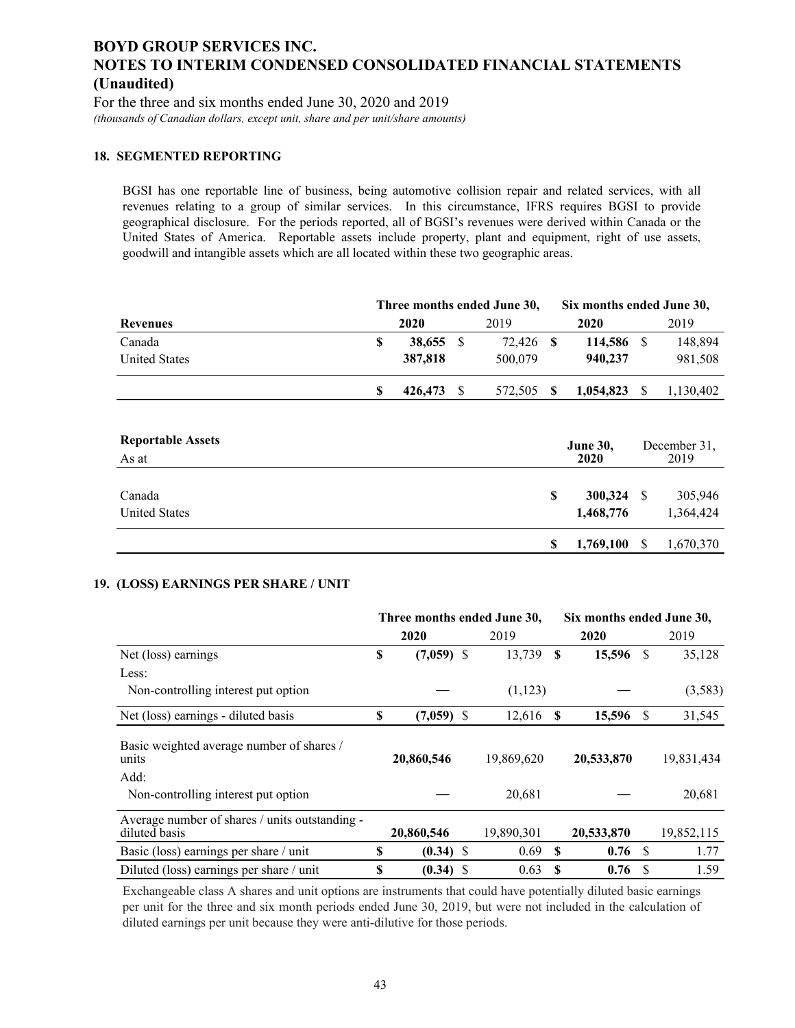# BOYD GROUP SERVICES INC.
# NOTES TO INTERIM CONDENSED CONSOLIDATED FINANCIAL STATEMENTS (Unaudited)

For the three and six months ended June 30, 2020 and 2019

*(thousands of Canadian dollars, except unit, share and per unit/share amounts)*

## 18. SEGMENTED REPORTING

BGSI has one reportable line of business, being automotive collision repair and related services, with all revenues relating to a group of similar services. In this circumstance, IFRS requires BGSI to provide geographical disclosure. For the periods reported, all of BGSI's revenues were derived within Canada or the United States of America. Reportable assets include property, plant and equipment, right of use assets, goodwill and intangible assets which are all located within these two geographic areas.

| | Three months ended June 30, | | Six months ended June 30, | |
|---|---|---|---|---|
| **Revenues** | **2020** | 2019 | **2020** | 2019 |
| Canada | **$ 38,655** | $ 72,426 | **$ 114,586** | $ 148,894 |
| United States | **387,818** | 500,079 | **940,237** | 981,508 |
| | **$ 426,473** | $ 572,505 | **$ 1,054,823** | $ 1,130,402 |

| **Reportable Assets**<br>As at | **June 30, 2020** | December 31, 2019 |
|---|---|---|
| Canada | **$ 300,324** | $ 305,946 |
| United States | **1,468,776** | 1,364,424 |
| | **$ 1,769,100** | $ 1,670,370 |

## 19. (LOSS) EARNINGS PER SHARE / UNIT

| | Three months ended June 30, | | Six months ended June 30, | |
|---|---|---|---|---|
| | **2020** | 2019 | **2020** | 2019 |
| Net (loss) earnings | **$ (7,059)** | $ 13,739 | **$ 15,596** | $ 35,128 |
| Less: | | | | |
| Non-controlling interest put option | **—** | (1,123) | **—** | (3,583) |
| Net (loss) earnings - diluted basis | **$ (7,059)** | $ 12,616 | **$ 15,596** | $ 31,545 |
| Basic weighted average number of shares / units | **20,860,546** | 19,869,620 | **20,533,870** | 19,831,434 |
| Add: | | | | |
| Non-controlling interest put option | **—** | 20,681 | **—** | 20,681 |
| Average number of shares / units outstanding - diluted basis | **20,860,546** | 19,890,301 | **20,533,870** | 19,852,115 |
| Basic (loss) earnings per share / unit | **$ (0.34)** | $ 0.69 | **$ 0.76** | $ 1.77 |
| Diluted (loss) earnings per share / unit | **$ (0.34)** | $ 0.63 | **$ 0.76** | $ 1.59 |

Exchangeable class A shares and unit options are instruments that could have potentially diluted basic earnings per unit for the three and six month periods ended June 30, 2019, but were not included in the calculation of diluted earnings per unit because they were anti-dilutive for those periods.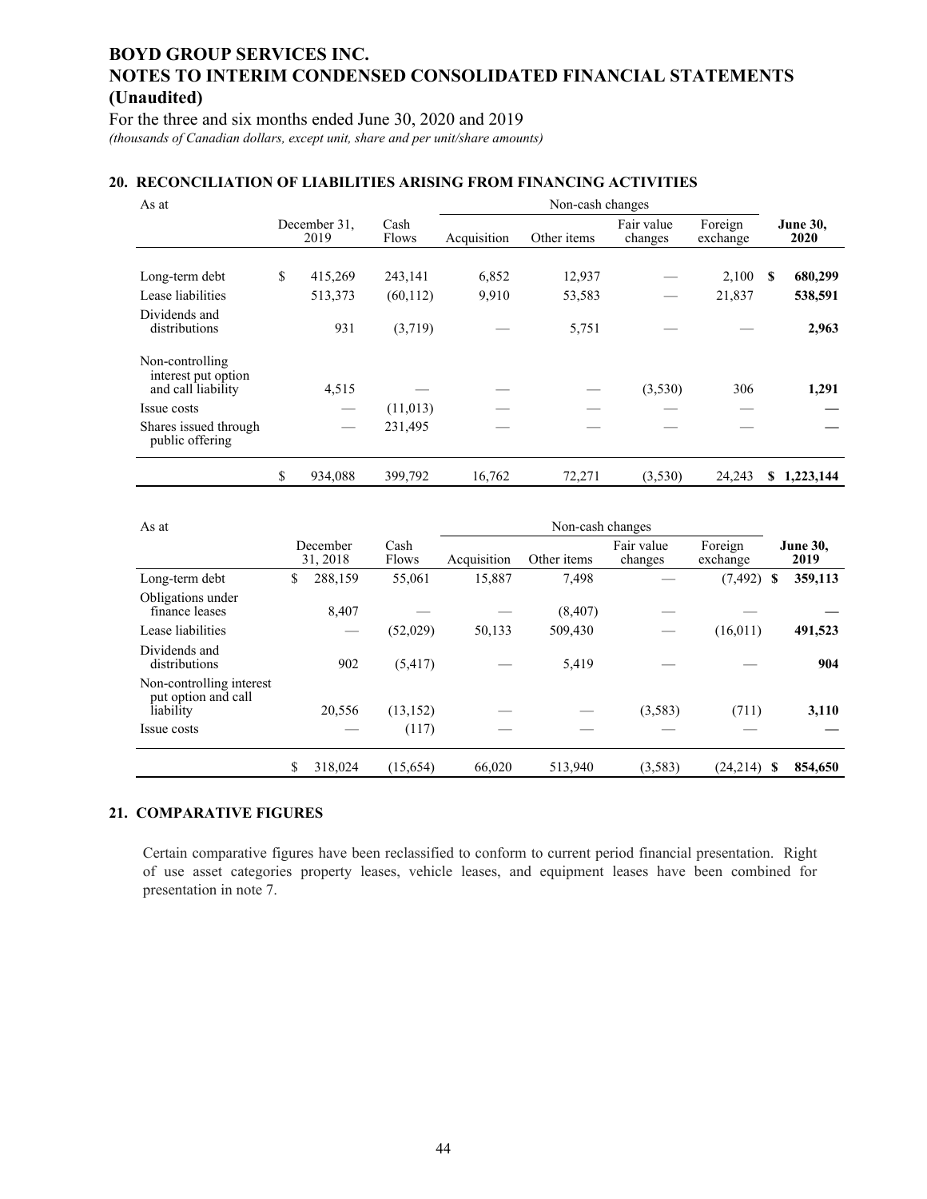# BOYD GROUP SERVICES INC.
# NOTES TO INTERIM CONDENSED CONSOLIDATED FINANCIAL STATEMENTS (Unaudited)

For the three and six months ended June 30, 2020 and 2019

*(thousands of Canadian dollars, except unit, share and per unit/share amounts)*

## 20. RECONCILIATION OF LIABILITIES ARISING FROM FINANCING ACTIVITIES

| As at | | | Non-cash changes | | | | |
|---|---|---|---|---|---|---|---|
| | December 31, 2019 | Cash Flows | Acquisition | Other items | Fair value changes | Foreign exchange | **June 30, 2020** |
| Long-term debt | $ 415,269 | 243,141 | 6,852 | 12,937 | — | 2,100 | **$ 680,299** |
| Lease liabilities | 513,373 | (60,112) | 9,910 | 53,583 | — | 21,837 | **538,591** |
| Dividends and distributions | 931 | (3,719) | — | 5,751 | — | — | **2,963** |
| Non-controlling interest put option and call liability | 4,515 | — | — | — | (3,530) | 306 | **1,291** |
| Issue costs | — | (11,013) | — | — | — | — | **—** |
| Shares issued through public offering | — | 231,495 | — | — | — | — | **—** |
| | $ 934,088 | 399,792 | 16,762 | 72,271 | (3,530) | 24,243 | **$ 1,223,144** |

| As at | | | Non-cash changes | | | | |
|---|---|---|---|---|---|---|---|
| | December 31, 2018 | Cash Flows | Acquisition | Other items | Fair value changes | Foreign exchange | **June 30, 2019** |
| Long-term debt | $ 288,159 | 55,061 | 15,887 | 7,498 | — | (7,492) | **$ 359,113** |
| Obligations under finance leases | 8,407 | — | — | (8,407) | — | — | **—** |
| Lease liabilities | — | (52,029) | 50,133 | 509,430 | — | (16,011) | **491,523** |
| Dividends and distributions | 902 | (5,417) | — | 5,419 | — | — | **904** |
| Non-controlling interest put option and call liability | 20,556 | (13,152) | — | — | (3,583) | (711) | **3,110** |
| Issue costs | — | (117) | — | — | — | — | **—** |
| | $ 318,024 | (15,654) | 66,020 | 513,940 | (3,583) | (24,214) | **$ 854,650** |

## 21. COMPARATIVE FIGURES

Certain comparative figures have been reclassified to conform to current period financial presentation. Right of use asset categories property leases, vehicle leases, and equipment leases have been combined for presentation in note 7.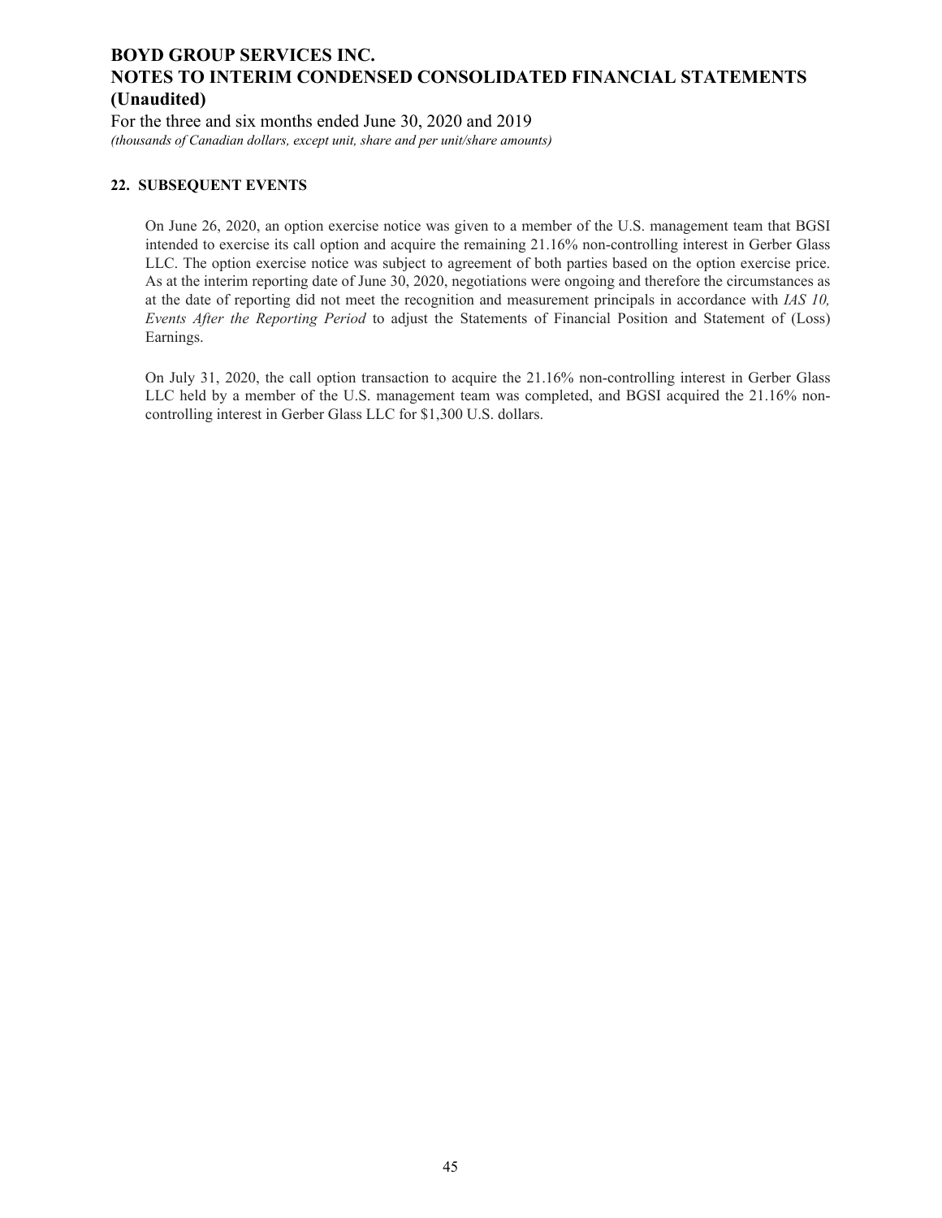## 22. SUBSEQUENT EVENTS

On June 26, 2020, an option exercise notice was given to a member of the U.S. management team that BGSI intended to exercise its call option and acquire the remaining 21.16% non-controlling interest in Gerber Glass LLC. The option exercise notice was subject to agreement of both parties based on the option exercise price. As at the interim reporting date of June 30, 2020, negotiations were ongoing and therefore the circumstances as at the date of reporting did not meet the recognition and measurement principals in accordance with *IAS 10, Events After the Reporting Period* to adjust the Statements of Financial Position and Statement of (Loss) Earnings.

On July 31, 2020, the call option transaction to acquire the 21.16% non-controlling interest in Gerber Glass LLC held by a member of the U.S. management team was completed, and BGSI acquired the 21.16% non-controlling interest in Gerber Glass LLC for $1,300 U.S. dollars.